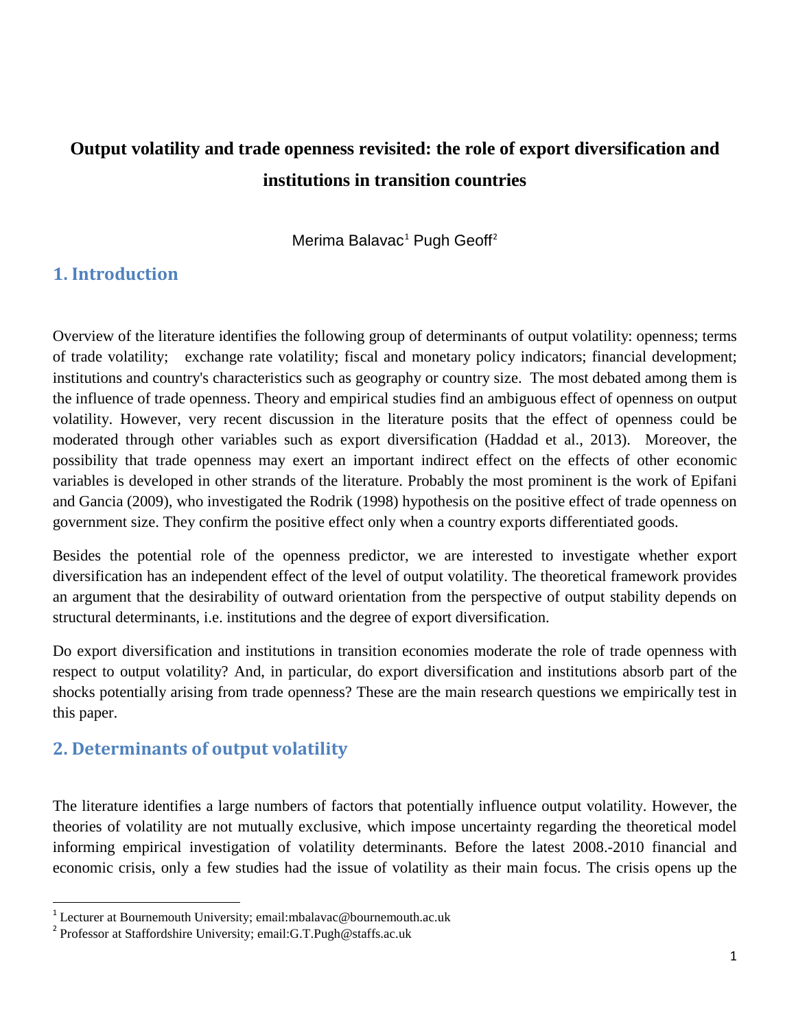# Output volatility and trade openness revisited: the role of export diversification and institutions in transition countries

Merima Balavac[1] Pugh Geoff[2]

## 1. Introduction

Overview of the literature identifies the following group of determinants of output volatility: openness; terms of trade volatility; exchange rate volatility; fiscal and monetary policy indicators; financial development; institutions and country's characteristics such as geography or country size. The most debated among them is the influence of trade openness. Theory and empirical studies find an ambiguous effect of openness on output volatility. However, very recent discussion in the literature posits that the effect of openness could be moderated through other variables such as export diversification (Haddad et al., 2013). Moreover, the possibility that trade openness may exert an important indirect effect on the effects of other economic variables is developed in other strands of the literature. Probably the most prominent is the work of Epifani and Gancia (2009), who investigated the Rodrik (1998) hypothesis on the positive effect of trade openness on government size. They confirm the positive effect only when a country exports differentiated goods.

Besides the potential role of the openness predictor, we are interested to investigate whether export diversification has an independent effect of the level of output volatility. The theoretical framework provides an argument that the desirability of outward orientation from the perspective of output stability depends on structural determinants, i.e. institutions and the degree of export diversification.

Do export diversification and institutions in transition economies moderate the role of trade openness with respect to output volatility? And, in particular, do export diversification and institutions absorb part of the shocks potentially arising from trade openness? These are the main research questions we empirically test in this paper.

## 2. Determinants of output volatility

The literature identifies a large numbers of factors that potentially influence output volatility. However, the theories of volatility are not mutually exclusive, which impose uncertainty regarding the theoretical model informing empirical investigation of volatility determinants. Before the latest 2008.-2010 financial and economic crisis, only a few studies had the issue of volatility as their main focus. The crisis opens up the

[1] Lecturer at Bournemouth University; email:mbalavac@bournemouth.ac.uk

[2] Professor at Staffordshire University; email:G.T.Pugh@staffs.ac.uk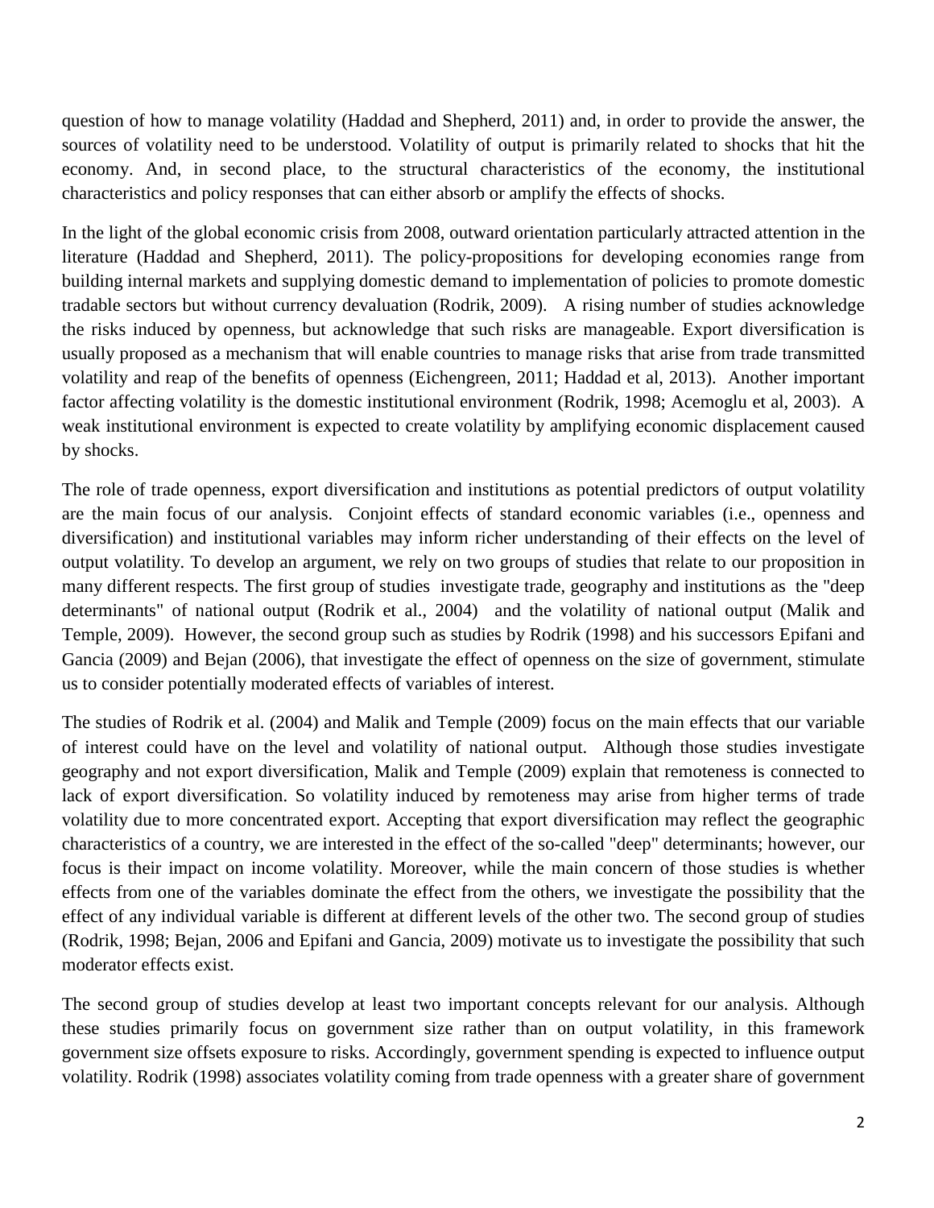question of how to manage volatility (Haddad and Shepherd, 2011) and, in order to provide the answer, the sources of volatility need to be understood. Volatility of output is primarily related to shocks that hit the economy. And, in second place, to the structural characteristics of the economy, the institutional characteristics and policy responses that can either absorb or amplify the effects of shocks.

In the light of the global economic crisis from 2008, outward orientation particularly attracted attention in the literature (Haddad and Shepherd, 2011). The policy-propositions for developing economies range from building internal markets and supplying domestic demand to implementation of policies to promote domestic tradable sectors but without currency devaluation (Rodrik, 2009). A rising number of studies acknowledge the risks induced by openness, but acknowledge that such risks are manageable. Export diversification is usually proposed as a mechanism that will enable countries to manage risks that arise from trade transmitted volatility and reap of the benefits of openness (Eichengreen, 2011; Haddad et al, 2013). Another important factor affecting volatility is the domestic institutional environment (Rodrik, 1998; Acemoglu et al, 2003). A weak institutional environment is expected to create volatility by amplifying economic displacement caused by shocks.

The role of trade openness, export diversification and institutions as potential predictors of output volatility are the main focus of our analysis. Conjoint effects of standard economic variables (i.e., openness and diversification) and institutional variables may inform richer understanding of their effects on the level of output volatility. To develop an argument, we rely on two groups of studies that relate to our proposition in many different respects. The first group of studies investigate trade, geography and institutions as the "deep determinants" of national output (Rodrik et al., 2004) and the volatility of national output (Malik and Temple, 2009). However, the second group such as studies by Rodrik (1998) and his successors Epifani and Gancia (2009) and Bejan (2006), that investigate the effect of openness on the size of government, stimulate us to consider potentially moderated effects of variables of interest.

The studies of Rodrik et al. (2004) and Malik and Temple (2009) focus on the main effects that our variable of interest could have on the level and volatility of national output. Although those studies investigate geography and not export diversification, Malik and Temple (2009) explain that remoteness is connected to lack of export diversification. So volatility induced by remoteness may arise from higher terms of trade volatility due to more concentrated export. Accepting that export diversification may reflect the geographic characteristics of a country, we are interested in the effect of the so-called "deep" determinants; however, our focus is their impact on income volatility. Moreover, while the main concern of those studies is whether effects from one of the variables dominate the effect from the others, we investigate the possibility that the effect of any individual variable is different at different levels of the other two. The second group of studies (Rodrik, 1998; Bejan, 2006 and Epifani and Gancia, 2009) motivate us to investigate the possibility that such moderator effects exist.

The second group of studies develop at least two important concepts relevant for our analysis. Although these studies primarily focus on government size rather than on output volatility, in this framework government size offsets exposure to risks. Accordingly, government spending is expected to influence output volatility. Rodrik (1998) associates volatility coming from trade openness with a greater share of government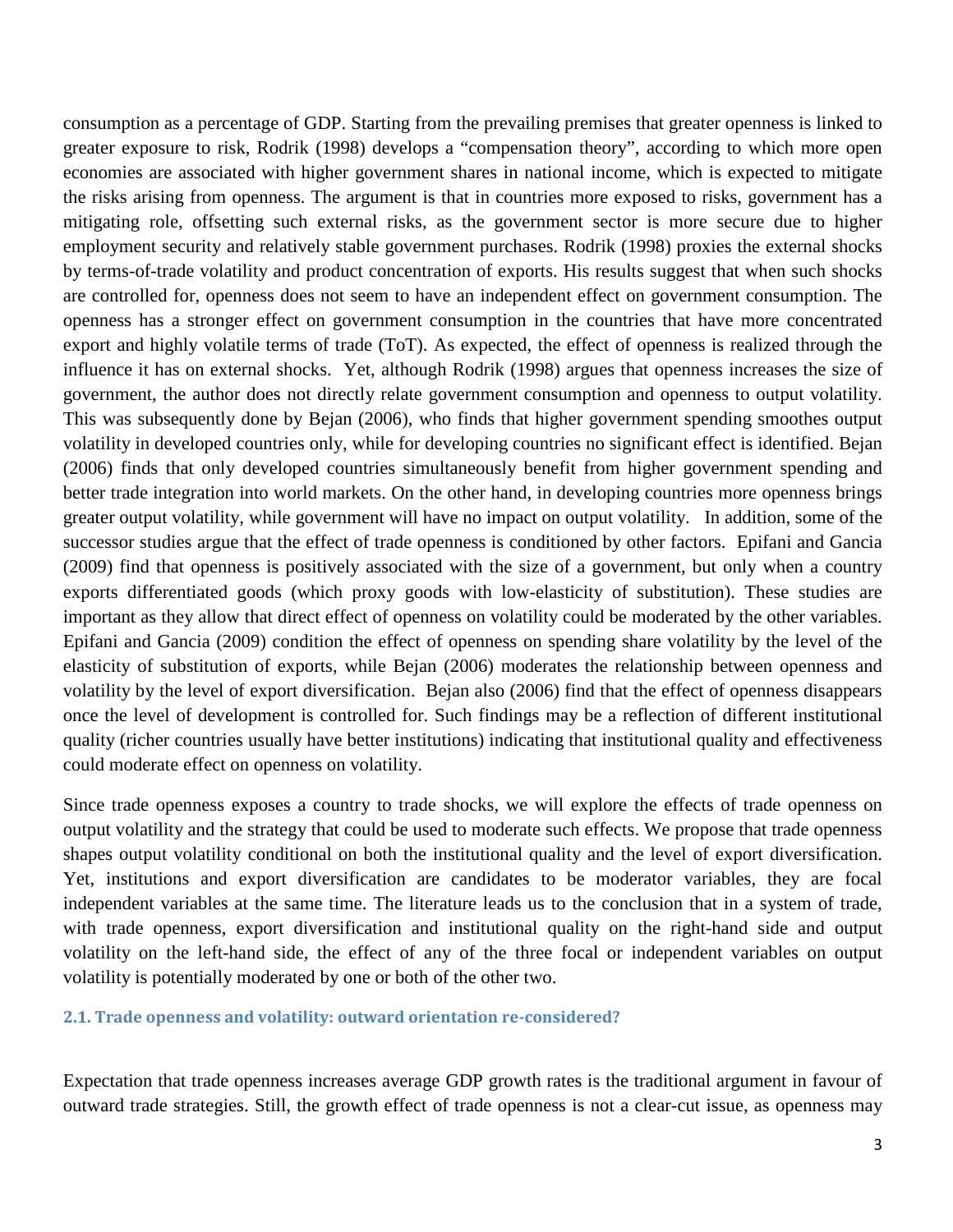consumption as a percentage of GDP. Starting from the prevailing premises that greater openness is linked to greater exposure to risk, Rodrik (1998) develops a "compensation theory", according to which more open economies are associated with higher government shares in national income, which is expected to mitigate the risks arising from openness. The argument is that in countries more exposed to risks, government has a mitigating role, offsetting such external risks, as the government sector is more secure due to higher employment security and relatively stable government purchases. Rodrik (1998) proxies the external shocks by terms-of-trade volatility and product concentration of exports. His results suggest that when such shocks are controlled for, openness does not seem to have an independent effect on government consumption. The openness has a stronger effect on government consumption in the countries that have more concentrated export and highly volatile terms of trade (ToT). As expected, the effect of openness is realized through the influence it has on external shocks. Yet, although Rodrik (1998) argues that openness increases the size of government, the author does not directly relate government consumption and openness to output volatility. This was subsequently done by Bejan (2006), who finds that higher government spending smoothes output volatility in developed countries only, while for developing countries no significant effect is identified. Bejan (2006) finds that only developed countries simultaneously benefit from higher government spending and better trade integration into world markets. On the other hand, in developing countries more openness brings greater output volatility, while government will have no impact on output volatility. In addition, some of the successor studies argue that the effect of trade openness is conditioned by other factors. Epifani and Gancia (2009) find that openness is positively associated with the size of a government, but only when a country exports differentiated goods (which proxy goods with low-elasticity of substitution). These studies are important as they allow that direct effect of openness on volatility could be moderated by the other variables. Epifani and Gancia (2009) condition the effect of openness on spending share volatility by the level of the elasticity of substitution of exports, while Bejan (2006) moderates the relationship between openness and volatility by the level of export diversification. Bejan also (2006) find that the effect of openness disappears once the level of development is controlled for. Such findings may be a reflection of different institutional quality (richer countries usually have better institutions) indicating that institutional quality and effectiveness could moderate effect on openness on volatility.

Since trade openness exposes a country to trade shocks, we will explore the effects of trade openness on output volatility and the strategy that could be used to moderate such effects. We propose that trade openness shapes output volatility conditional on both the institutional quality and the level of export diversification. Yet, institutions and export diversification are candidates to be moderator variables, they are focal independent variables at the same time. The literature leads us to the conclusion that in a system of trade, with trade openness, export diversification and institutional quality on the right-hand side and output volatility on the left-hand side, the effect of any of the three focal or independent variables on output volatility is potentially moderated by one or both of the other two.

### 2.1. Trade openness and volatility: outward orientation re-considered?

Expectation that trade openness increases average GDP growth rates is the traditional argument in favour of outward trade strategies. Still, the growth effect of trade openness is not a clear-cut issue, as openness may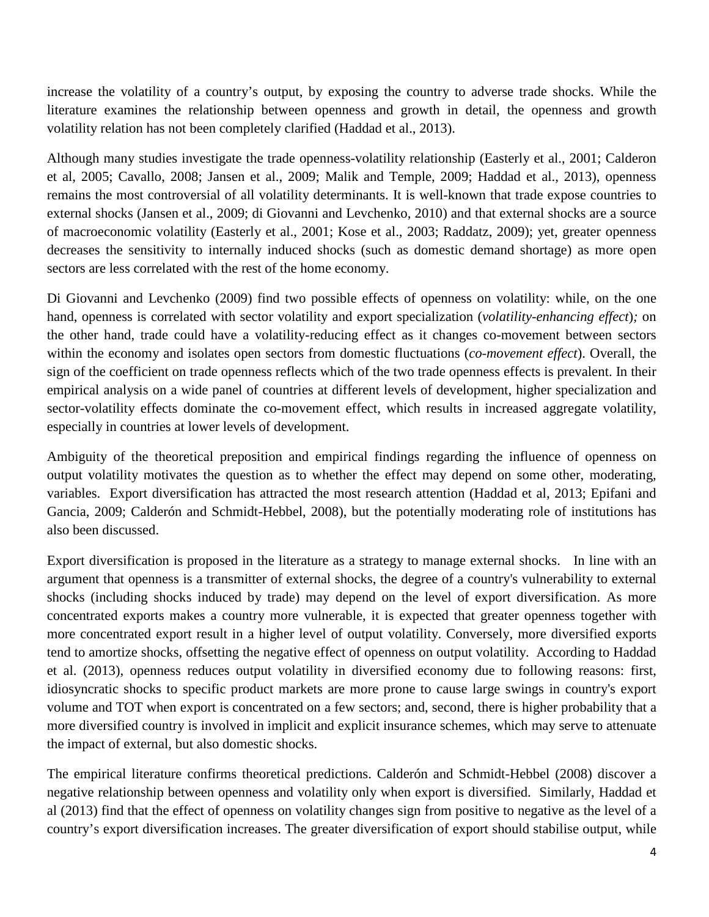increase the volatility of a country's output, by exposing the country to adverse trade shocks. While the literature examines the relationship between openness and growth in detail, the openness and growth volatility relation has not been completely clarified (Haddad et al., 2013).

Although many studies investigate the trade openness-volatility relationship (Easterly et al., 2001; Calderon et al, 2005; Cavallo, 2008; Jansen et al., 2009; Malik and Temple, 2009; Haddad et al., 2013), openness remains the most controversial of all volatility determinants. It is well-known that trade expose countries to external shocks (Jansen et al., 2009; di Giovanni and Levchenko, 2010) and that external shocks are a source of macroeconomic volatility (Easterly et al., 2001; Kose et al., 2003; Raddatz, 2009); yet, greater openness decreases the sensitivity to internally induced shocks (such as domestic demand shortage) as more open sectors are less correlated with the rest of the home economy.

Di Giovanni and Levchenko (2009) find two possible effects of openness on volatility: while, on the one hand, openness is correlated with sector volatility and export specialization (*volatility-enhancing effect*)*;* on the other hand, trade could have a volatility-reducing effect as it changes co-movement between sectors within the economy and isolates open sectors from domestic fluctuations (*co-movement effect*). Overall, the sign of the coefficient on trade openness reflects which of the two trade openness effects is prevalent. In their empirical analysis on a wide panel of countries at different levels of development, higher specialization and sector-volatility effects dominate the co-movement effect, which results in increased aggregate volatility, especially in countries at lower levels of development.

Ambiguity of the theoretical preposition and empirical findings regarding the influence of openness on output volatility motivates the question as to whether the effect may depend on some other, moderating, variables. Export diversification has attracted the most research attention (Haddad et al, 2013; Epifani and Gancia, 2009; Calderón and Schmidt-Hebbel, 2008), but the potentially moderating role of institutions has also been discussed.

Export diversification is proposed in the literature as a strategy to manage external shocks. In line with an argument that openness is a transmitter of external shocks, the degree of a country's vulnerability to external shocks (including shocks induced by trade) may depend on the level of export diversification. As more concentrated exports makes a country more vulnerable, it is expected that greater openness together with more concentrated export result in a higher level of output volatility. Conversely, more diversified exports tend to amortize shocks, offsetting the negative effect of openness on output volatility. According to Haddad et al. (2013), openness reduces output volatility in diversified economy due to following reasons: first, idiosyncratic shocks to specific product markets are more prone to cause large swings in country's export volume and TOT when export is concentrated on a few sectors; and, second, there is higher probability that a more diversified country is involved in implicit and explicit insurance schemes, which may serve to attenuate the impact of external, but also domestic shocks.

The empirical literature confirms theoretical predictions. Calderón and Schmidt-Hebbel (2008) discover a negative relationship between openness and volatility only when export is diversified. Similarly, Haddad et al (2013) find that the effect of openness on volatility changes sign from positive to negative as the level of a country's export diversification increases. The greater diversification of export should stabilise output, while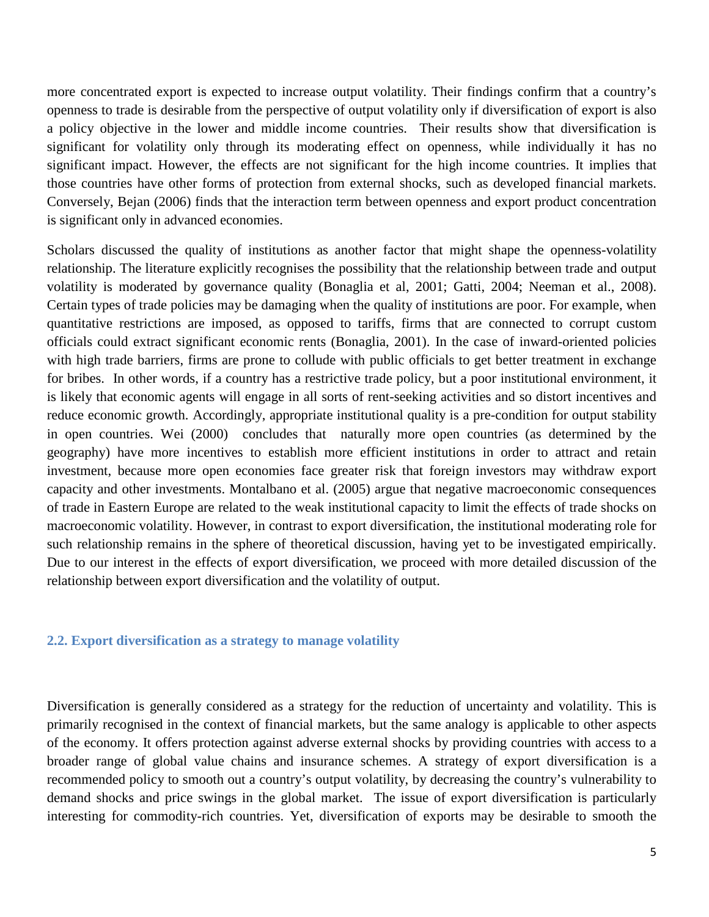more concentrated export is expected to increase output volatility. Their findings confirm that a country's openness to trade is desirable from the perspective of output volatility only if diversification of export is also a policy objective in the lower and middle income countries. Their results show that diversification is significant for volatility only through its moderating effect on openness, while individually it has no significant impact. However, the effects are not significant for the high income countries. It implies that those countries have other forms of protection from external shocks, such as developed financial markets. Conversely, Bejan (2006) finds that the interaction term between openness and export product concentration is significant only in advanced economies.

Scholars discussed the quality of institutions as another factor that might shape the openness-volatility relationship. The literature explicitly recognises the possibility that the relationship between trade and output volatility is moderated by governance quality (Bonaglia et al, 2001; Gatti, 2004; Neeman et al., 2008). Certain types of trade policies may be damaging when the quality of institutions are poor. For example, when quantitative restrictions are imposed, as opposed to tariffs, firms that are connected to corrupt custom officials could extract significant economic rents (Bonaglia, 2001). In the case of inward-oriented policies with high trade barriers, firms are prone to collude with public officials to get better treatment in exchange for bribes. In other words, if a country has a restrictive trade policy, but a poor institutional environment, it is likely that economic agents will engage in all sorts of rent-seeking activities and so distort incentives and reduce economic growth. Accordingly, appropriate institutional quality is a pre-condition for output stability in open countries. Wei (2000) concludes that naturally more open countries (as determined by the geography) have more incentives to establish more efficient institutions in order to attract and retain investment, because more open economies face greater risk that foreign investors may withdraw export capacity and other investments. Montalbano et al. (2005) argue that negative macroeconomic consequences of trade in Eastern Europe are related to the weak institutional capacity to limit the effects of trade shocks on macroeconomic volatility. However, in contrast to export diversification, the institutional moderating role for such relationship remains in the sphere of theoretical discussion, having yet to be investigated empirically. Due to our interest in the effects of export diversification, we proceed with more detailed discussion of the relationship between export diversification and the volatility of output.

### 2.2. Export diversification as a strategy to manage volatility

Diversification is generally considered as a strategy for the reduction of uncertainty and volatility. This is primarily recognised in the context of financial markets, but the same analogy is applicable to other aspects of the economy. It offers protection against adverse external shocks by providing countries with access to a broader range of global value chains and insurance schemes. A strategy of export diversification is a recommended policy to smooth out a country's output volatility, by decreasing the country's vulnerability to demand shocks and price swings in the global market. The issue of export diversification is particularly interesting for commodity-rich countries. Yet, diversification of exports may be desirable to smooth the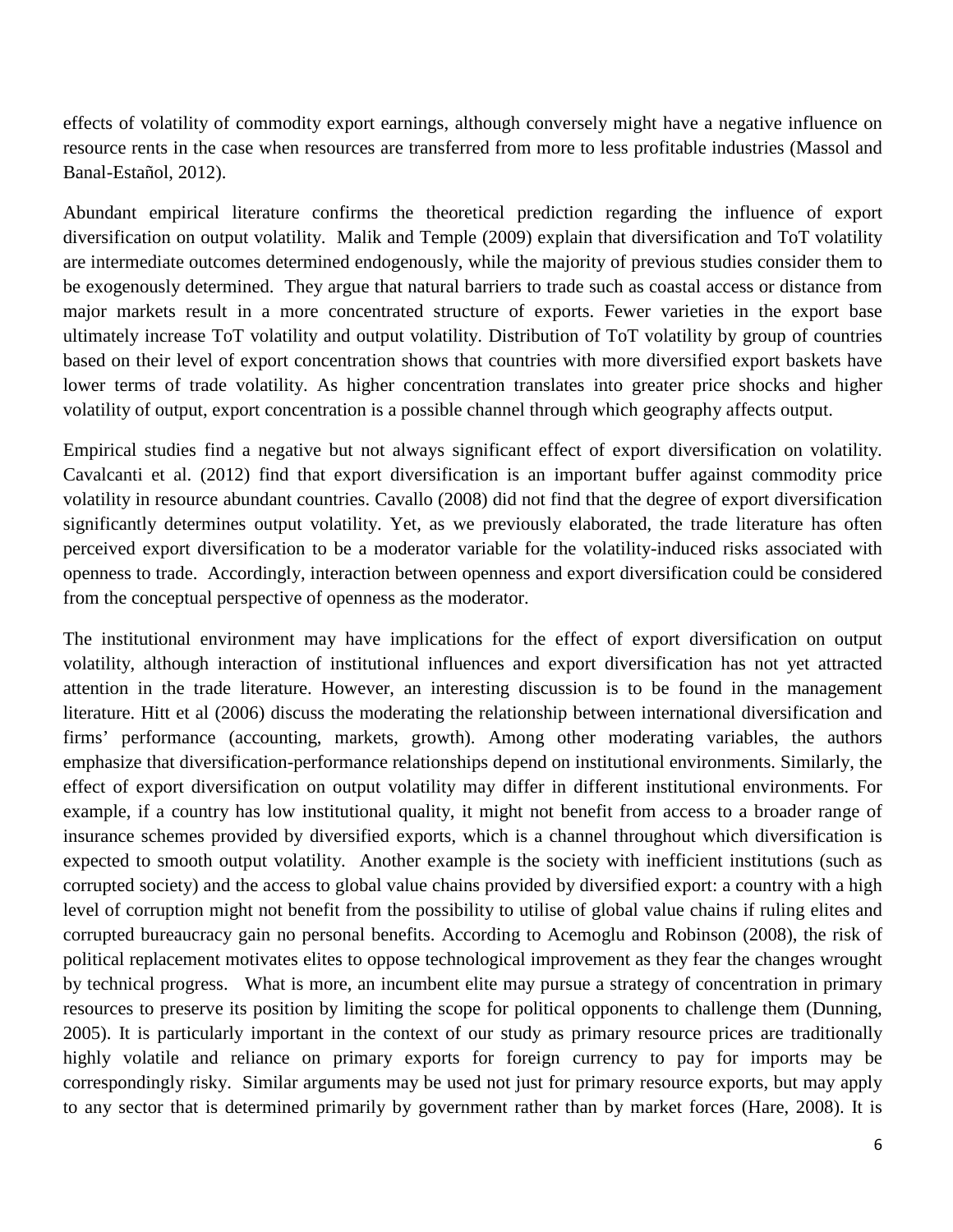effects of volatility of commodity export earnings, although conversely might have a negative influence on resource rents in the case when resources are transferred from more to less profitable industries (Massol and Banal-Estañol, 2012).

Abundant empirical literature confirms the theoretical prediction regarding the influence of export diversification on output volatility. Malik and Temple (2009) explain that diversification and ToT volatility are intermediate outcomes determined endogenously, while the majority of previous studies consider them to be exogenously determined. They argue that natural barriers to trade such as coastal access or distance from major markets result in a more concentrated structure of exports. Fewer varieties in the export base ultimately increase ToT volatility and output volatility. Distribution of ToT volatility by group of countries based on their level of export concentration shows that countries with more diversified export baskets have lower terms of trade volatility. As higher concentration translates into greater price shocks and higher volatility of output, export concentration is a possible channel through which geography affects output.

Empirical studies find a negative but not always significant effect of export diversification on volatility. Cavalcanti et al. (2012) find that export diversification is an important buffer against commodity price volatility in resource abundant countries. Cavallo (2008) did not find that the degree of export diversification significantly determines output volatility. Yet, as we previously elaborated, the trade literature has often perceived export diversification to be a moderator variable for the volatility-induced risks associated with openness to trade. Accordingly, interaction between openness and export diversification could be considered from the conceptual perspective of openness as the moderator.

The institutional environment may have implications for the effect of export diversification on output volatility, although interaction of institutional influences and export diversification has not yet attracted attention in the trade literature. However, an interesting discussion is to be found in the management literature. Hitt et al (2006) discuss the moderating the relationship between international diversification and firms' performance (accounting, markets, growth). Among other moderating variables, the authors emphasize that diversification-performance relationships depend on institutional environments. Similarly, the effect of export diversification on output volatility may differ in different institutional environments. For example, if a country has low institutional quality, it might not benefit from access to a broader range of insurance schemes provided by diversified exports, which is a channel throughout which diversification is expected to smooth output volatility. Another example is the society with inefficient institutions (such as corrupted society) and the access to global value chains provided by diversified export: a country with a high level of corruption might not benefit from the possibility to utilise of global value chains if ruling elites and corrupted bureaucracy gain no personal benefits. According to Acemoglu and Robinson (2008), the risk of political replacement motivates elites to oppose technological improvement as they fear the changes wrought by technical progress. What is more, an incumbent elite may pursue a strategy of concentration in primary resources to preserve its position by limiting the scope for political opponents to challenge them (Dunning, 2005). It is particularly important in the context of our study as primary resource prices are traditionally highly volatile and reliance on primary exports for foreign currency to pay for imports may be correspondingly risky. Similar arguments may be used not just for primary resource exports, but may apply to any sector that is determined primarily by government rather than by market forces (Hare, 2008). It is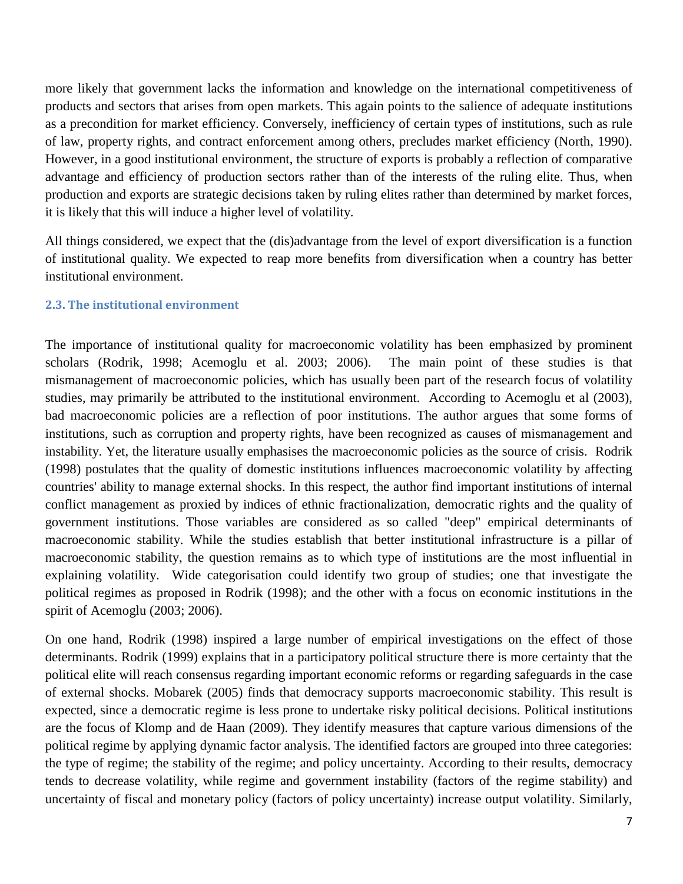more likely that government lacks the information and knowledge on the international competitiveness of products and sectors that arises from open markets. This again points to the salience of adequate institutions as a precondition for market efficiency. Conversely, inefficiency of certain types of institutions, such as rule of law, property rights, and contract enforcement among others, precludes market efficiency (North, 1990). However, in a good institutional environment, the structure of exports is probably a reflection of comparative advantage and efficiency of production sectors rather than of the interests of the ruling elite. Thus, when production and exports are strategic decisions taken by ruling elites rather than determined by market forces, it is likely that this will induce a higher level of volatility.

All things considered, we expect that the (dis)advantage from the level of export diversification is a function of institutional quality. We expected to reap more benefits from diversification when a country has better institutional environment.

### 2.3. The institutional environment

The importance of institutional quality for macroeconomic volatility has been emphasized by prominent scholars (Rodrik, 1998; Acemoglu et al. 2003; 2006). The main point of these studies is that mismanagement of macroeconomic policies, which has usually been part of the research focus of volatility studies, may primarily be attributed to the institutional environment. According to Acemoglu et al (2003), bad macroeconomic policies are a reflection of poor institutions. The author argues that some forms of institutions, such as corruption and property rights, have been recognized as causes of mismanagement and instability. Yet, the literature usually emphasises the macroeconomic policies as the source of crisis. Rodrik (1998) postulates that the quality of domestic institutions influences macroeconomic volatility by affecting countries' ability to manage external shocks. In this respect, the author find important institutions of internal conflict management as proxied by indices of ethnic fractionalization, democratic rights and the quality of government institutions. Those variables are considered as so called "deep" empirical determinants of macroeconomic stability. While the studies establish that better institutional infrastructure is a pillar of macroeconomic stability, the question remains as to which type of institutions are the most influential in explaining volatility. Wide categorisation could identify two group of studies; one that investigate the political regimes as proposed in Rodrik (1998); and the other with a focus on economic institutions in the spirit of Acemoglu (2003; 2006).

On one hand, Rodrik (1998) inspired a large number of empirical investigations on the effect of those determinants. Rodrik (1999) explains that in a participatory political structure there is more certainty that the political elite will reach consensus regarding important economic reforms or regarding safeguards in the case of external shocks. Mobarek (2005) finds that democracy supports macroeconomic stability. This result is expected, since a democratic regime is less prone to undertake risky political decisions. Political institutions are the focus of Klomp and de Haan (2009). They identify measures that capture various dimensions of the political regime by applying dynamic factor analysis. The identified factors are grouped into three categories: the type of regime; the stability of the regime; and policy uncertainty. According to their results, democracy tends to decrease volatility, while regime and government instability (factors of the regime stability) and uncertainty of fiscal and monetary policy (factors of policy uncertainty) increase output volatility. Similarly,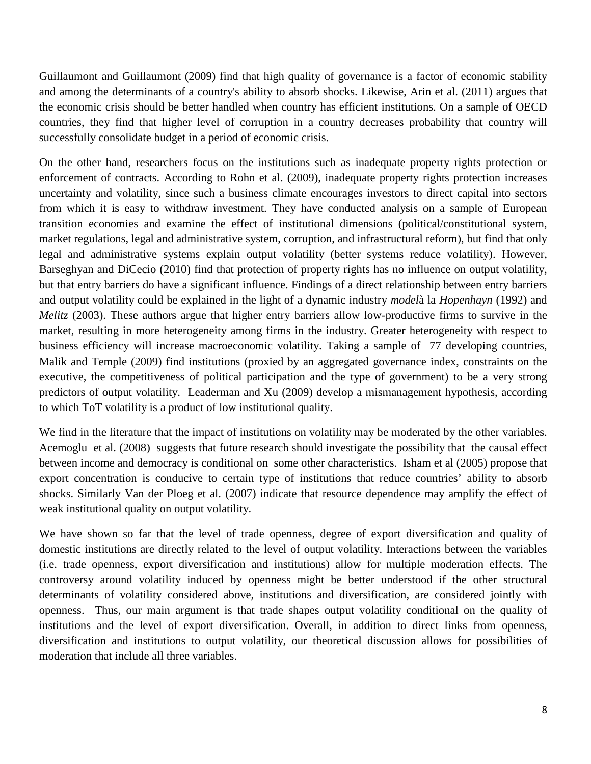Guillaumont and Guillaumont (2009) find that high quality of governance is a factor of economic stability and among the determinants of a country's ability to absorb shocks. Likewise, Arin et al. (2011) argues that the economic crisis should be better handled when country has efficient institutions. On a sample of OECD countries, they find that higher level of corruption in a country decreases probability that country will successfully consolidate budget in a period of economic crisis.

On the other hand, researchers focus on the institutions such as inadequate property rights protection or enforcement of contracts. According to Rohn et al. (2009), inadequate property rights protection increases uncertainty and volatility, since such a business climate encourages investors to direct capital into sectors from which it is easy to withdraw investment. They have conducted analysis on a sample of European transition economies and examine the effect of institutional dimensions (political/constitutional system, market regulations, legal and administrative system, corruption, and infrastructural reform), but find that only legal and administrative systems explain output volatility (better systems reduce volatility). However, Barseghyan and DiCecio (2010) find that protection of property rights has no influence on output volatility, but that entry barriers do have a significant influence. Findings of a direct relationship between entry barriers and output volatility could be explained in the light of a dynamic industry *model*à la *Hopenhayn* (1992) and *Melitz* (2003). These authors argue that higher entry barriers allow low-productive firms to survive in the market, resulting in more heterogeneity among firms in the industry. Greater heterogeneity with respect to business efficiency will increase macroeconomic volatility. Taking a sample of 77 developing countries, Malik and Temple (2009) find institutions (proxied by an aggregated governance index, constraints on the executive, the competitiveness of political participation and the type of government) to be a very strong predictors of output volatility. Leaderman and Xu (2009) develop a mismanagement hypothesis, according to which ToT volatility is a product of low institutional quality.

We find in the literature that the impact of institutions on volatility may be moderated by the other variables. Acemoglu et al. (2008) suggests that future research should investigate the possibility that the causal effect between income and democracy is conditional on some other characteristics. Isham et al (2005) propose that export concentration is conducive to certain type of institutions that reduce countries' ability to absorb shocks. Similarly Van der Ploeg et al. (2007) indicate that resource dependence may amplify the effect of weak institutional quality on output volatility.

We have shown so far that the level of trade openness, degree of export diversification and quality of domestic institutions are directly related to the level of output volatility. Interactions between the variables (i.e. trade openness, export diversification and institutions) allow for multiple moderation effects. The controversy around volatility induced by openness might be better understood if the other structural determinants of volatility considered above, institutions and diversification, are considered jointly with openness. Thus, our main argument is that trade shapes output volatility conditional on the quality of institutions and the level of export diversification. Overall, in addition to direct links from openness, diversification and institutions to output volatility, our theoretical discussion allows for possibilities of moderation that include all three variables.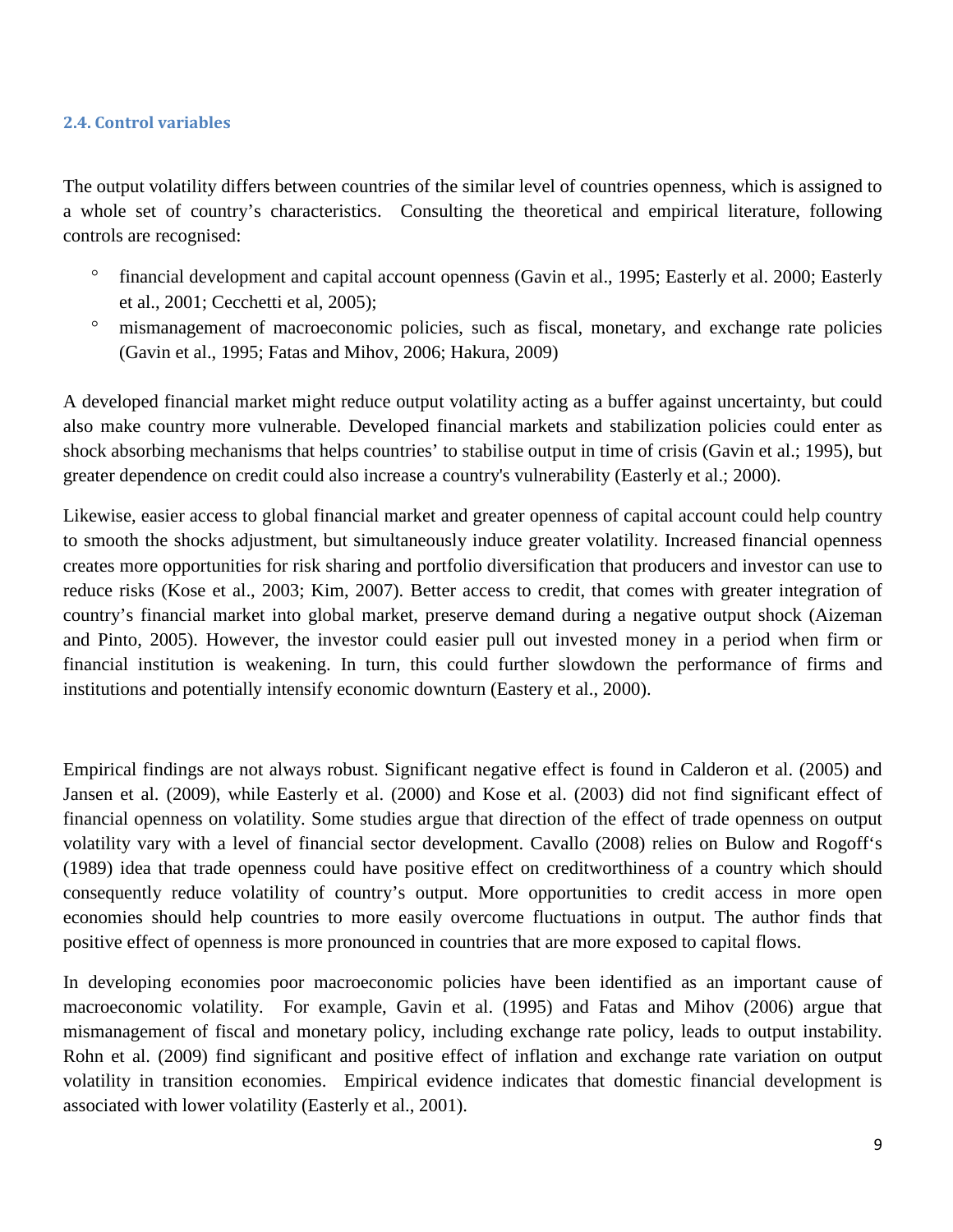### 2.4. Control variables

The output volatility differs between countries of the similar level of countries openness, which is assigned to a whole set of country's characteristics. Consulting the theoretical and empirical literature, following controls are recognised:

- financial development and capital account openness (Gavin et al., 1995; Easterly et al. 2000; Easterly et al., 2001; Cecchetti et al, 2005);
- mismanagement of macroeconomic policies, such as fiscal, monetary, and exchange rate policies (Gavin et al., 1995; Fatas and Mihov, 2006; Hakura, 2009)

A developed financial market might reduce output volatility acting as a buffer against uncertainty, but could also make country more vulnerable. Developed financial markets and stabilization policies could enter as shock absorbing mechanisms that helps countries' to stabilise output in time of crisis (Gavin et al.; 1995), but greater dependence on credit could also increase a country's vulnerability (Easterly et al.; 2000).

Likewise, easier access to global financial market and greater openness of capital account could help country to smooth the shocks adjustment, but simultaneously induce greater volatility. Increased financial openness creates more opportunities for risk sharing and portfolio diversification that producers and investor can use to reduce risks (Kose et al., 2003; Kim, 2007). Better access to credit, that comes with greater integration of country's financial market into global market, preserve demand during a negative output shock (Aizeman and Pinto, 2005). However, the investor could easier pull out invested money in a period when firm or financial institution is weakening. In turn, this could further slowdown the performance of firms and institutions and potentially intensify economic downturn (Eastery et al., 2000).

Empirical findings are not always robust. Significant negative effect is found in Calderon et al. (2005) and Jansen et al. (2009), while Easterly et al. (2000) and Kose et al. (2003) did not find significant effect of financial openness on volatility. Some studies argue that direction of the effect of trade openness on output volatility vary with a level of financial sector development. Cavallo (2008) relies on Bulow and Rogoff's (1989) idea that trade openness could have positive effect on creditworthiness of a country which should consequently reduce volatility of country's output. More opportunities to credit access in more open economies should help countries to more easily overcome fluctuations in output. The author finds that positive effect of openness is more pronounced in countries that are more exposed to capital flows.

In developing economies poor macroeconomic policies have been identified as an important cause of macroeconomic volatility. For example, Gavin et al. (1995) and Fatas and Mihov (2006) argue that mismanagement of fiscal and monetary policy, including exchange rate policy, leads to output instability. Rohn et al. (2009) find significant and positive effect of inflation and exchange rate variation on output volatility in transition economies. Empirical evidence indicates that domestic financial development is associated with lower volatility (Easterly et al., 2001).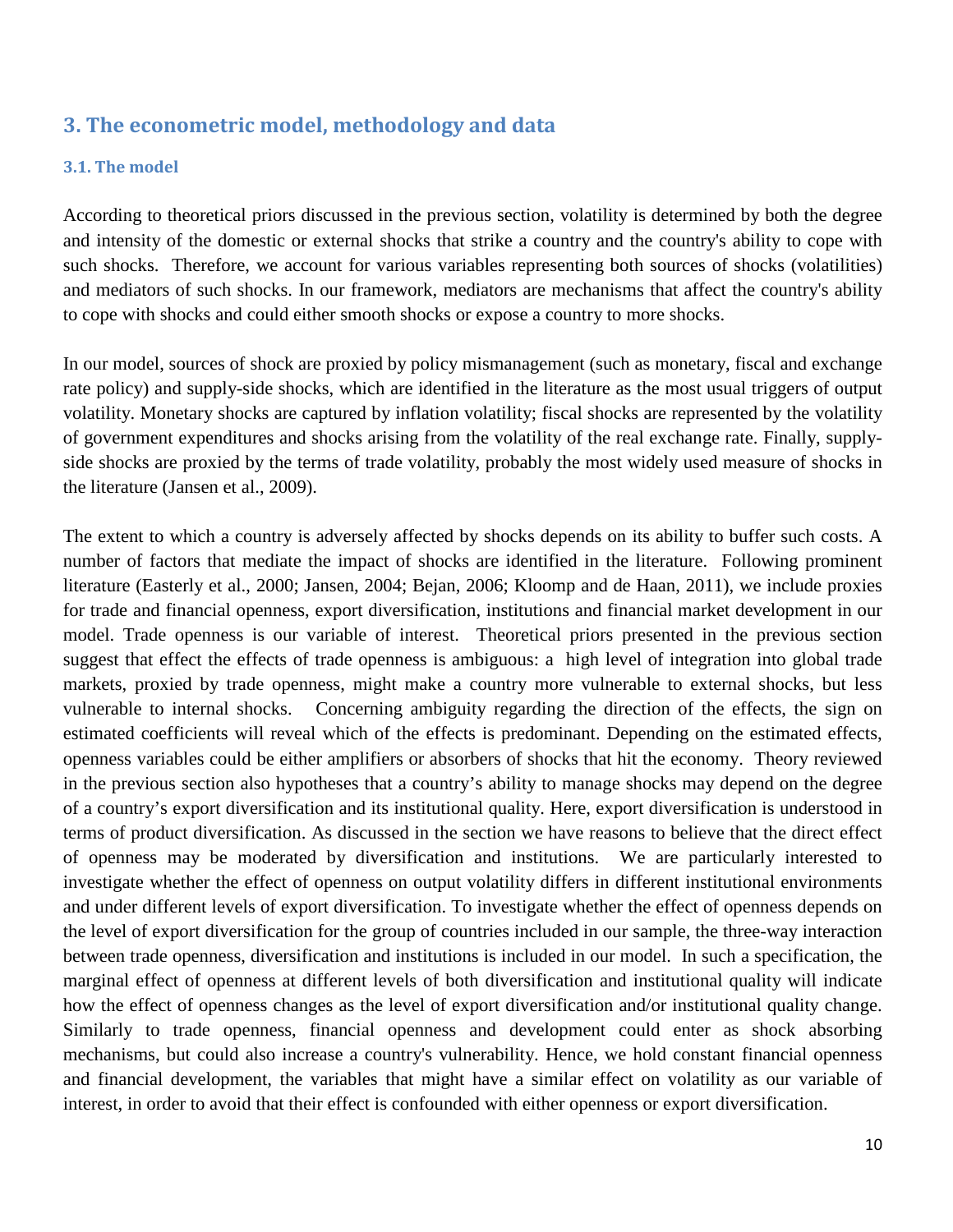## 3. The econometric model, methodology and data

### 3.1. The model

According to theoretical priors discussed in the previous section, volatility is determined by both the degree and intensity of the domestic or external shocks that strike a country and the country's ability to cope with such shocks. Therefore, we account for various variables representing both sources of shocks (volatilities) and mediators of such shocks. In our framework, mediators are mechanisms that affect the country's ability to cope with shocks and could either smooth shocks or expose a country to more shocks.

In our model, sources of shock are proxied by policy mismanagement (such as monetary, fiscal and exchange rate policy) and supply-side shocks, which are identified in the literature as the most usual triggers of output volatility. Monetary shocks are captured by inflation volatility; fiscal shocks are represented by the volatility of government expenditures and shocks arising from the volatility of the real exchange rate. Finally, supply-side shocks are proxied by the terms of trade volatility, probably the most widely used measure of shocks in the literature (Jansen et al., 2009).

The extent to which a country is adversely affected by shocks depends on its ability to buffer such costs. A number of factors that mediate the impact of shocks are identified in the literature. Following prominent literature (Easterly et al., 2000; Jansen, 2004; Bejan, 2006; Kloomp and de Haan, 2011), we include proxies for trade and financial openness, export diversification, institutions and financial market development in our model. Trade openness is our variable of interest. Theoretical priors presented in the previous section suggest that effect the effects of trade openness is ambiguous: a high level of integration into global trade markets, proxied by trade openness, might make a country more vulnerable to external shocks, but less vulnerable to internal shocks. Concerning ambiguity regarding the direction of the effects, the sign on estimated coefficients will reveal which of the effects is predominant. Depending on the estimated effects, openness variables could be either amplifiers or absorbers of shocks that hit the economy. Theory reviewed in the previous section also hypotheses that a country's ability to manage shocks may depend on the degree of a country's export diversification and its institutional quality. Here, export diversification is understood in terms of product diversification. As discussed in the section we have reasons to believe that the direct effect of openness may be moderated by diversification and institutions. We are particularly interested to investigate whether the effect of openness on output volatility differs in different institutional environments and under different levels of export diversification. To investigate whether the effect of openness depends on the level of export diversification for the group of countries included in our sample, the three-way interaction between trade openness, diversification and institutions is included in our model. In such a specification, the marginal effect of openness at different levels of both diversification and institutional quality will indicate how the effect of openness changes as the level of export diversification and/or institutional quality change. Similarly to trade openness, financial openness and development could enter as shock absorbing mechanisms, but could also increase a country's vulnerability. Hence, we hold constant financial openness and financial development, the variables that might have a similar effect on volatility as our variable of interest, in order to avoid that their effect is confounded with either openness or export diversification.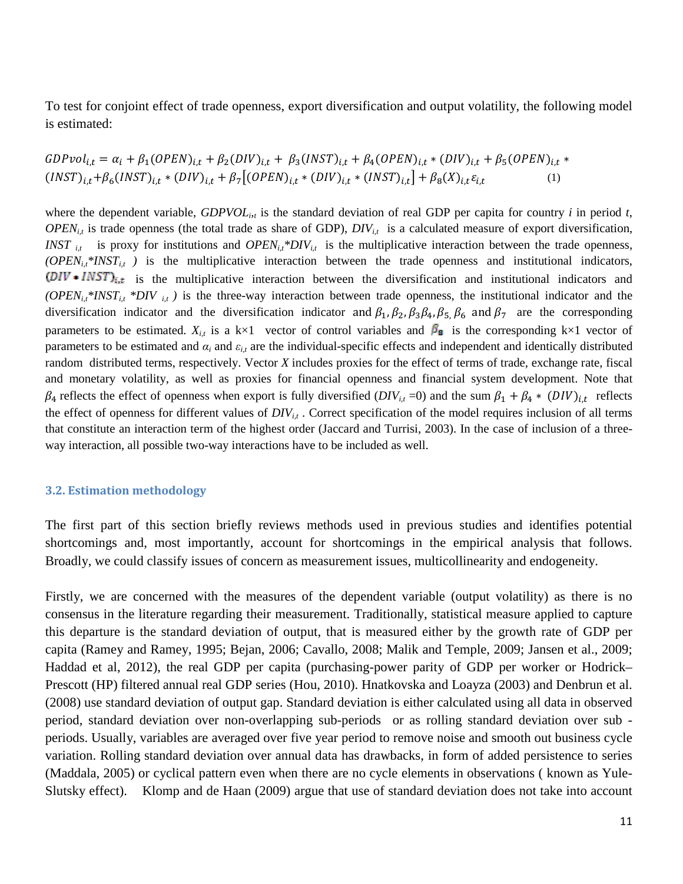To test for conjoint effect of trade openness, export diversification and output volatility, the following model is estimated:

$$GDPvol_{i,t} = \alpha_i + \beta_1(OPEN)_{i,t} + \beta_2(DIV)_{i,t} + \beta_3(INST)_{i,t} + \beta_4(OPEN)_{i,t} * (DIV)_{i,t} + \beta_5(OPEN)_{i,t} * (INST)_{i,t} + \beta_6(INST)_{i,t} * (DIV)_{i,t} + \beta_7[(OPEN)_{i,t} * (DIV)_{i,t} * (INST)_{i,t}] + \beta_8(X)_{i,t}\varepsilon_{i,t} \quad (1)$$

where the dependent variable, $GDPVOL_{i,t}$ is the standard deviation of real GDP per capita for country $i$ in period $t$, $OPEN_{i,t}$ is trade openness (the total trade as share of GDP), $DIV_{i,t}$ is a calculated measure of export diversification, $INST_{i,t}$ is proxy for institutions and $OPEN_{i,t}*DIV_{i,t}$ is the multiplicative interaction between the trade openness, $(OPEN_{i,t}*INST_{i,t})$ is the multiplicative interaction between the trade openness and institutional indicators, $(DIV * INST)_{i,t}$ is the multiplicative interaction between the diversification and institutional indicators and $(OPEN_{i,t}*INST_{i,t} *DIV_{i,t})$ is the three-way interaction between trade openness, the institutional indicator and the diversification indicator and the diversification indicator and $\beta_1, \beta_2, \beta_3 \beta_4, \beta_5, \beta_6$ and $\beta_7$ are the corresponding parameters to be estimated. $X_{i,t}$ is a k×1 vector of control variables and $\beta_8$ is the corresponding k×1 vector of parameters to be estimated and $\alpha_i$ and $\varepsilon_{i,t}$ are the individual-specific effects and independent and identically distributed random distributed terms, respectively. Vector $X$ includes proxies for the effect of terms of trade, exchange rate, fiscal and monetary volatility, as well as proxies for financial openness and financial system development. Note that $\beta_4$ reflects the effect of openness when export is fully diversified ($DIV_{i,t}$ =0) and the sum $\beta_1 + \beta_4 * (DIV)_{i,t}$ reflects the effect of openness for different values of $DIV_{i,t}$. Correct specification of the model requires inclusion of all terms that constitute an interaction term of the highest order (Jaccard and Turrisi, 2003). In the case of inclusion of a three-way interaction, all possible two-way interactions have to be included as well.

### 3.2. Estimation methodology

The first part of this section briefly reviews methods used in previous studies and identifies potential shortcomings and, most importantly, account for shortcomings in the empirical analysis that follows. Broadly, we could classify issues of concern as measurement issues, multicollinearity and endogeneity.

Firstly, we are concerned with the measures of the dependent variable (output volatility) as there is no consensus in the literature regarding their measurement. Traditionally, statistical measure applied to capture this departure is the standard deviation of output, that is measured either by the growth rate of GDP per capita (Ramey and Ramey, 1995; Bejan, 2006; Cavallo, 2008; Malik and Temple, 2009; Jansen et al., 2009; Haddad et al, 2012), the real GDP per capita (purchasing-power parity of GDP per worker or Hodrick–Prescott (HP) filtered annual real GDP series (Hou, 2010). Hnatkovska and Loayza (2003) and Denbrun et al. (2008) use standard deviation of output gap. Standard deviation is either calculated using all data in observed period, standard deviation over non-overlapping sub-periods or as rolling standard deviation over sub - periods. Usually, variables are averaged over five year period to remove noise and smooth out business cycle variation. Rolling standard deviation over annual data has drawbacks, in form of added persistence to series (Maddala, 2005) or cyclical pattern even when there are no cycle elements in observations ( known as Yule-Slutsky effect). Klomp and de Haan (2009) argue that use of standard deviation does not take into account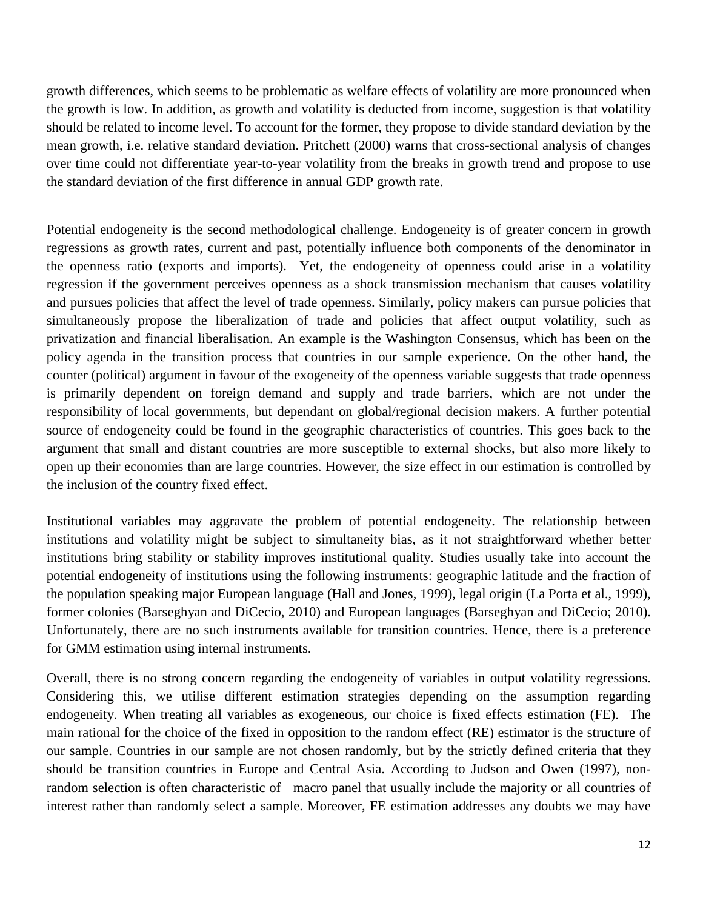growth differences, which seems to be problematic as welfare effects of volatility are more pronounced when the growth is low. In addition, as growth and volatility is deducted from income, suggestion is that volatility should be related to income level. To account for the former, they propose to divide standard deviation by the mean growth, i.e. relative standard deviation. Pritchett (2000) warns that cross-sectional analysis of changes over time could not differentiate year-to-year volatility from the breaks in growth trend and propose to use the standard deviation of the first difference in annual GDP growth rate.

Potential endogeneity is the second methodological challenge. Endogeneity is of greater concern in growth regressions as growth rates, current and past, potentially influence both components of the denominator in the openness ratio (exports and imports). Yet, the endogeneity of openness could arise in a volatility regression if the government perceives openness as a shock transmission mechanism that causes volatility and pursues policies that affect the level of trade openness. Similarly, policy makers can pursue policies that simultaneously propose the liberalization of trade and policies that affect output volatility, such as privatization and financial liberalisation. An example is the Washington Consensus, which has been on the policy agenda in the transition process that countries in our sample experience. On the other hand, the counter (political) argument in favour of the exogeneity of the openness variable suggests that trade openness is primarily dependent on foreign demand and supply and trade barriers, which are not under the responsibility of local governments, but dependant on global/regional decision makers. A further potential source of endogeneity could be found in the geographic characteristics of countries. This goes back to the argument that small and distant countries are more susceptible to external shocks, but also more likely to open up their economies than are large countries. However, the size effect in our estimation is controlled by the inclusion of the country fixed effect.

Institutional variables may aggravate the problem of potential endogeneity. The relationship between institutions and volatility might be subject to simultaneity bias, as it not straightforward whether better institutions bring stability or stability improves institutional quality. Studies usually take into account the potential endogeneity of institutions using the following instruments: geographic latitude and the fraction of the population speaking major European language (Hall and Jones, 1999), legal origin (La Porta et al., 1999), former colonies (Barseghyan and DiCecio, 2010) and European languages (Barseghyan and DiCecio; 2010). Unfortunately, there are no such instruments available for transition countries. Hence, there is a preference for GMM estimation using internal instruments.

Overall, there is no strong concern regarding the endogeneity of variables in output volatility regressions. Considering this, we utilise different estimation strategies depending on the assumption regarding endogeneity. When treating all variables as exogeneous, our choice is fixed effects estimation (FE). The main rational for the choice of the fixed in opposition to the random effect (RE) estimator is the structure of our sample. Countries in our sample are not chosen randomly, but by the strictly defined criteria that they should be transition countries in Europe and Central Asia. According to Judson and Owen (1997), non-random selection is often characteristic of macro panel that usually include the majority or all countries of interest rather than randomly select a sample. Moreover, FE estimation addresses any doubts we may have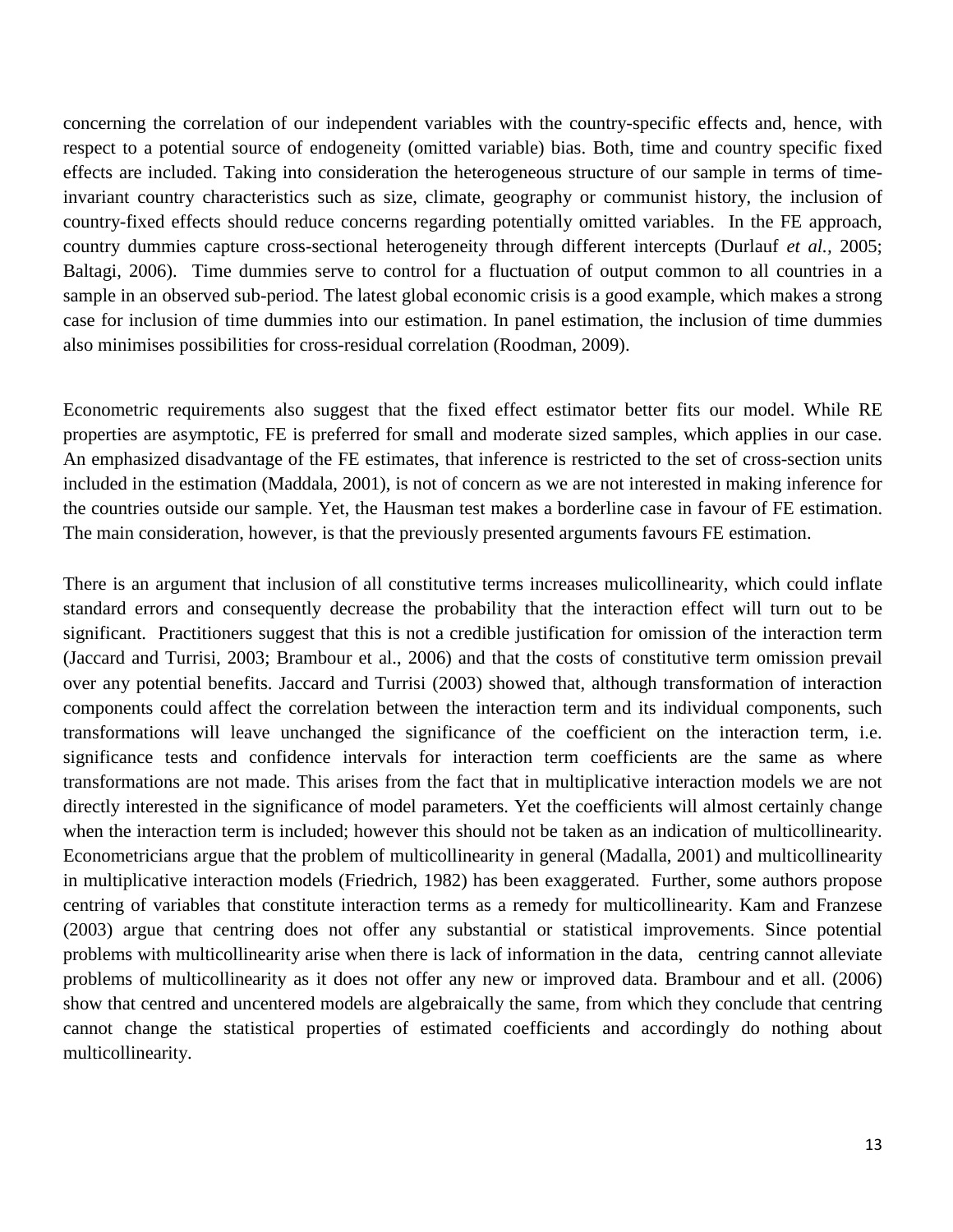concerning the correlation of our independent variables with the country-specific effects and, hence, with respect to a potential source of endogeneity (omitted variable) bias. Both, time and country specific fixed effects are included. Taking into consideration the heterogeneous structure of our sample in terms of time-invariant country characteristics such as size, climate, geography or communist history, the inclusion of country-fixed effects should reduce concerns regarding potentially omitted variables. In the FE approach, country dummies capture cross-sectional heterogeneity through different intercepts (Durlauf *et al.*, 2005; Baltagi, 2006). Time dummies serve to control for a fluctuation of output common to all countries in a sample in an observed sub-period. The latest global economic crisis is a good example, which makes a strong case for inclusion of time dummies into our estimation. In panel estimation, the inclusion of time dummies also minimises possibilities for cross-residual correlation (Roodman, 2009).

Econometric requirements also suggest that the fixed effect estimator better fits our model. While RE properties are asymptotic, FE is preferred for small and moderate sized samples, which applies in our case. An emphasized disadvantage of the FE estimates, that inference is restricted to the set of cross-section units included in the estimation (Maddala, 2001), is not of concern as we are not interested in making inference for the countries outside our sample. Yet, the Hausman test makes a borderline case in favour of FE estimation. The main consideration, however, is that the previously presented arguments favours FE estimation.

There is an argument that inclusion of all constitutive terms increases mulicollinearity, which could inflate standard errors and consequently decrease the probability that the interaction effect will turn out to be significant. Practitioners suggest that this is not a credible justification for omission of the interaction term (Jaccard and Turrisi, 2003; Brambour et al., 2006) and that the costs of constitutive term omission prevail over any potential benefits. Jaccard and Turrisi (2003) showed that, although transformation of interaction components could affect the correlation between the interaction term and its individual components, such transformations will leave unchanged the significance of the coefficient on the interaction term, i.e. significance tests and confidence intervals for interaction term coefficients are the same as where transformations are not made. This arises from the fact that in multiplicative interaction models we are not directly interested in the significance of model parameters. Yet the coefficients will almost certainly change when the interaction term is included; however this should not be taken as an indication of multicollinearity. Econometricians argue that the problem of multicollinearity in general (Madalla, 2001) and multicollinearity in multiplicative interaction models (Friedrich, 1982) has been exaggerated. Further, some authors propose centring of variables that constitute interaction terms as a remedy for multicollinearity. Kam and Franzese (2003) argue that centring does not offer any substantial or statistical improvements. Since potential problems with multicollinearity arise when there is lack of information in the data, centring cannot alleviate problems of multicollinearity as it does not offer any new or improved data. Brambour and et all. (2006) show that centred and uncentered models are algebraically the same, from which they conclude that centring cannot change the statistical properties of estimated coefficients and accordingly do nothing about multicollinearity.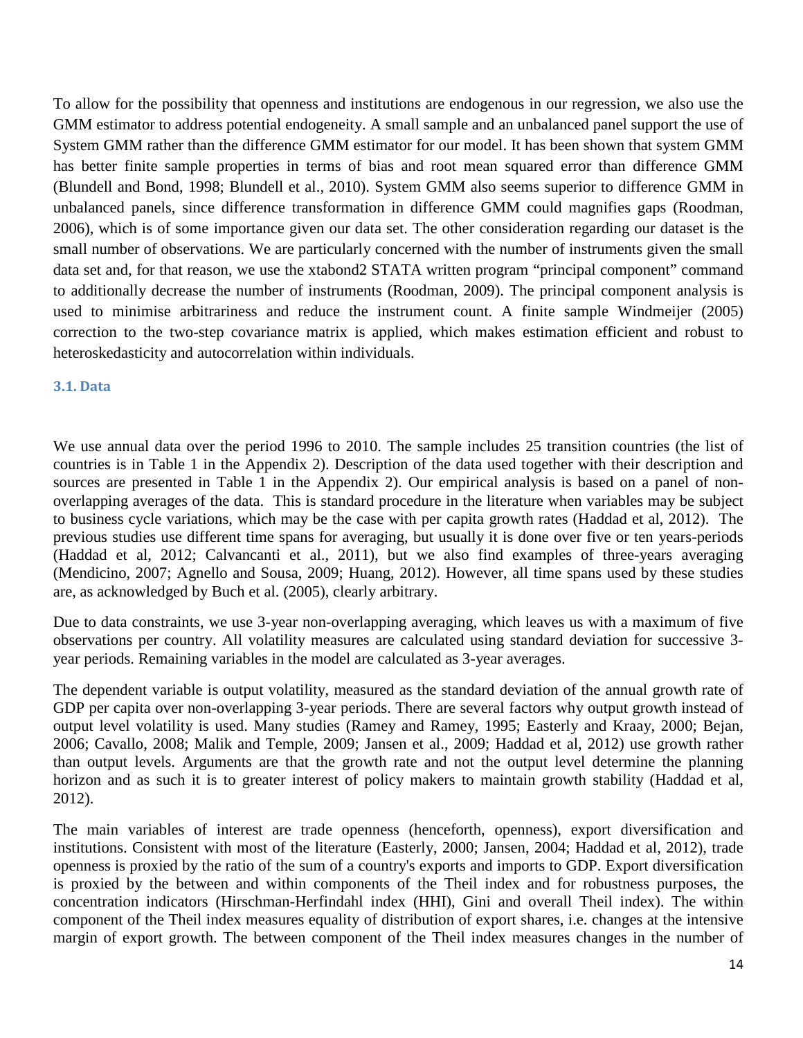To allow for the possibility that openness and institutions are endogenous in our regression, we also use the GMM estimator to address potential endogeneity. A small sample and an unbalanced panel support the use of System GMM rather than the difference GMM estimator for our model. It has been shown that system GMM has better finite sample properties in terms of bias and root mean squared error than difference GMM (Blundell and Bond, 1998; Blundell et al., 2010). System GMM also seems superior to difference GMM in unbalanced panels, since difference transformation in difference GMM could magnifies gaps (Roodman, 2006), which is of some importance given our data set. The other consideration regarding our dataset is the small number of observations. We are particularly concerned with the number of instruments given the small data set and, for that reason, we use the xtabond2 STATA written program "principal component" command to additionally decrease the number of instruments (Roodman, 2009). The principal component analysis is used to minimise arbitrariness and reduce the instrument count. A finite sample Windmeijer (2005) correction to the two-step covariance matrix is applied, which makes estimation efficient and robust to heteroskedasticity and autocorrelation within individuals.

### 3.1. Data

We use annual data over the period 1996 to 2010. The sample includes 25 transition countries (the list of countries is in Table 1 in the Appendix 2). Description of the data used together with their description and sources are presented in Table 1 in the Appendix 2). Our empirical analysis is based on a panel of non-overlapping averages of the data. This is standard procedure in the literature when variables may be subject to business cycle variations, which may be the case with per capita growth rates (Haddad et al, 2012). The previous studies use different time spans for averaging, but usually it is done over five or ten years-periods (Haddad et al, 2012; Calvancanti et al., 2011), but we also find examples of three-years averaging (Mendicino, 2007; Agnello and Sousa, 2009; Huang, 2012). However, all time spans used by these studies are, as acknowledged by Buch et al. (2005), clearly arbitrary.

Due to data constraints, we use 3-year non-overlapping averaging, which leaves us with a maximum of five observations per country. All volatility measures are calculated using standard deviation for successive 3-year periods. Remaining variables in the model are calculated as 3-year averages.

The dependent variable is output volatility, measured as the standard deviation of the annual growth rate of GDP per capita over non-overlapping 3-year periods. There are several factors why output growth instead of output level volatility is used. Many studies (Ramey and Ramey, 1995; Easterly and Kraay, 2000; Bejan, 2006; Cavallo, 2008; Malik and Temple, 2009; Jansen et al., 2009; Haddad et al, 2012) use growth rather than output levels. Arguments are that the growth rate and not the output level determine the planning horizon and as such it is to greater interest of policy makers to maintain growth stability (Haddad et al, 2012).

The main variables of interest are trade openness (henceforth, openness), export diversification and institutions. Consistent with most of the literature (Easterly, 2000; Jansen, 2004; Haddad et al, 2012), trade openness is proxied by the ratio of the sum of a country's exports and imports to GDP. Export diversification is proxied by the between and within components of the Theil index and for robustness purposes, the concentration indicators (Hirschman-Herfindahl index (HHI), Gini and overall Theil index). The within component of the Theil index measures equality of distribution of export shares, i.e. changes at the intensive margin of export growth. The between component of the Theil index measures changes in the number of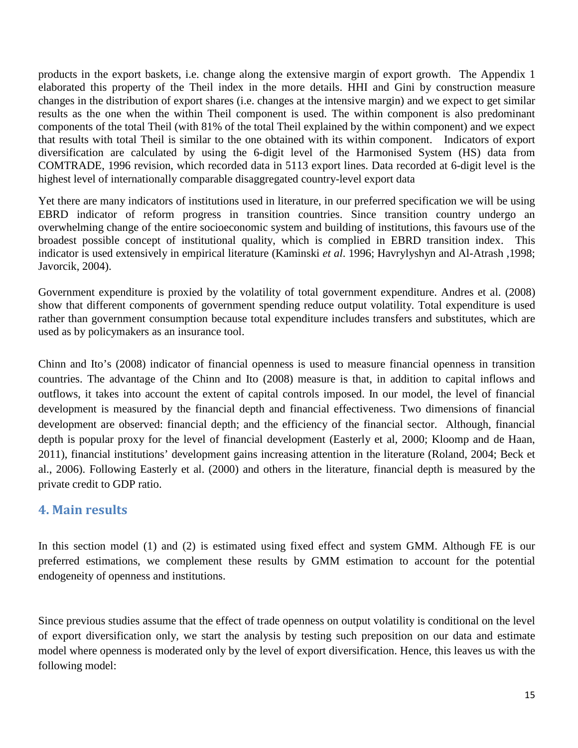products in the export baskets, i.e. change along the extensive margin of export growth. The Appendix 1 elaborated this property of the Theil index in the more details. HHI and Gini by construction measure changes in the distribution of export shares (i.e. changes at the intensive margin) and we expect to get similar results as the one when the within Theil component is used. The within component is also predominant components of the total Theil (with 81% of the total Theil explained by the within component) and we expect that results with total Theil is similar to the one obtained with its within component. Indicators of export diversification are calculated by using the 6-digit level of the Harmonised System (HS) data from COMTRADE, 1996 revision, which recorded data in 5113 export lines. Data recorded at 6-digit level is the highest level of internationally comparable disaggregated country-level export data

Yet there are many indicators of institutions used in literature, in our preferred specification we will be using EBRD indicator of reform progress in transition countries. Since transition country undergo an overwhelming change of the entire socioeconomic system and building of institutions, this favours use of the broadest possible concept of institutional quality, which is complied in EBRD transition index. This indicator is used extensively in empirical literature (Kaminski *et al*. 1996; Havrylyshyn and Al-Atrash ,1998; Javorcik, 2004).

Government expenditure is proxied by the volatility of total government expenditure. Andres et al. (2008) show that different components of government spending reduce output volatility. Total expenditure is used rather than government consumption because total expenditure includes transfers and substitutes, which are used as by policymakers as an insurance tool.

Chinn and Ito's (2008) indicator of financial openness is used to measure financial openness in transition countries. The advantage of the Chinn and Ito (2008) measure is that, in addition to capital inflows and outflows, it takes into account the extent of capital controls imposed. In our model, the level of financial development is measured by the financial depth and financial effectiveness. Two dimensions of financial development are observed: financial depth; and the efficiency of the financial sector. Although, financial depth is popular proxy for the level of financial development (Easterly et al, 2000; Kloomp and de Haan, 2011), financial institutions' development gains increasing attention in the literature (Roland, 2004; Beck et al., 2006). Following Easterly et al. (2000) and others in the literature, financial depth is measured by the private credit to GDP ratio.

## 4. Main results

In this section model (1) and (2) is estimated using fixed effect and system GMM. Although FE is our preferred estimations, we complement these results by GMM estimation to account for the potential endogeneity of openness and institutions.

Since previous studies assume that the effect of trade openness on output volatility is conditional on the level of export diversification only, we start the analysis by testing such preposition on our data and estimate model where openness is moderated only by the level of export diversification. Hence, this leaves us with the following model: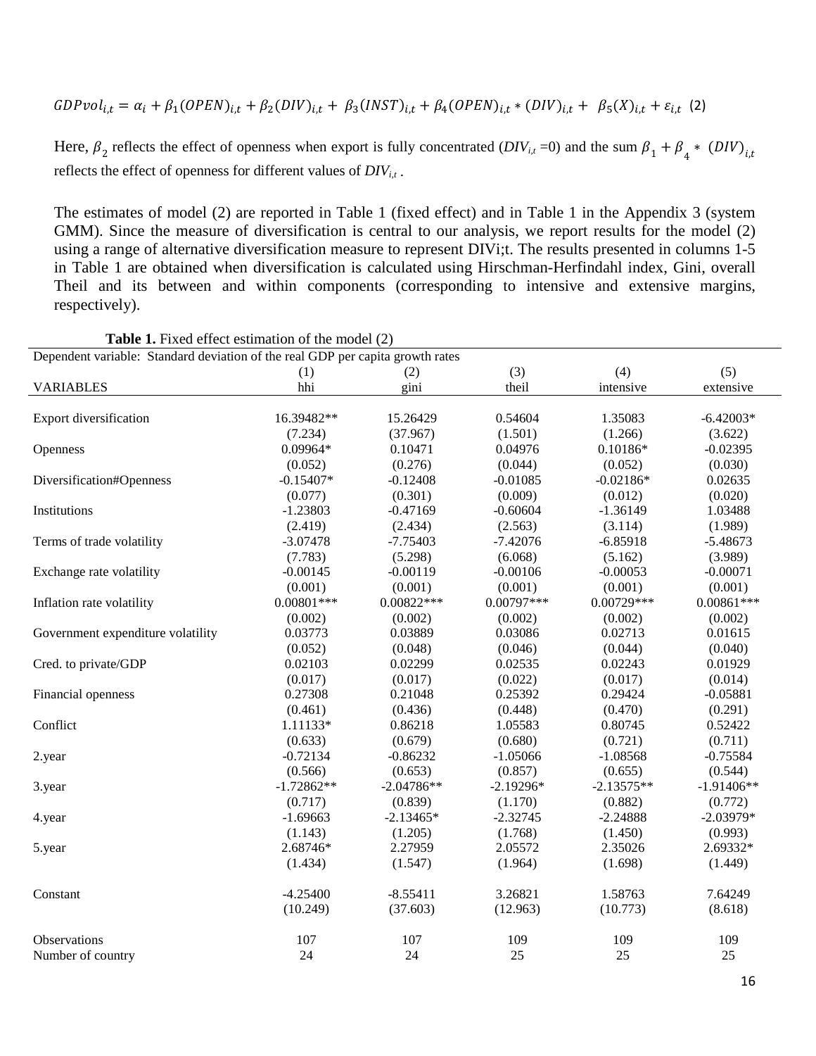$$GDPvol_{i,t} = \alpha_i + \beta_1(OPEN)_{i,t} + \beta_2(DIV)_{i,t} + \beta_3(INST)_{i,t} + \beta_4(OPEN)_{i,t} * (DIV)_{i,t} + \beta_5(X)_{i,t} + \varepsilon_{i,t} \quad (2)$$

Here, $\beta_2$ reflects the effect of openness when export is fully concentrated ($DIV_{i,t}$ =0) and the sum $\beta_1 + \beta_4 * (DIV)_{i,t}$ reflects the effect of openness for different values of $DIV_{i,t}$.

The estimates of model (2) are reported in Table 1 (fixed effect) and in Table 1 in the Appendix 3 (system GMM). Since the measure of diversification is central to our analysis, we report results for the model (2) using a range of alternative diversification measure to represent DIVi;t. The results presented in columns 1-5 in Table 1 are obtained when diversification is calculated using Hirschman-Herfindahl index, Gini, overall Theil and its between and within components (corresponding to intensive and extensive margins, respectively).

**Table 1.** Fixed effect estimation of the model (2)

| Dependent variable: Standard deviation of the real GDP per capita growth rates | | | | | |
|---|---|---|---|---|---|
| | (1) | (2) | (3) | (4) | (5) |
| VARIABLES | hhi | gini | theil | intensive | extensive |
| Export diversification | 16.39482** | 15.26429 | 0.54604 | 1.35083 | -6.42003* |
| | (7.234) | (37.967) | (1.501) | (1.266) | (3.622) |
| Openness | 0.09964* | 0.10471 | 0.04976 | 0.10186* | -0.02395 |
| | (0.052) | (0.276) | (0.044) | (0.052) | (0.030) |
| Diversification#Openness | -0.15407* | -0.12408 | -0.01085 | -0.02186* | 0.02635 |
| | (0.077) | (0.301) | (0.009) | (0.012) | (0.020) |
| Institutions | -1.23803 | -0.47169 | -0.60604 | -1.36149 | 1.03488 |
| | (2.419) | (2.434) | (2.563) | (3.114) | (1.989) |
| Terms of trade volatility | -3.07478 | -7.75403 | -7.42076 | -6.85918 | -5.48673 |
| | (7.783) | (5.298) | (6.068) | (5.162) | (3.989) |
| Exchange rate volatility | -0.00145 | -0.00119 | -0.00106 | -0.00053 | -0.00071 |
| | (0.001) | (0.001) | (0.001) | (0.001) | (0.001) |
| Inflation rate volatility | 0.00801*** | 0.00822*** | 0.00797*** | 0.00729*** | 0.00861*** |
| | (0.002) | (0.002) | (0.002) | (0.002) | (0.002) |
| Government expenditure volatility | 0.03773 | 0.03889 | 0.03086 | 0.02713 | 0.01615 |
| | (0.052) | (0.048) | (0.046) | (0.044) | (0.040) |
| Cred. to private/GDP | 0.02103 | 0.02299 | 0.02535 | 0.02243 | 0.01929 |
| | (0.017) | (0.017) | (0.022) | (0.017) | (0.014) |
| Financial openness | 0.27308 | 0.21048 | 0.25392 | 0.29424 | -0.05881 |
| | (0.461) | (0.436) | (0.448) | (0.470) | (0.291) |
| Conflict | 1.11133* | 0.86218 | 1.05583 | 0.80745 | 0.52422 |
| | (0.633) | (0.679) | (0.680) | (0.721) | (0.711) |
| 2.year | -0.72134 | -0.86232 | -1.05066 | -1.08568 | -0.75584 |
| | (0.566) | (0.653) | (0.857) | (0.655) | (0.544) |
| 3.year | -1.72862** | -2.04786** | -2.19296* | -2.13575** | -1.91406** |
| | (0.717) | (0.839) | (1.170) | (0.882) | (0.772) |
| 4.year | -1.69663 | -2.13465* | -2.32745 | -2.24888 | -2.03979* |
| | (1.143) | (1.205) | (1.768) | (1.450) | (0.993) |
| 5.year | 2.68746* | 2.27959 | 2.05572 | 2.35026 | 2.69332* |
| | (1.434) | (1.547) | (1.964) | (1.698) | (1.449) |
| Constant | -4.25400 | -8.55411 | 3.26821 | 1.58763 | 7.64249 |
| | (10.249) | (37.603) | (12.963) | (10.773) | (8.618) |
| Observations | 107 | 107 | 109 | 109 | 109 |
| Number of country | 24 | 24 | 25 | 25 | 25 |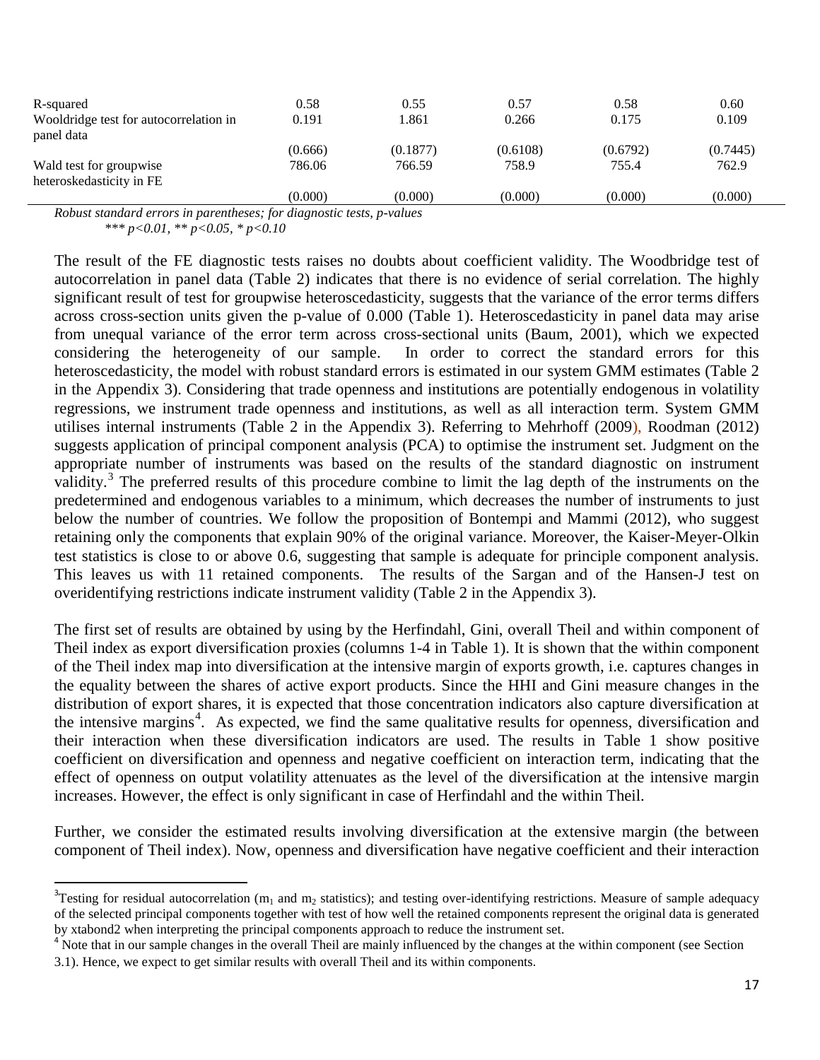| | | | | | |
|---|---|---|---|---|---|
| R-squared | 0.58 | 0.55 | 0.57 | 0.58 | 0.60 |
| Wooldridge test for autocorrelation in panel data | 0.191 | 1.861 | 0.266 | 0.175 | 0.109 |
| | (0.666) | (0.1877) | (0.6108) | (0.6792) | (0.7445) |
| Wald test for groupwise heteroskedasticity in FE | 786.06 | 766.59 | 758.9 | 755.4 | 762.9 |
| | (0.000) | (0.000) | (0.000) | (0.000) | (0.000) |

*Robust standard errors in parentheses; for diagnostic tests, p-values*
*\*\*\* p<0.01, \*\* p<0.05, \* p<0.10*

The result of the FE diagnostic tests raises no doubts about coefficient validity. The Woodbridge test of autocorrelation in panel data (Table 2) indicates that there is no evidence of serial correlation. The highly significant result of test for groupwise heteroscedasticity, suggests that the variance of the error terms differs across cross-section units given the p-value of 0.000 (Table 1). Heteroscedasticity in panel data may arise from unequal variance of the error term across cross-sectional units (Baum, 2001), which we expected considering the heterogeneity of our sample. In order to correct the standard errors for this heteroscedasticity, the model with robust standard errors is estimated in our system GMM estimates (Table 2 in the Appendix 3). Considering that trade openness and institutions are potentially endogenous in volatility regressions, we instrument trade openness and institutions, as well as all interaction term. System GMM utilises internal instruments (Table 2 in the Appendix 3). Referring to Mehrhoff (2009), Roodman (2012) suggests application of principal component analysis (PCA) to optimise the instrument set. Judgment on the appropriate number of instruments was based on the results of the standard diagnostic on instrument validity.[3] The preferred results of this procedure combine to limit the lag depth of the instruments on the predetermined and endogenous variables to a minimum, which decreases the number of instruments to just below the number of countries. We follow the proposition of Bontempi and Mammi (2012), who suggest retaining only the components that explain 90% of the original variance. Moreover, the Kaiser-Meyer-Olkin test statistics is close to or above 0.6, suggesting that sample is adequate for principle component analysis. This leaves us with 11 retained components. The results of the Sargan and of the Hansen-J test on overidentifying restrictions indicate instrument validity (Table 2 in the Appendix 3).

The first set of results are obtained by using by the Herfindahl, Gini, overall Theil and within component of Theil index as export diversification proxies (columns 1-4 in Table 1). It is shown that the within component of the Theil index map into diversification at the intensive margin of exports growth, i.e. captures changes in the equality between the shares of active export products. Since the HHI and Gini measure changes in the distribution of export shares, it is expected that those concentration indicators also capture diversification at the intensive margins[4]. As expected, we find the same qualitative results for openness, diversification and their interaction when these diversification indicators are used. The results in Table 1 show positive coefficient on diversification and openness and negative coefficient on interaction term, indicating that the effect of openness on output volatility attenuates as the level of the diversification at the intensive margin increases. However, the effect is only significant in case of Herfindahl and the within Theil.

Further, we consider the estimated results involving diversification at the extensive margin (the between component of Theil index). Now, openness and diversification have negative coefficient and their interaction

[3] Testing for residual autocorrelation ($m_1$ and $m_2$ statistics); and testing over-identifying restrictions. Measure of sample adequacy of the selected principal components together with test of how well the retained components represent the original data is generated by xtabond2 when interpreting the principal components approach to reduce the instrument set.

[4] Note that in our sample changes in the overall Theil are mainly influenced by the changes at the within component (see Section 3.1). Hence, we expect to get similar results with overall Theil and its within components.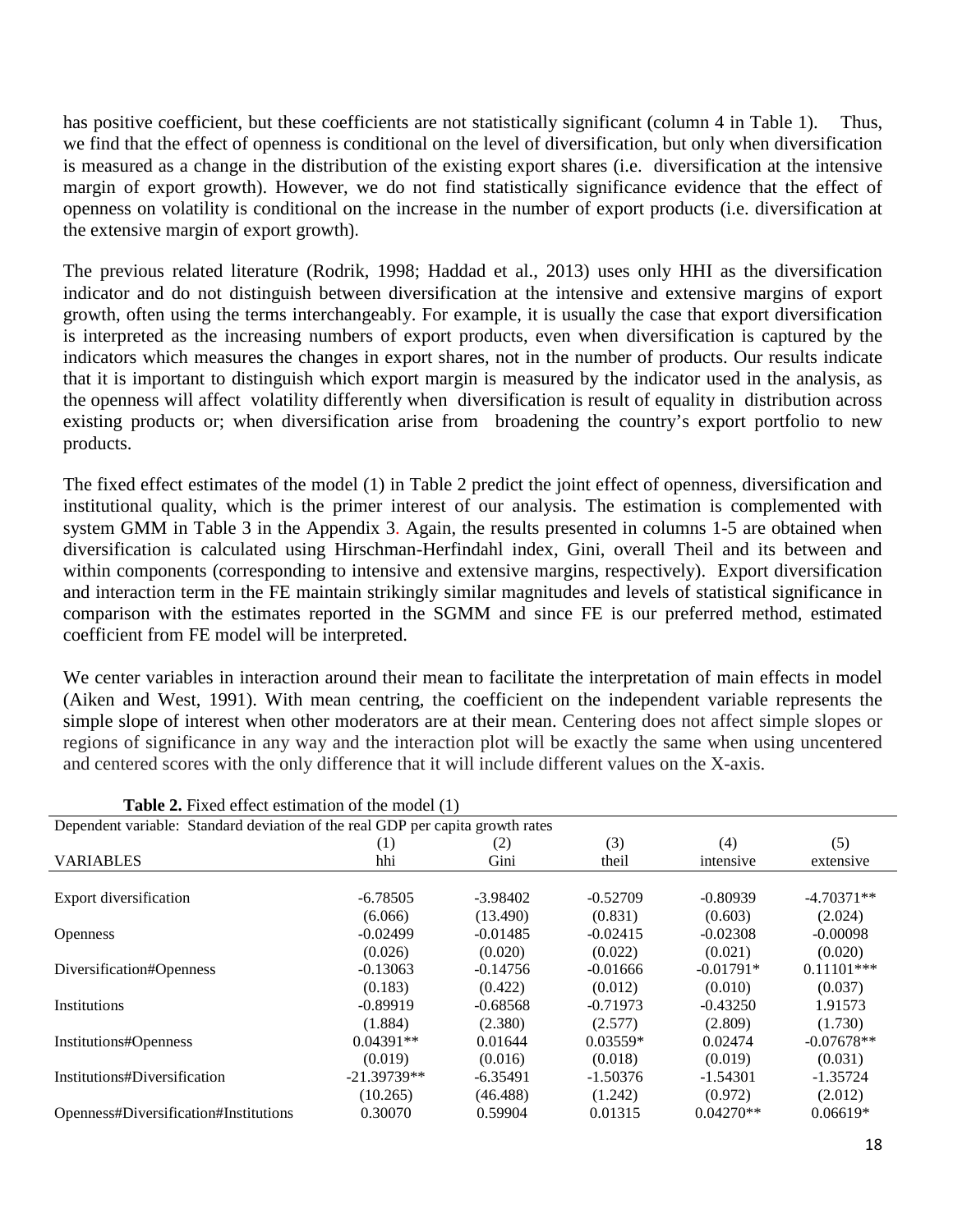has positive coefficient, but these coefficients are not statistically significant (column 4 in Table 1). Thus, we find that the effect of openness is conditional on the level of diversification, but only when diversification is measured as a change in the distribution of the existing export shares (i.e. diversification at the intensive margin of export growth). However, we do not find statistically significance evidence that the effect of openness on volatility is conditional on the increase in the number of export products (i.e. diversification at the extensive margin of export growth).

The previous related literature (Rodrik, 1998; Haddad et al., 2013) uses only HHI as the diversification indicator and do not distinguish between diversification at the intensive and extensive margins of export growth, often using the terms interchangeably. For example, it is usually the case that export diversification is interpreted as the increasing numbers of export products, even when diversification is captured by the indicators which measures the changes in export shares, not in the number of products. Our results indicate that it is important to distinguish which export margin is measured by the indicator used in the analysis, as the openness will affect volatility differently when diversification is result of equality in distribution across existing products or; when diversification arise from broadening the country's export portfolio to new products.

The fixed effect estimates of the model (1) in Table 2 predict the joint effect of openness, diversification and institutional quality, which is the primer interest of our analysis. The estimation is complemented with system GMM in Table 3 in the Appendix 3. Again, the results presented in columns 1-5 are obtained when diversification is calculated using Hirschman-Herfindahl index, Gini, overall Theil and its between and within components (corresponding to intensive and extensive margins, respectively). Export diversification and interaction term in the FE maintain strikingly similar magnitudes and levels of statistical significance in comparison with the estimates reported in the SGMM and since FE is our preferred method, estimated coefficient from FE model will be interpreted.

We center variables in interaction around their mean to facilitate the interpretation of main effects in model (Aiken and West, 1991). With mean centring, the coefficient on the independent variable represents the simple slope of interest when other moderators are at their mean. Centering does not affect simple slopes or regions of significance in any way and the interaction plot will be exactly the same when using uncentered and centered scores with the only difference that it will include different values on the X-axis.

**Table 2.** Fixed effect estimation of the model (1)

| Dependent variable: Standard deviation of the real GDP per capita growth rates | | | | | |
|---|---|---|---|---|---|
| | (1) | (2) | (3) | (4) | (5) |
| VARIABLES | hhi | Gini | theil | intensive | extensive |
| Export diversification | -6.78505 | -3.98402 | -0.52709 | -0.80939 | -4.70371** |
| | (6.066) | (13.490) | (0.831) | (0.603) | (2.024) |
| Openness | -0.02499 | -0.01485 | -0.02415 | -0.02308 | -0.00098 |
| | (0.026) | (0.020) | (0.022) | (0.021) | (0.020) |
| Diversification#Openness | -0.13063 | -0.14756 | -0.01666 | -0.01791* | 0.11101*** |
| | (0.183) | (0.422) | (0.012) | (0.010) | (0.037) |
| Institutions | -0.89919 | -0.68568 | -0.71973 | -0.43250 | 1.91573 |
| | (1.884) | (2.380) | (2.577) | (2.809) | (1.730) |
| Institutions#Openness | 0.04391** | 0.01644 | 0.03559* | 0.02474 | -0.07678** |
| | (0.019) | (0.016) | (0.018) | (0.019) | (0.031) |
| Institutions#Diversification | -21.39739** | -6.35491 | -1.50376 | -1.54301 | -1.35724 |
| | (10.265) | (46.488) | (1.242) | (0.972) | (2.012) |
| Openness#Diversification#Institutions | 0.30070 | 0.59904 | 0.01315 | 0.04270** | 0.06619* |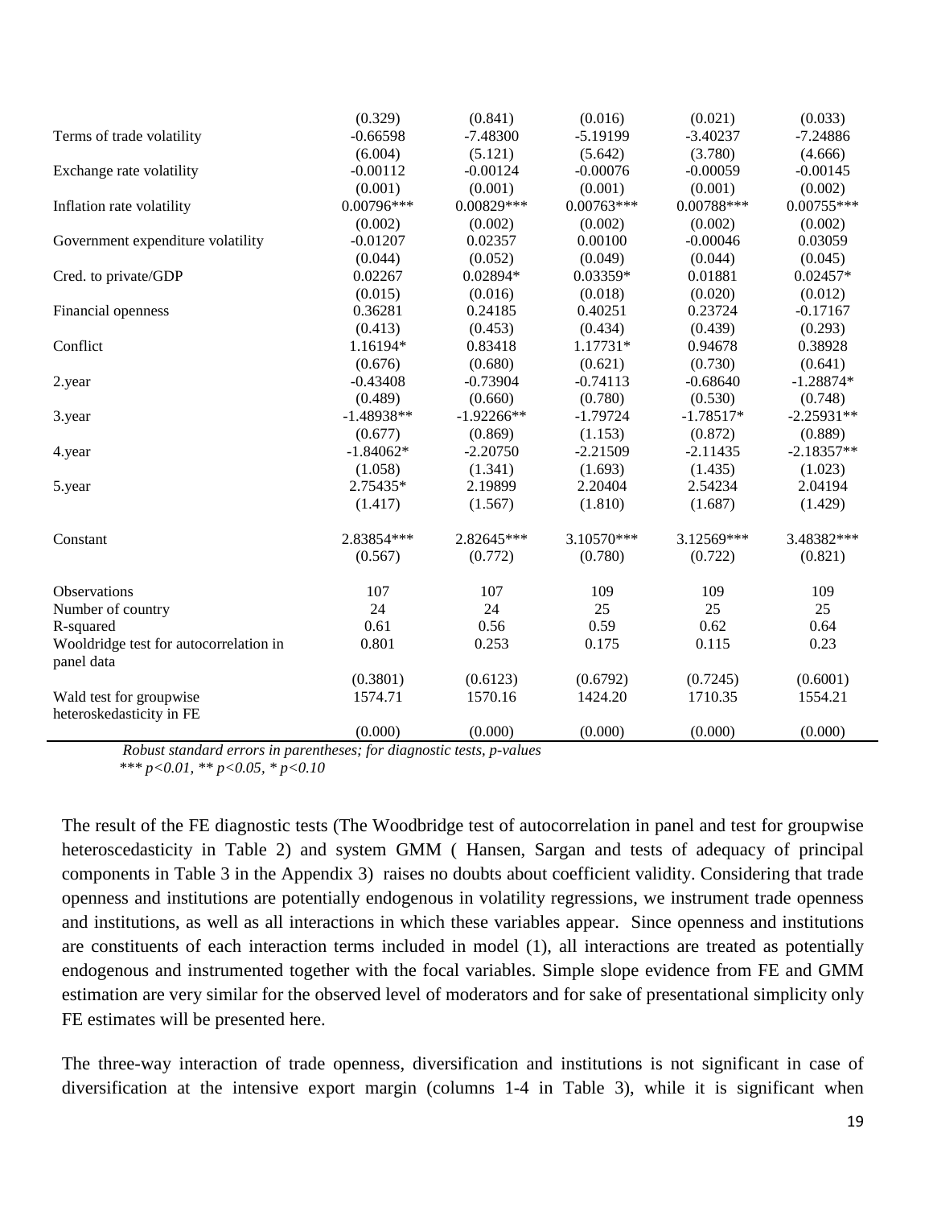| | | | | | |
|---|---|---|---|---|---|
| | (0.329) | (0.841) | (0.016) | (0.021) | (0.033) |
| Terms of trade volatility | -0.66598 | -7.48300 | -5.19199 | -3.40237 | -7.24886 |
| | (6.004) | (5.121) | (5.642) | (3.780) | (4.666) |
| Exchange rate volatility | -0.00112 | -0.00124 | -0.00076 | -0.00059 | -0.00145 |
| | (0.001) | (0.001) | (0.001) | (0.001) | (0.002) |
| Inflation rate volatility | 0.00796*** | 0.00829*** | 0.00763*** | 0.00788*** | 0.00755*** |
| | (0.002) | (0.002) | (0.002) | (0.002) | (0.002) |
| Government expenditure volatility | -0.01207 | 0.02357 | 0.00100 | -0.00046 | 0.03059 |
| | (0.044) | (0.052) | (0.049) | (0.044) | (0.045) |
| Cred. to private/GDP | 0.02267 | 0.02894* | 0.03359* | 0.01881 | 0.02457* |
| | (0.015) | (0.016) | (0.018) | (0.020) | (0.012) |
| Financial openness | 0.36281 | 0.24185 | 0.40251 | 0.23724 | -0.17167 |
| | (0.413) | (0.453) | (0.434) | (0.439) | (0.293) |
| Conflict | 1.16194* | 0.83418 | 1.17731* | 0.94678 | 0.38928 |
| | (0.676) | (0.680) | (0.621) | (0.730) | (0.641) |
| 2.year | -0.43408 | -0.73904 | -0.74113 | -0.68640 | -1.28874* |
| | (0.489) | (0.660) | (0.780) | (0.530) | (0.748) |
| 3.year | -1.48938** | -1.92266** | -1.79724 | -1.78517* | -2.25931** |
| | (0.677) | (0.869) | (1.153) | (0.872) | (0.889) |
| 4.year | -1.84062* | -2.20750 | -2.21509 | -2.11435 | -2.18357** |
| | (1.058) | (1.341) | (1.693) | (1.435) | (1.023) |
| 5.year | 2.75435* | 2.19899 | 2.20404 | 2.54234 | 2.04194 |
| | (1.417) | (1.567) | (1.810) | (1.687) | (1.429) |
| Constant | 2.83854*** | 2.82645*** | 3.10570*** | 3.12569*** | 3.48382*** |
| | (0.567) | (0.772) | (0.780) | (0.722) | (0.821) |
| Observations | 107 | 107 | 109 | 109 | 109 |
| Number of country | 24 | 24 | 25 | 25 | 25 |
| R-squared | 0.61 | 0.56 | 0.59 | 0.62 | 0.64 |
| Wooldridge test for autocorrelation in panel data | 0.801 | 0.253 | 0.175 | 0.115 | 0.23 |
| | (0.3801) | (0.6123) | (0.6792) | (0.7245) | (0.6001) |
| Wald test for groupwise heteroskedasticity in FE | 1574.71 | 1570.16 | 1424.20 | 1710.35 | 1554.21 |
| | (0.000) | (0.000) | (0.000) | (0.000) | (0.000) |

*Robust standard errors in parentheses; for diagnostic tests, p-values*
*\*\*\* p<0.01, \*\* p<0.05, \* p<0.10*

The result of the FE diagnostic tests (The Woodbridge test of autocorrelation in panel and test for groupwise heteroscedasticity in Table 2) and system GMM ( Hansen, Sargan and tests of adequacy of principal components in Table 3 in the Appendix 3) raises no doubts about coefficient validity. Considering that trade openness and institutions are potentially endogenous in volatility regressions, we instrument trade openness and institutions, as well as all interactions in which these variables appear. Since openness and institutions are constituents of each interaction terms included in model (1), all interactions are treated as potentially endogenous and instrumented together with the focal variables. Simple slope evidence from FE and GMM estimation are very similar for the observed level of moderators and for sake of presentational simplicity only FE estimates will be presented here.

The three-way interaction of trade openness, diversification and institutions is not significant in case of diversification at the intensive export margin (columns 1-4 in Table 3), while it is significant when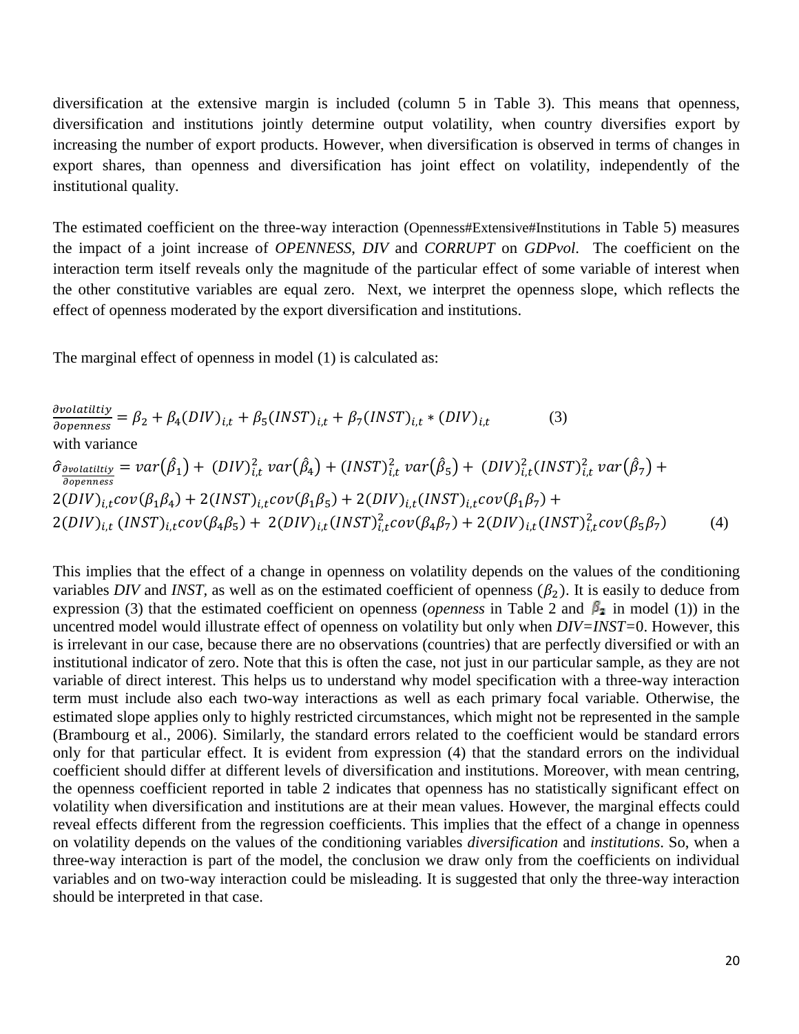diversification at the extensive margin is included (column 5 in Table 3). This means that openness, diversification and institutions jointly determine output volatility, when country diversifies export by increasing the number of export products. However, when diversification is observed in terms of changes in export shares, than openness and diversification has joint effect on volatility, independently of the institutional quality.

The estimated coefficient on the three-way interaction (Openness#Extensive#Institutions in Table 5) measures the impact of a joint increase of *OPENNESS*, *DIV* and *CORRUPT* on *GDPvol*. The coefficient on the interaction term itself reveals only the magnitude of the particular effect of some variable of interest when the other constitutive variables are equal zero. Next, we interpret the openness slope, which reflects the effect of openness moderated by the export diversification and institutions.

The marginal effect of openness in model (1) is calculated as:

$$\frac{\partial volatiltiy}{\partial openness} = \beta_2 + \beta_4 (DIV)_{i,t} + \beta_5 (INST)_{i,t} + \beta_7 (INST)_{i,t} * (DIV)_{i,t} \qquad (3)$$

with variance

$$\hat{\sigma}_{\frac{\partial volatiltiy}{\partial openness}} = var(\hat{\beta}_1) + (DIV)_{i,t}^2 \, var(\hat{\beta}_4) + (INST)_{i,t}^2 \, var(\hat{\beta}_5) + (DIV)_{i,t}^2 (INST)_{i,t}^2 \, var(\hat{\beta}_7) + 2(DIV)_{i,t} cov(\beta_1 \beta_4) + 2(INST)_{i,t} cov(\beta_1 \beta_5) + 2(DIV)_{i,t} (INST)_{i,t} cov(\beta_1 \beta_7) + 2(DIV)_{i,t} \, (INST)_{i,t} cov(\beta_4 \beta_5) + 2(DIV)_{i,t} (INST)_{i,t}^2 cov(\beta_4 \beta_7) + 2(DIV)_{i,t} (INST)_{i,t}^2 cov(\beta_5 \beta_7) \qquad (4)$$

This implies that the effect of a change in openness on volatility depends on the values of the conditioning variables *DIV* and *INST*, as well as on the estimated coefficient of openness ($\beta_2$). It is easily to deduce from expression (3) that the estimated coefficient on openness (*openness* in Table 2 and $\beta_2$ in model (1)) in the uncentred model would illustrate effect of openness on volatility but only when *DIV*=*INST*=0. However, this is irrelevant in our case, because there are no observations (countries) that are perfectly diversified or with an institutional indicator of zero. Note that this is often the case, not just in our particular sample, as they are not variable of direct interest. This helps us to understand why model specification with a three-way interaction term must include also each two-way interactions as well as each primary focal variable. Otherwise, the estimated slope applies only to highly restricted circumstances, which might not be represented in the sample (Brambourg et al., 2006). Similarly, the standard errors related to the coefficient would be standard errors only for that particular effect. It is evident from expression (4) that the standard errors on the individual coefficient should differ at different levels of diversification and institutions. Moreover, with mean centring, the openness coefficient reported in table 2 indicates that openness has no statistically significant effect on volatility when diversification and institutions are at their mean values. However, the marginal effects could reveal effects different from the regression coefficients. This implies that the effect of a change in openness on volatility depends on the values of the conditioning variables *diversification* and *institutions*. So, when a three-way interaction is part of the model, the conclusion we draw only from the coefficients on individual variables and on two-way interaction could be misleading. It is suggested that only the three-way interaction should be interpreted in that case.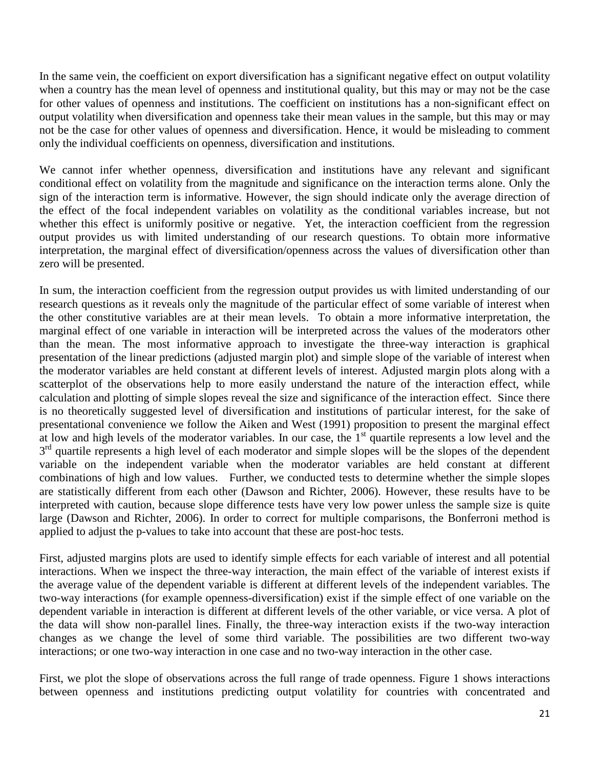In the same vein, the coefficient on export diversification has a significant negative effect on output volatility when a country has the mean level of openness and institutional quality, but this may or may not be the case for other values of openness and institutions. The coefficient on institutions has a non-significant effect on output volatility when diversification and openness take their mean values in the sample, but this may or may not be the case for other values of openness and diversification. Hence, it would be misleading to comment only the individual coefficients on openness, diversification and institutions.

We cannot infer whether openness, diversification and institutions have any relevant and significant conditional effect on volatility from the magnitude and significance on the interaction terms alone. Only the sign of the interaction term is informative. However, the sign should indicate only the average direction of the effect of the focal independent variables on volatility as the conditional variables increase, but not whether this effect is uniformly positive or negative. Yet, the interaction coefficient from the regression output provides us with limited understanding of our research questions. To obtain more informative interpretation, the marginal effect of diversification/openness across the values of diversification other than zero will be presented.

In sum, the interaction coefficient from the regression output provides us with limited understanding of our research questions as it reveals only the magnitude of the particular effect of some variable of interest when the other constitutive variables are at their mean levels. To obtain a more informative interpretation, the marginal effect of one variable in interaction will be interpreted across the values of the moderators other than the mean. The most informative approach to investigate the three-way interaction is graphical presentation of the linear predictions (adjusted margin plot) and simple slope of the variable of interest when the moderator variables are held constant at different levels of interest. Adjusted margin plots along with a scatterplot of the observations help to more easily understand the nature of the interaction effect, while calculation and plotting of simple slopes reveal the size and significance of the interaction effect. Since there is no theoretically suggested level of diversification and institutions of particular interest, for the sake of presentational convenience we follow the Aiken and West (1991) proposition to present the marginal effect at low and high levels of the moderator variables. In our case, the 1st quartile represents a low level and the 3rd quartile represents a high level of each moderator and simple slopes will be the slopes of the dependent variable on the independent variable when the moderator variables are held constant at different combinations of high and low values. Further, we conducted tests to determine whether the simple slopes are statistically different from each other (Dawson and Richter, 2006). However, these results have to be interpreted with caution, because slope difference tests have very low power unless the sample size is quite large (Dawson and Richter, 2006). In order to correct for multiple comparisons, the Bonferroni method is applied to adjust the p-values to take into account that these are post-hoc tests.

First, adjusted margins plots are used to identify simple effects for each variable of interest and all potential interactions. When we inspect the three-way interaction, the main effect of the variable of interest exists if the average value of the dependent variable is different at different levels of the independent variables. The two-way interactions (for example openness-diversification) exist if the simple effect of one variable on the dependent variable in interaction is different at different levels of the other variable, or vice versa. A plot of the data will show non-parallel lines. Finally, the three-way interaction exists if the two-way interaction changes as we change the level of some third variable. The possibilities are two different two-way interactions; or one two-way interaction in one case and no two-way interaction in the other case.

First, we plot the slope of observations across the full range of trade openness. Figure 1 shows interactions between openness and institutions predicting output volatility for countries with concentrated and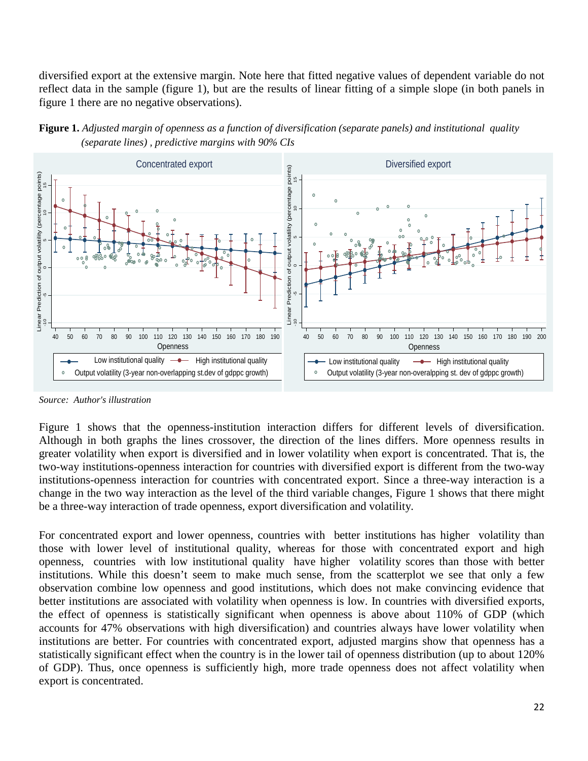diversified export at the extensive margin. Note here that fitted negative values of dependent variable do not reflect data in the sample (figure 1), but are the results of linear fitting of a simple slope (in both panels in figure 1 there are no negative observations).

**Figure 1.** *Adjusted margin of openness as a function of diversification (separate panels) and institutional quality (separate lines) , predictive margins with 90% CIs*

*Source: Author's illustration*

Figure 1 shows that the openness-institution interaction differs for different levels of diversification. Although in both graphs the lines crossover, the direction of the lines differs. More openness results in greater volatility when export is diversified and in lower volatility when export is concentrated. That is, the two-way institutions-openness interaction for countries with diversified export is different from the two-way institutions-openness interaction for countries with concentrated export. Since a three-way interaction is a change in the two way interaction as the level of the third variable changes, Figure 1 shows that there might be a three-way interaction of trade openness, export diversification and volatility.

For concentrated export and lower openness, countries with better institutions has higher volatility than those with lower level of institutional quality, whereas for those with concentrated export and high openness, countries with low institutional quality have higher volatility scores than those with better institutions. While this doesn't seem to make much sense, from the scatterplot we see that only a few observation combine low openness and good institutions, which does not make convincing evidence that better institutions are associated with volatility when openness is low. In countries with diversified exports, the effect of openness is statistically significant when openness is above about 110% of GDP (which accounts for 47% observations with high diversification) and countries always have lower volatility when institutions are better. For countries with concentrated export, adjusted margins show that openness has a statistically significant effect when the country is in the lower tail of openness distribution (up to about 120% of GDP). Thus, once openness is sufficiently high, more trade openness does not affect volatility when export is concentrated.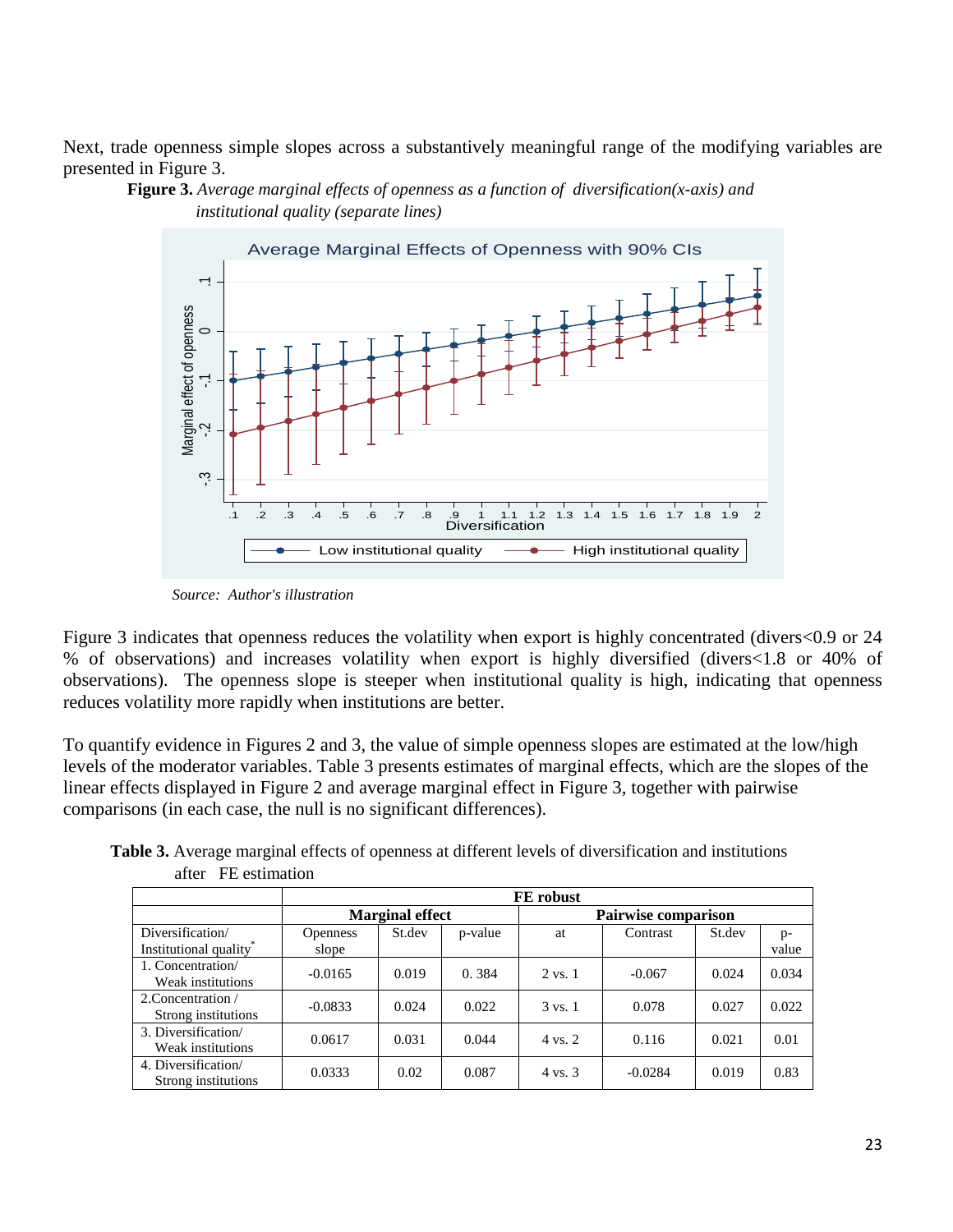Next, trade openness simple slopes across a substantively meaningful range of the modifying variables are presented in Figure 3.

**Figure 3.** *Average marginal effects of openness as a function of diversification(x-axis) and institutional quality (separate lines)*

*Source: Author's illustration*

Figure 3 indicates that openness reduces the volatility when export is highly concentrated (divers<0.9 or 24 % of observations) and increases volatility when export is highly diversified (divers<1.8 or 40% of observations). The openness slope is steeper when institutional quality is high, indicating that openness reduces volatility more rapidly when institutions are better.

To quantify evidence in Figures 2 and 3, the value of simple openness slopes are estimated at the low/high levels of the moderator variables. Table 3 presents estimates of marginal effects, which are the slopes of the linear effects displayed in Figure 2 and average marginal effect in Figure 3, together with pairwise comparisons (in each case, the null is no significant differences).

**Table 3.** Average marginal effects of openness at different levels of diversification and institutions after FE estimation

| | FE robust | | | | | | |
|---|---|---|---|---|---|---|---|
| | **Marginal effect** | | | **Pairwise comparison** | | | |
| Diversification/ Institutional quality* | Openness slope | St.dev | p-value | at | Contrast | St.dev | p-value |
| 1. Concentration/ Weak institutions | -0.0165 | 0.019 | 0. 384 | 2 vs. 1 | -0.067 | 0.024 | 0.034 |
| 2.Concentration / Strong institutions | -0.0833 | 0.024 | 0.022 | 3 vs. 1 | 0.078 | 0.027 | 0.022 |
| 3. Diversification/ Weak institutions | 0.0617 | 0.031 | 0.044 | 4 vs. 2 | 0.116 | 0.021 | 0.01 |
| 4. Diversification/ Strong institutions | 0.0333 | 0.02 | 0.087 | 4 vs. 3 | -0.0284 | 0.019 | 0.83 |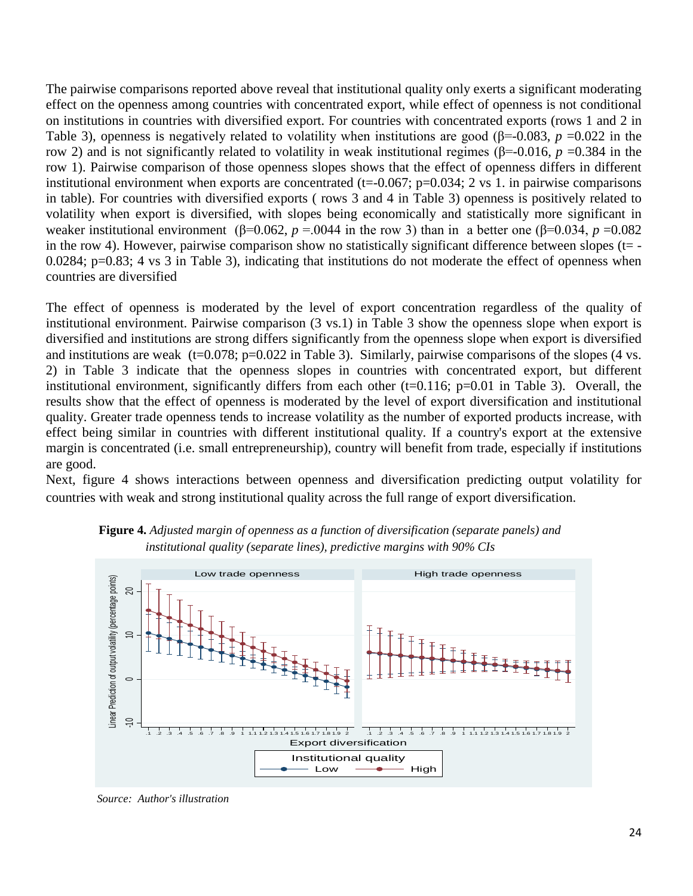The pairwise comparisons reported above reveal that institutional quality only exerts a significant moderating effect on the openness among countries with concentrated export, while effect of openness is not conditional on institutions in countries with diversified export. For countries with concentrated exports (rows 1 and 2 in Table 3), openness is negatively related to volatility when institutions are good (β=-0.083, *p* =0.022 in the row 2) and is not significantly related to volatility in weak institutional regimes (β=-0.016, *p* =0.384 in the row 1). Pairwise comparison of those openness slopes shows that the effect of openness differs in different institutional environment when exports are concentrated (t=-0.067; p=0.034; 2 vs 1. in pairwise comparisons in table). For countries with diversified exports ( rows 3 and 4 in Table 3) openness is positively related to volatility when export is diversified, with slopes being economically and statistically more significant in weaker institutional environment (β=0.062, *p* =.0044 in the row 3) than in a better one (β=0.034, *p* =0.082 in the row 4). However, pairwise comparison show no statistically significant difference between slopes (t= -0.0284; p=0.83; 4 vs 3 in Table 3), indicating that institutions do not moderate the effect of openness when countries are diversified

The effect of openness is moderated by the level of export concentration regardless of the quality of institutional environment. Pairwise comparison (3 vs.1) in Table 3 show the openness slope when export is diversified and institutions are strong differs significantly from the openness slope when export is diversified and institutions are weak (t=0.078; p=0.022 in Table 3). Similarly, pairwise comparisons of the slopes (4 vs. 2) in Table 3 indicate that the openness slopes in countries with concentrated export, but different institutional environment, significantly differs from each other (t=0.116; p=0.01 in Table 3). Overall, the results show that the effect of openness is moderated by the level of export diversification and institutional quality. Greater trade openness tends to increase volatility as the number of exported products increase, with effect being similar in countries with different institutional quality. If a country's export at the extensive margin is concentrated (i.e. small entrepreneurship), country will benefit from trade, especially if institutions are good.

Next, figure 4 shows interactions between openness and diversification predicting output volatility for countries with weak and strong institutional quality across the full range of export diversification.

**Figure 4.** *Adjusted margin of openness as a function of diversification (separate panels) and institutional quality (separate lines), predictive margins with 90% CIs*

*Source: Author's illustration*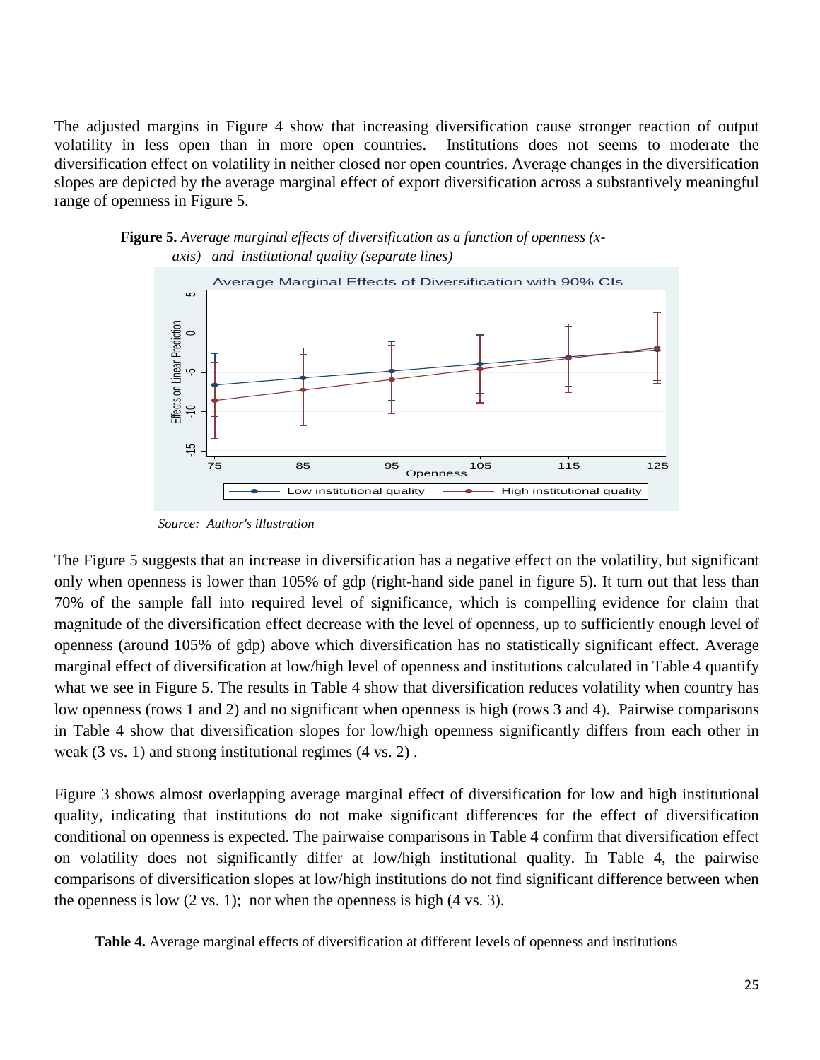The adjusted margins in Figure 4 show that increasing diversification cause stronger reaction of output volatility in less open than in more open countries. Institutions does not seems to moderate the diversification effect on volatility in neither closed nor open countries. Average changes in the diversification slopes are depicted by the average marginal effect of export diversification across a substantively meaningful range of openness in Figure 5.

**Figure 5.** *Average marginal effects of diversification as a function of openness (x-axis) and institutional quality (separate lines)*

*Source: Author's illustration*

The Figure 5 suggests that an increase in diversification has a negative effect on the volatility, but significant only when openness is lower than 105% of gdp (right-hand side panel in figure 5). It turn out that less than 70% of the sample fall into required level of significance, which is compelling evidence for claim that magnitude of the diversification effect decrease with the level of openness, up to sufficiently enough level of openness (around 105% of gdp) above which diversification has no statistically significant effect. Average marginal effect of diversification at low/high level of openness and institutions calculated in Table 4 quantify what we see in Figure 5. The results in Table 4 show that diversification reduces volatility when country has low openness (rows 1 and 2) and no significant when openness is high (rows 3 and 4). Pairwise comparisons in Table 4 show that diversification slopes for low/high openness significantly differs from each other in weak (3 vs. 1) and strong institutional regimes (4 vs. 2) .

Figure 3 shows almost overlapping average marginal effect of diversification for low and high institutional quality, indicating that institutions do not make significant differences for the effect of diversification conditional on openness is expected. The pairwaise comparisons in Table 4 confirm that diversification effect on volatility does not significantly differ at low/high institutional quality. In Table 4, the pairwise comparisons of diversification slopes at low/high institutions do not find significant difference between when the openness is low (2 vs. 1); nor when the openness is high (4 vs. 3).

**Table 4.** Average marginal effects of diversification at different levels of openness and institutions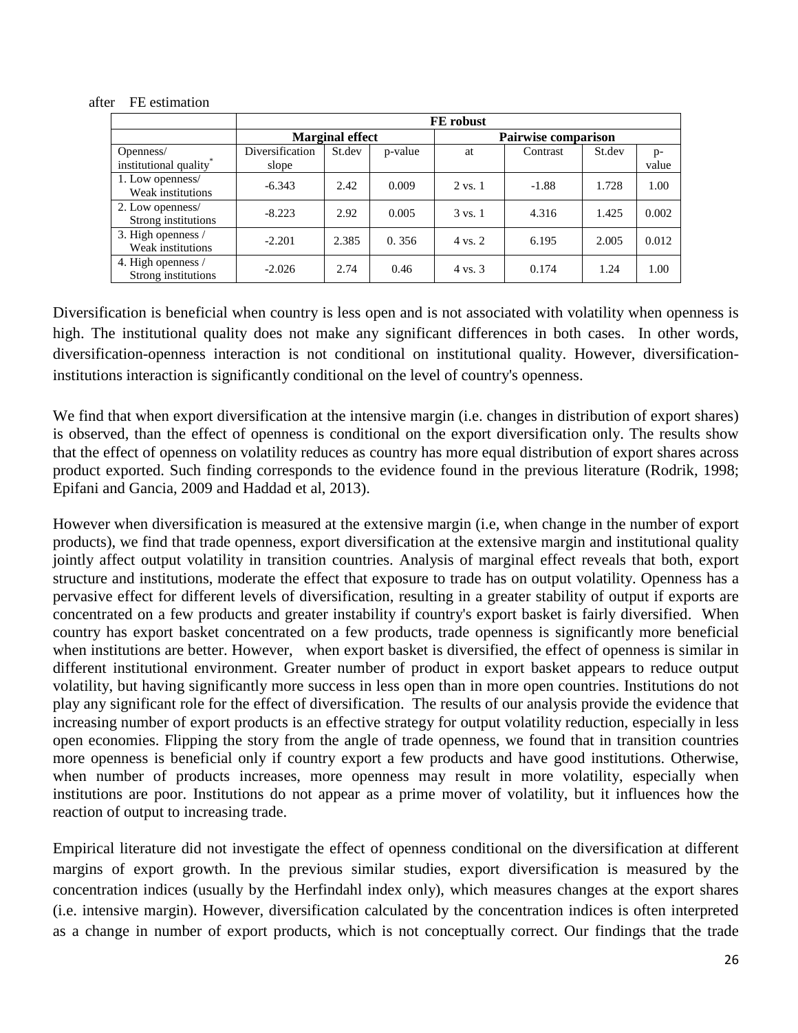after FE estimation

| | FE robust | | | | | | |
|---|---|---|---|---|---|---|---|
| | Marginal effect | | | Pairwise comparison | | | |
| Openness/ institutional quality* | Diversification slope | St.dev | p-value | at | Contrast | St.dev | p-value |
| 1. Low openness/ Weak institutions | -6.343 | 2.42 | 0.009 | 2 vs. 1 | -1.88 | 1.728 | 1.00 |
| 2. Low openness/ Strong institutions | -8.223 | 2.92 | 0.005 | 3 vs. 1 | 4.316 | 1.425 | 0.002 |
| 3. High openness / Weak institutions | -2.201 | 2.385 | 0. 356 | 4 vs. 2 | 6.195 | 2.005 | 0.012 |
| 4. High openness / Strong institutions | -2.026 | 2.74 | 0.46 | 4 vs. 3 | 0.174 | 1.24 | 1.00 |

Diversification is beneficial when country is less open and is not associated with volatility when openness is high. The institutional quality does not make any significant differences in both cases. In other words, diversification-openness interaction is not conditional on institutional quality. However, diversification-institutions interaction is significantly conditional on the level of country's openness.

We find that when export diversification at the intensive margin (i.e. changes in distribution of export shares) is observed, than the effect of openness is conditional on the export diversification only. The results show that the effect of openness on volatility reduces as country has more equal distribution of export shares across product exported. Such finding corresponds to the evidence found in the previous literature (Rodrik, 1998; Epifani and Gancia, 2009 and Haddad et al, 2013).

However when diversification is measured at the extensive margin (i.e, when change in the number of export products), we find that trade openness, export diversification at the extensive margin and institutional quality jointly affect output volatility in transition countries. Analysis of marginal effect reveals that both, export structure and institutions, moderate the effect that exposure to trade has on output volatility. Openness has a pervasive effect for different levels of diversification, resulting in a greater stability of output if exports are concentrated on a few products and greater instability if country's export basket is fairly diversified. When country has export basket concentrated on a few products, trade openness is significantly more beneficial when institutions are better. However, when export basket is diversified, the effect of openness is similar in different institutional environment. Greater number of product in export basket appears to reduce output volatility, but having significantly more success in less open than in more open countries. Institutions do not play any significant role for the effect of diversification. The results of our analysis provide the evidence that increasing number of export products is an effective strategy for output volatility reduction, especially in less open economies. Flipping the story from the angle of trade openness, we found that in transition countries more openness is beneficial only if country export a few products and have good institutions. Otherwise, when number of products increases, more openness may result in more volatility, especially when institutions are poor. Institutions do not appear as a prime mover of volatility, but it influences how the reaction of output to increasing trade.

Empirical literature did not investigate the effect of openness conditional on the diversification at different margins of export growth. In the previous similar studies, export diversification is measured by the concentration indices (usually by the Herfindahl index only), which measures changes at the export shares (i.e. intensive margin). However, diversification calculated by the concentration indices is often interpreted as a change in number of export products, which is not conceptually correct. Our findings that the trade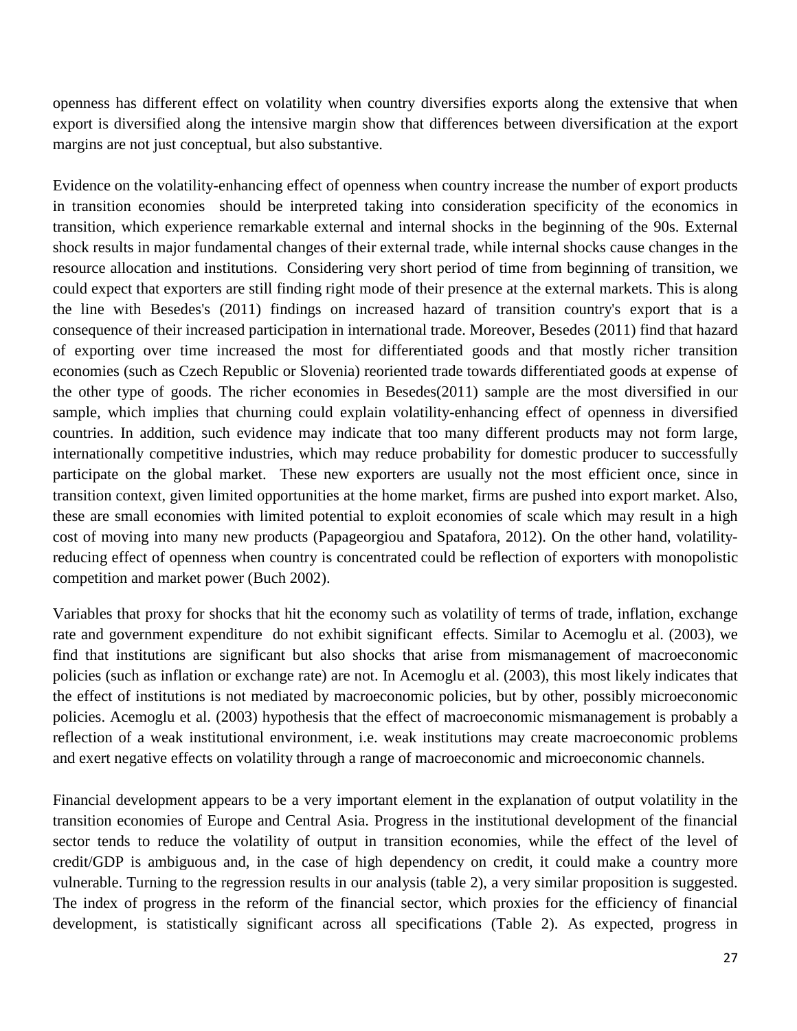openness has different effect on volatility when country diversifies exports along the extensive that when export is diversified along the intensive margin show that differences between diversification at the export margins are not just conceptual, but also substantive.

Evidence on the volatility-enhancing effect of openness when country increase the number of export products in transition economies should be interpreted taking into consideration specificity of the economics in transition, which experience remarkable external and internal shocks in the beginning of the 90s. External shock results in major fundamental changes of their external trade, while internal shocks cause changes in the resource allocation and institutions. Considering very short period of time from beginning of transition, we could expect that exporters are still finding right mode of their presence at the external markets. This is along the line with Besedes's (2011) findings on increased hazard of transition country's export that is a consequence of their increased participation in international trade. Moreover, Besedes (2011) find that hazard of exporting over time increased the most for differentiated goods and that mostly richer transition economies (such as Czech Republic or Slovenia) reoriented trade towards differentiated goods at expense of the other type of goods. The richer economies in Besedes(2011) sample are the most diversified in our sample, which implies that churning could explain volatility-enhancing effect of openness in diversified countries. In addition, such evidence may indicate that too many different products may not form large, internationally competitive industries, which may reduce probability for domestic producer to successfully participate on the global market. These new exporters are usually not the most efficient once, since in transition context, given limited opportunities at the home market, firms are pushed into export market. Also, these are small economies with limited potential to exploit economies of scale which may result in a high cost of moving into many new products (Papageorgiou and Spatafora, 2012). On the other hand, volatility-reducing effect of openness when country is concentrated could be reflection of exporters with monopolistic competition and market power (Buch 2002).

Variables that proxy for shocks that hit the economy such as volatility of terms of trade, inflation, exchange rate and government expenditure do not exhibit significant effects. Similar to Acemoglu et al. (2003), we find that institutions are significant but also shocks that arise from mismanagement of macroeconomic policies (such as inflation or exchange rate) are not. In Acemoglu et al. (2003), this most likely indicates that the effect of institutions is not mediated by macroeconomic policies, but by other, possibly microeconomic policies. Acemoglu et al. (2003) hypothesis that the effect of macroeconomic mismanagement is probably a reflection of a weak institutional environment, i.e. weak institutions may create macroeconomic problems and exert negative effects on volatility through a range of macroeconomic and microeconomic channels.

Financial development appears to be a very important element in the explanation of output volatility in the transition economies of Europe and Central Asia. Progress in the institutional development of the financial sector tends to reduce the volatility of output in transition economies, while the effect of the level of credit/GDP is ambiguous and, in the case of high dependency on credit, it could make a country more vulnerable. Turning to the regression results in our analysis (table 2), a very similar proposition is suggested. The index of progress in the reform of the financial sector, which proxies for the efficiency of financial development, is statistically significant across all specifications (Table 2). As expected, progress in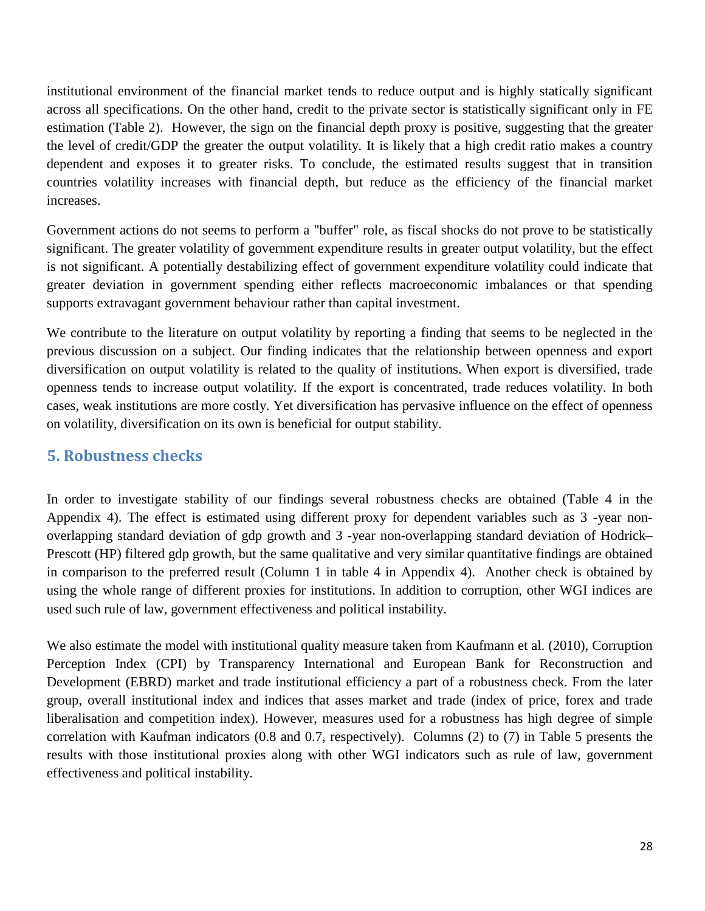institutional environment of the financial market tends to reduce output and is highly statically significant across all specifications. On the other hand, credit to the private sector is statistically significant only in FE estimation (Table 2). However, the sign on the financial depth proxy is positive, suggesting that the greater the level of credit/GDP the greater the output volatility. It is likely that a high credit ratio makes a country dependent and exposes it to greater risks. To conclude, the estimated results suggest that in transition countries volatility increases with financial depth, but reduce as the efficiency of the financial market increases.

Government actions do not seems to perform a "buffer" role, as fiscal shocks do not prove to be statistically significant. The greater volatility of government expenditure results in greater output volatility, but the effect is not significant. A potentially destabilizing effect of government expenditure volatility could indicate that greater deviation in government spending either reflects macroeconomic imbalances or that spending supports extravagant government behaviour rather than capital investment.

We contribute to the literature on output volatility by reporting a finding that seems to be neglected in the previous discussion on a subject. Our finding indicates that the relationship between openness and export diversification on output volatility is related to the quality of institutions. When export is diversified, trade openness tends to increase output volatility. If the export is concentrated, trade reduces volatility. In both cases, weak institutions are more costly. Yet diversification has pervasive influence on the effect of openness on volatility, diversification on its own is beneficial for output stability.

## 5. Robustness checks

In order to investigate stability of our findings several robustness checks are obtained (Table 4 in the Appendix 4). The effect is estimated using different proxy for dependent variables such as 3 -year non-overlapping standard deviation of gdp growth and 3 -year non-overlapping standard deviation of Hodrick–Prescott (HP) filtered gdp growth, but the same qualitative and very similar quantitative findings are obtained in comparison to the preferred result (Column 1 in table 4 in Appendix 4). Another check is obtained by using the whole range of different proxies for institutions. In addition to corruption, other WGI indices are used such rule of law, government effectiveness and political instability.

We also estimate the model with institutional quality measure taken from Kaufmann et al. (2010), Corruption Perception Index (CPI) by Transparency International and European Bank for Reconstruction and Development (EBRD) market and trade institutional efficiency a part of a robustness check. From the later group, overall institutional index and indices that asses market and trade (index of price, forex and trade liberalisation and competition index). However, measures used for a robustness has high degree of simple correlation with Kaufman indicators (0.8 and 0.7, respectively). Columns (2) to (7) in Table 5 presents the results with those institutional proxies along with other WGI indicators such as rule of law, government effectiveness and political instability.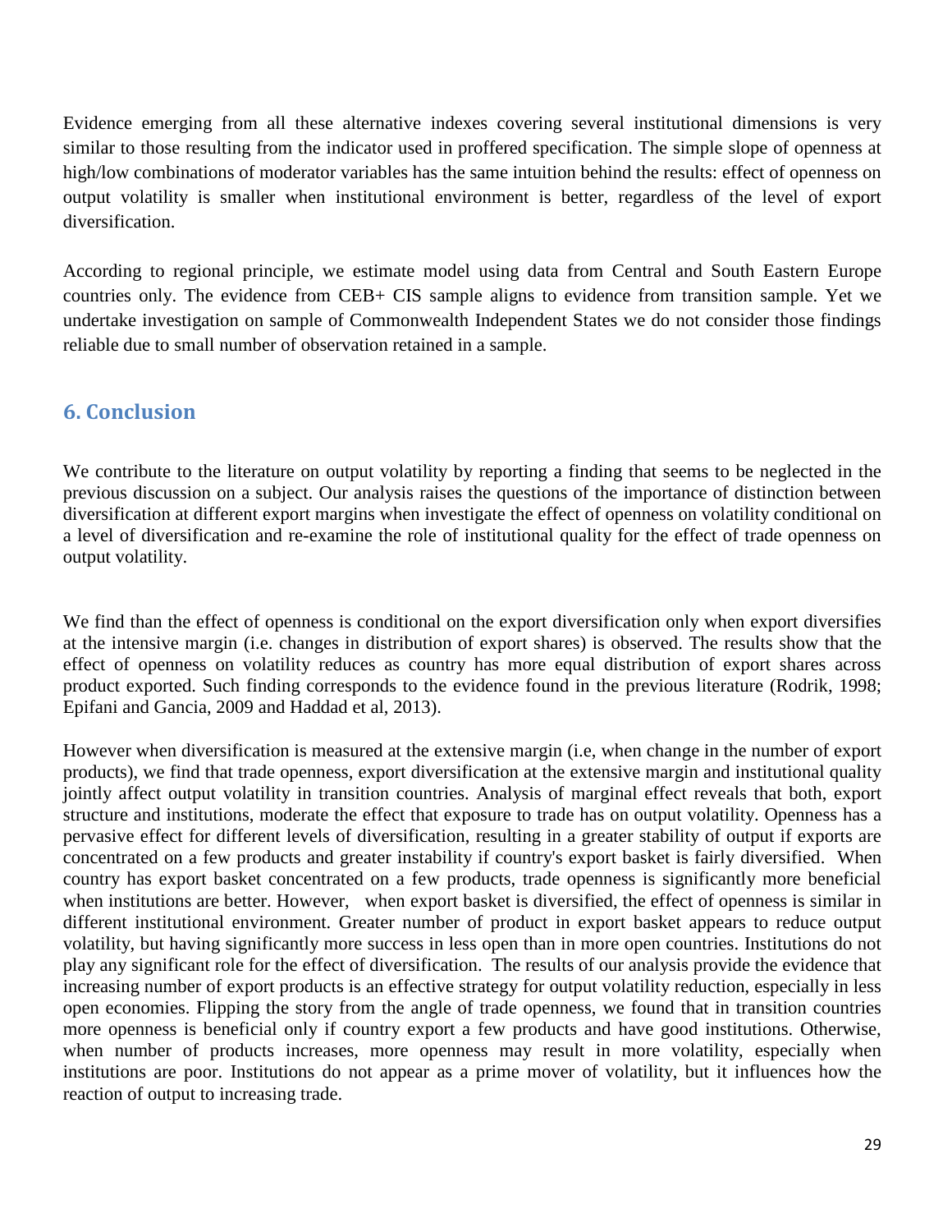Evidence emerging from all these alternative indexes covering several institutional dimensions is very similar to those resulting from the indicator used in proffered specification. The simple slope of openness at high/low combinations of moderator variables has the same intuition behind the results: effect of openness on output volatility is smaller when institutional environment is better, regardless of the level of export diversification.

According to regional principle, we estimate model using data from Central and South Eastern Europe countries only. The evidence from CEB+ CIS sample aligns to evidence from transition sample. Yet we undertake investigation on sample of Commonwealth Independent States we do not consider those findings reliable due to small number of observation retained in a sample.

## 6. Conclusion

We contribute to the literature on output volatility by reporting a finding that seems to be neglected in the previous discussion on a subject. Our analysis raises the questions of the importance of distinction between diversification at different export margins when investigate the effect of openness on volatility conditional on a level of diversification and re-examine the role of institutional quality for the effect of trade openness on output volatility.

We find than the effect of openness is conditional on the export diversification only when export diversifies at the intensive margin (i.e. changes in distribution of export shares) is observed. The results show that the effect of openness on volatility reduces as country has more equal distribution of export shares across product exported. Such finding corresponds to the evidence found in the previous literature (Rodrik, 1998; Epifani and Gancia, 2009 and Haddad et al, 2013).

However when diversification is measured at the extensive margin (i.e, when change in the number of export products), we find that trade openness, export diversification at the extensive margin and institutional quality jointly affect output volatility in transition countries. Analysis of marginal effect reveals that both, export structure and institutions, moderate the effect that exposure to trade has on output volatility. Openness has a pervasive effect for different levels of diversification, resulting in a greater stability of output if exports are concentrated on a few products and greater instability if country's export basket is fairly diversified. When country has export basket concentrated on a few products, trade openness is significantly more beneficial when institutions are better. However, when export basket is diversified, the effect of openness is similar in different institutional environment. Greater number of product in export basket appears to reduce output volatility, but having significantly more success in less open than in more open countries. Institutions do not play any significant role for the effect of diversification. The results of our analysis provide the evidence that increasing number of export products is an effective strategy for output volatility reduction, especially in less open economies. Flipping the story from the angle of trade openness, we found that in transition countries more openness is beneficial only if country export a few products and have good institutions. Otherwise, when number of products increases, more openness may result in more volatility, especially when institutions are poor. Institutions do not appear as a prime mover of volatility, but it influences how the reaction of output to increasing trade.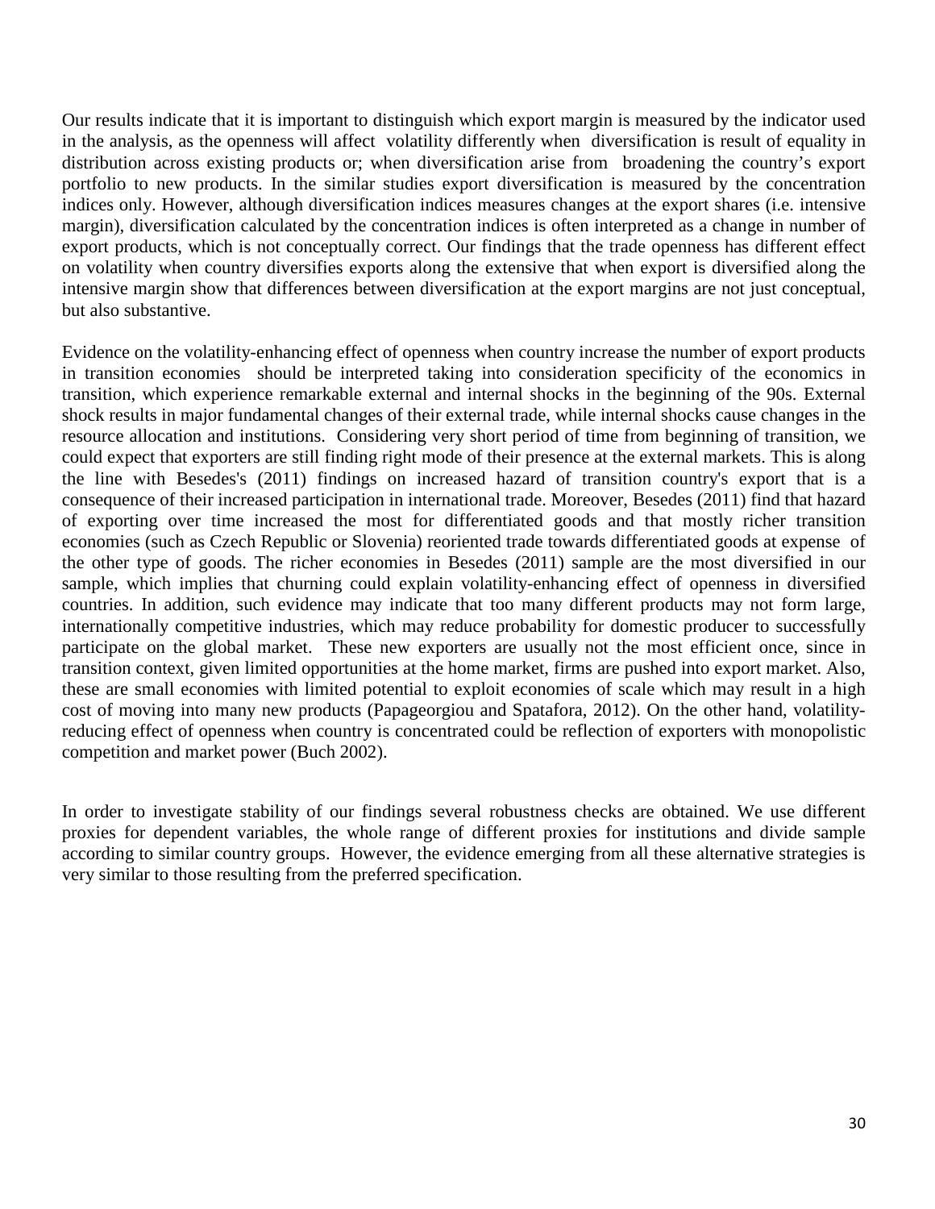Our results indicate that it is important to distinguish which export margin is measured by the indicator used in the analysis, as the openness will affect volatility differently when diversification is result of equality in distribution across existing products or; when diversification arise from broadening the country's export portfolio to new products. In the similar studies export diversification is measured by the concentration indices only. However, although diversification indices measures changes at the export shares (i.e. intensive margin), diversification calculated by the concentration indices is often interpreted as a change in number of export products, which is not conceptually correct. Our findings that the trade openness has different effect on volatility when country diversifies exports along the extensive that when export is diversified along the intensive margin show that differences between diversification at the export margins are not just conceptual, but also substantive.

Evidence on the volatility-enhancing effect of openness when country increase the number of export products in transition economies should be interpreted taking into consideration specificity of the economics in transition, which experience remarkable external and internal shocks in the beginning of the 90s. External shock results in major fundamental changes of their external trade, while internal shocks cause changes in the resource allocation and institutions. Considering very short period of time from beginning of transition, we could expect that exporters are still finding right mode of their presence at the external markets. This is along the line with Besedes's (2011) findings on increased hazard of transition country's export that is a consequence of their increased participation in international trade. Moreover, Besedes (2011) find that hazard of exporting over time increased the most for differentiated goods and that mostly richer transition economies (such as Czech Republic or Slovenia) reoriented trade towards differentiated goods at expense of the other type of goods. The richer economies in Besedes (2011) sample are the most diversified in our sample, which implies that churning could explain volatility-enhancing effect of openness in diversified countries. In addition, such evidence may indicate that too many different products may not form large, internationally competitive industries, which may reduce probability for domestic producer to successfully participate on the global market. These new exporters are usually not the most efficient once, since in transition context, given limited opportunities at the home market, firms are pushed into export market. Also, these are small economies with limited potential to exploit economies of scale which may result in a high cost of moving into many new products (Papageorgiou and Spatafora, 2012). On the other hand, volatility-reducing effect of openness when country is concentrated could be reflection of exporters with monopolistic competition and market power (Buch 2002).

In order to investigate stability of our findings several robustness checks are obtained. We use different proxies for dependent variables, the whole range of different proxies for institutions and divide sample according to similar country groups. However, the evidence emerging from all these alternative strategies is very similar to those resulting from the preferred specification.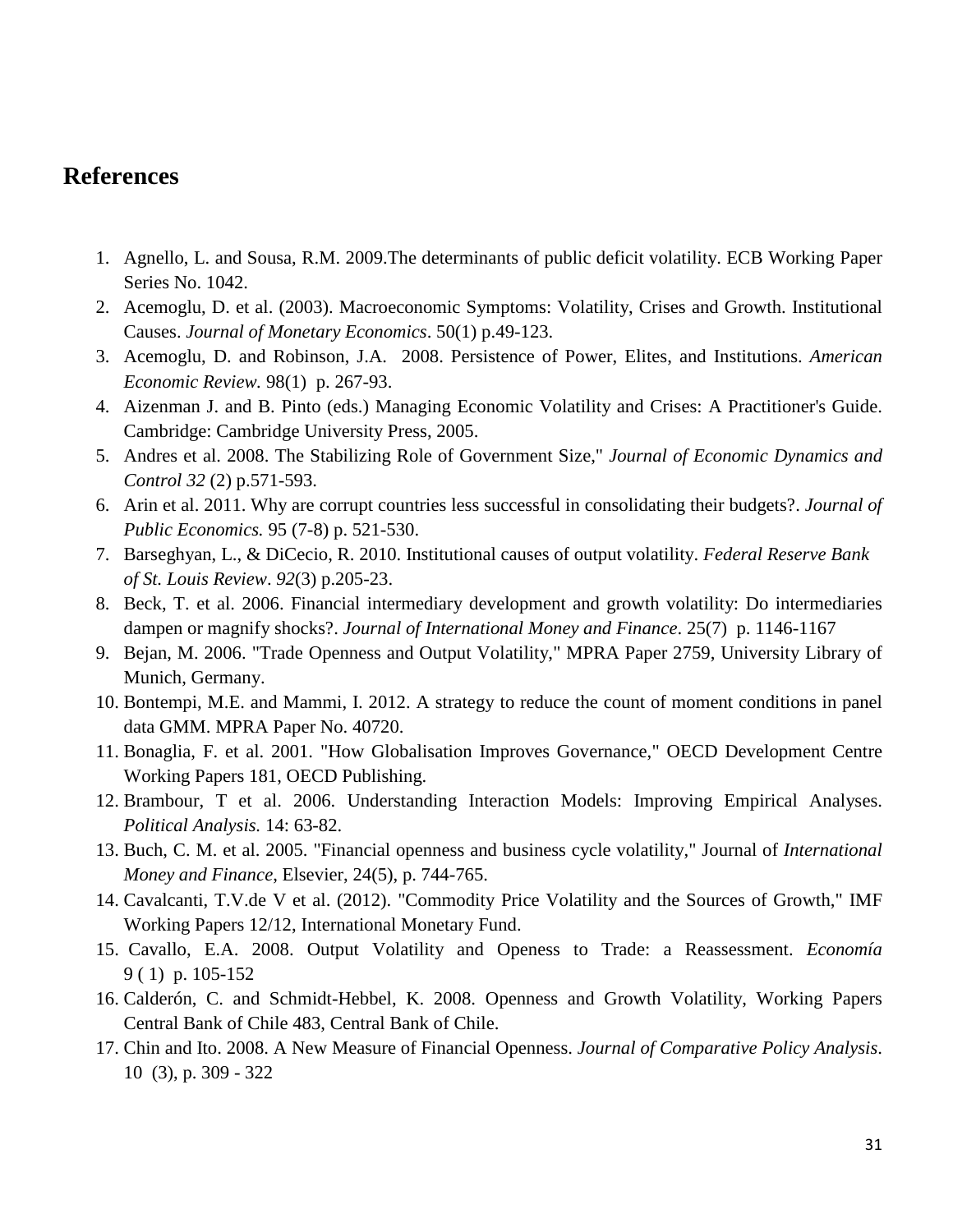# References

1. Agnello, L. and Sousa, R.M. 2009.The determinants of public deficit volatility. ECB Working Paper Series No. 1042.
2. Acemoglu, D. et al. (2003). Macroeconomic Symptoms: Volatility, Crises and Growth. Institutional Causes. *Journal of Monetary Economics*. 50(1) p.49-123.
3. Acemoglu, D. and Robinson, J.A. 2008. Persistence of Power, Elites, and Institutions. *American Economic Review.* 98(1) p. 267-93.
4. Aizenman J. and B. Pinto (eds.) Managing Economic Volatility and Crises: A Practitioner's Guide. Cambridge: Cambridge University Press, 2005.
5. Andres et al. 2008. The Stabilizing Role of Government Size," *Journal of Economic Dynamics and Control 32* (2) p.571-593.
6. Arin et al. 2011. Why are corrupt countries less successful in consolidating their budgets?. *Journal of Public Economics.* 95 (7-8) p. 521-530.
7. Barseghyan, L., & DiCecio, R. 2010. Institutional causes of output volatility. *Federal Reserve Bank of St. Louis Review*. *92*(3) p.205-23.
8. Beck, T. et al. 2006. Financial intermediary development and growth volatility: Do intermediaries dampen or magnify shocks?. *Journal of International Money and Finance*. 25(7) p. 1146-1167
9. Bejan, M. 2006. "Trade Openness and Output Volatility," MPRA Paper 2759, University Library of Munich, Germany.
10. Bontempi, M.E. and Mammi, I. 2012. A strategy to reduce the count of moment conditions in panel data GMM. MPRA Paper No. 40720.
11. Bonaglia, F. et al. 2001. "How Globalisation Improves Governance," OECD Development Centre Working Papers 181, OECD Publishing.
12. Brambour, T et al. 2006. Understanding Interaction Models: Improving Empirical Analyses. *Political Analysis.* 14: 63-82.
13. Buch, C. M. et al. 2005. "Financial openness and business cycle volatility," Journal of *International Money and Finance*, Elsevier, 24(5), p. 744-765.
14. Cavalcanti, T.V.de V et al. (2012). "Commodity Price Volatility and the Sources of Growth," IMF Working Papers 12/12, International Monetary Fund.
15. Cavallo, E.A. 2008. Output Volatility and Openess to Trade: a Reassessment. *Economía* 9 ( 1) p. 105-152
16. Calderón, C. and Schmidt-Hebbel, K. 2008. Openness and Growth Volatility, Working Papers Central Bank of Chile 483, Central Bank of Chile.
17. Chin and Ito. 2008. A New Measure of Financial Openness. *Journal of Comparative Policy Analysis*. 10 (3), p. 309 - 322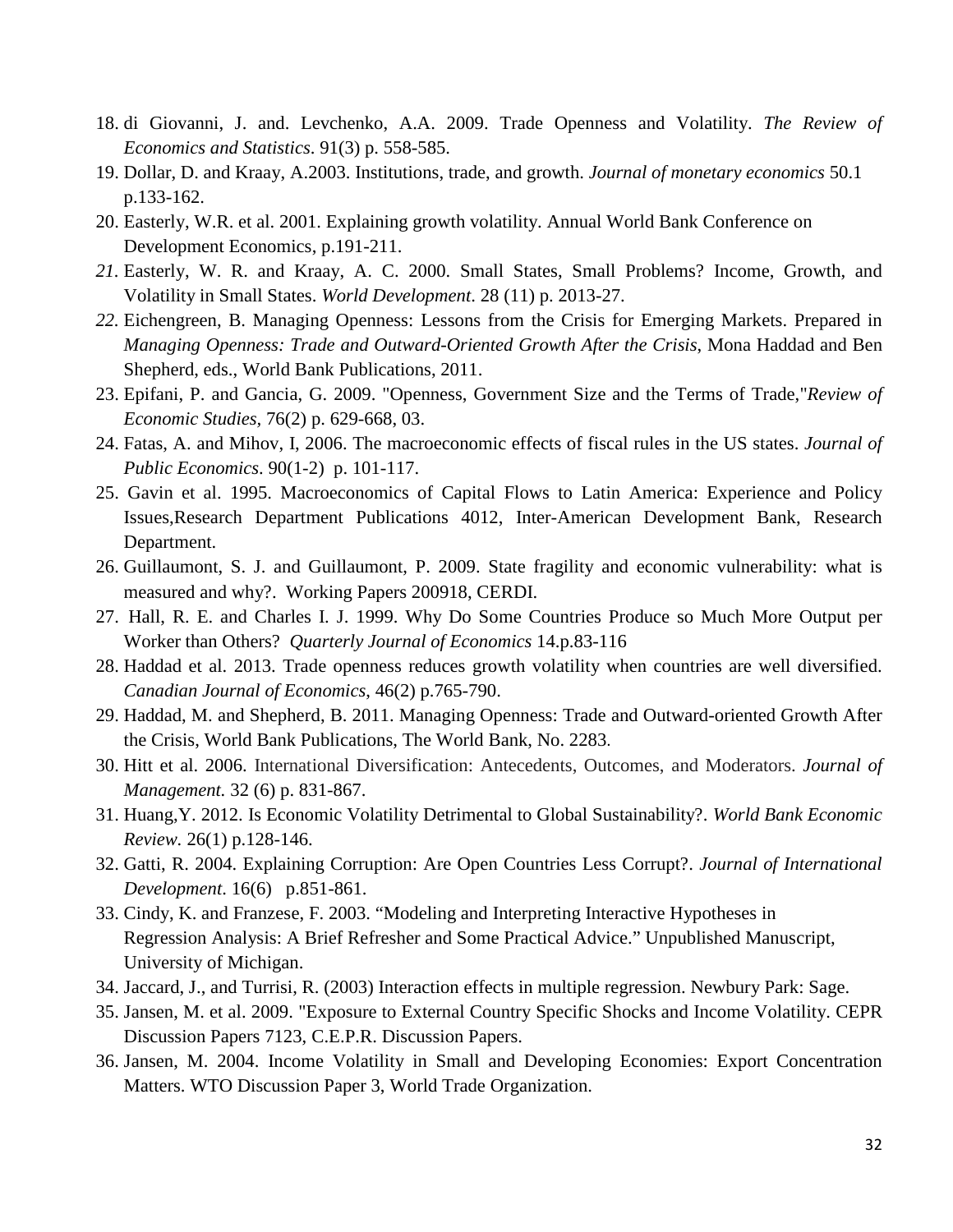18. di Giovanni, J. and. Levchenko, A.A. 2009. Trade Openness and Volatility. *The Review of Economics and Statistics*. 91(3) p. 558-585.
19. Dollar, D. and Kraay, A.2003. Institutions, trade, and growth. *Journal of monetary economics* 50.1 p.133-162.
20. Easterly, W.R. et al. 2001. Explaining growth volatility. Annual World Bank Conference on Development Economics, p.191-211.
21. Easterly, W. R. and Kraay, A. C. 2000. Small States, Small Problems? Income, Growth, and Volatility in Small States. *World Development*. 28 (11) p. 2013-27.
22. Eichengreen, B. Managing Openness: Lessons from the Crisis for Emerging Markets. Prepared in *Managing Openness: Trade and Outward-Oriented Growth After the Crisis*, Mona Haddad and Ben Shepherd, eds., World Bank Publications, 2011.
23. Epifani, P. and Gancia, G. 2009. "Openness, Government Size and the Terms of Trade,"*Review of Economic Studies*, 76(2) p. 629-668, 03.
24. Fatas, A. and Mihov, I, 2006. The macroeconomic effects of fiscal rules in the US states. *Journal of Public Economics*. 90(1-2) p. 101-117.
25. Gavin et al. 1995. Macroeconomics of Capital Flows to Latin America: Experience and Policy Issues,Research Department Publications 4012, Inter-American Development Bank, Research Department.
26. Guillaumont, S. J. and Guillaumont, P. 2009. State fragility and economic vulnerability: what is measured and why?. Working Papers 200918, CERDI.
27. Hall, R. E. and Charles I. J. 1999. Why Do Some Countries Produce so Much More Output per Worker than Others? *Quarterly Journal of Economics* 14.p.83-116
28. Haddad et al. 2013. Trade openness reduces growth volatility when countries are well diversified. *Canadian Journal of Economics*, 46(2) p.765-790.
29. Haddad, M. and Shepherd, B. 2011. Managing Openness: Trade and Outward-oriented Growth After the Crisis, World Bank Publications, The World Bank, No. 2283.
30. Hitt et al. 2006. International Diversification: Antecedents, Outcomes, and Moderators. *Journal of Management.* 32 (6) p. 831-867.
31. Huang,Y. 2012. Is Economic Volatility Detrimental to Global Sustainability?. *World Bank Economic Review.* 26(1) p.128-146.
32. Gatti, R. 2004. Explaining Corruption: Are Open Countries Less Corrupt?. *Journal of International Development*. 16(6) p.851-861.
33. Cindy, K. and Franzese, F. 2003. "Modeling and Interpreting Interactive Hypotheses in Regression Analysis: A Brief Refresher and Some Practical Advice." Unpublished Manuscript, University of Michigan.
34. Jaccard, J., and Turrisi, R. (2003) Interaction effects in multiple regression. Newbury Park: Sage.
35. Jansen, M. et al. 2009. "Exposure to External Country Specific Shocks and Income Volatility. CEPR Discussion Papers 7123, C.E.P.R. Discussion Papers.
36. Jansen, M. 2004. Income Volatility in Small and Developing Economies: Export Concentration Matters. WTO Discussion Paper 3, World Trade Organization.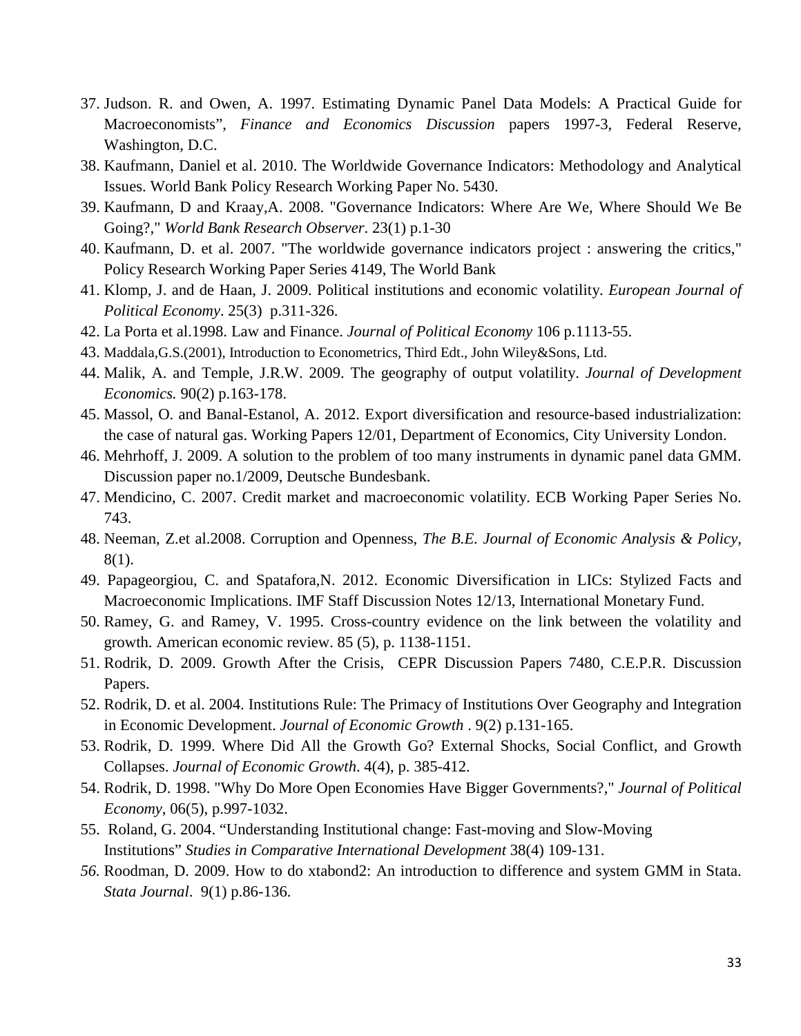37. Judson. R. and Owen, A. 1997. Estimating Dynamic Panel Data Models: A Practical Guide for Macroeconomists", *Finance and Economics Discussion* papers 1997-3, Federal Reserve, Washington, D.C.
38. Kaufmann, Daniel et al. 2010. The Worldwide Governance Indicators: Methodology and Analytical Issues. World Bank Policy Research Working Paper No. 5430.
39. Kaufmann, D and Kraay,A. 2008. "Governance Indicators: Where Are We, Where Should We Be Going?," *World Bank Research Observer*. 23(1) p.1-30
40. Kaufmann, D. et al. 2007. "The worldwide governance indicators project : answering the critics," Policy Research Working Paper Series 4149, The World Bank
41. Klomp, J. and de Haan, J. 2009. Political institutions and economic volatility. *European Journal of Political Economy*. 25(3) p.311-326.
42. La Porta et al.1998. Law and Finance. *Journal of Political Economy* 106 p.1113-55.
43. Maddala,G.S.(2001), Introduction to Econometrics, Third Edt., John Wiley&Sons, Ltd.
44. Malik, A. and Temple, J.R.W. 2009. The geography of output volatility. *Journal of Development Economics.* 90(2) p.163-178.
45. Massol, O. and Banal-Estanol, A. 2012. Export diversification and resource-based industrialization: the case of natural gas. Working Papers 12/01, Department of Economics, City University London.
46. Mehrhoff, J. 2009. A solution to the problem of too many instruments in dynamic panel data GMM. Discussion paper no.1/2009, Deutsche Bundesbank.
47. Mendicino, C. 2007. Credit market and macroeconomic volatility. ECB Working Paper Series No. 743.
48. Neeman, Z.et al.2008. Corruption and Openness, *The B.E. Journal of Economic Analysis & Policy,* 8(1).
49. Papageorgiou, C. and Spatafora,N. 2012. Economic Diversification in LICs: Stylized Facts and Macroeconomic Implications. IMF Staff Discussion Notes 12/13, International Monetary Fund.
50. Ramey, G. and Ramey, V. 1995. Cross-country evidence on the link between the volatility and growth. American economic review. 85 (5), p. 1138-1151.
51. Rodrik, D. 2009. Growth After the Crisis, CEPR Discussion Papers 7480, C.E.P.R. Discussion Papers.
52. Rodrik, D. et al. 2004. Institutions Rule: The Primacy of Institutions Over Geography and Integration in Economic Development. *Journal of Economic Growth* . 9(2) p.131-165.
53. Rodrik, D. 1999. Where Did All the Growth Go? External Shocks, Social Conflict, and Growth Collapses. *Journal of Economic Growth*. 4(4), p. 385-412.
54. Rodrik, D. 1998. "Why Do More Open Economies Have Bigger Governments?," *Journal of Political Economy*, 06(5), p.997-1032.
55. Roland, G. 2004. "Understanding Institutional change: Fast-moving and Slow-Moving Institutions" *Studies in Comparative International Development* 38(4) 109-131.
56. Roodman, D. 2009. How to do xtabond2: An introduction to difference and system GMM in Stata. *Stata Journal*. 9(1) p.86-136.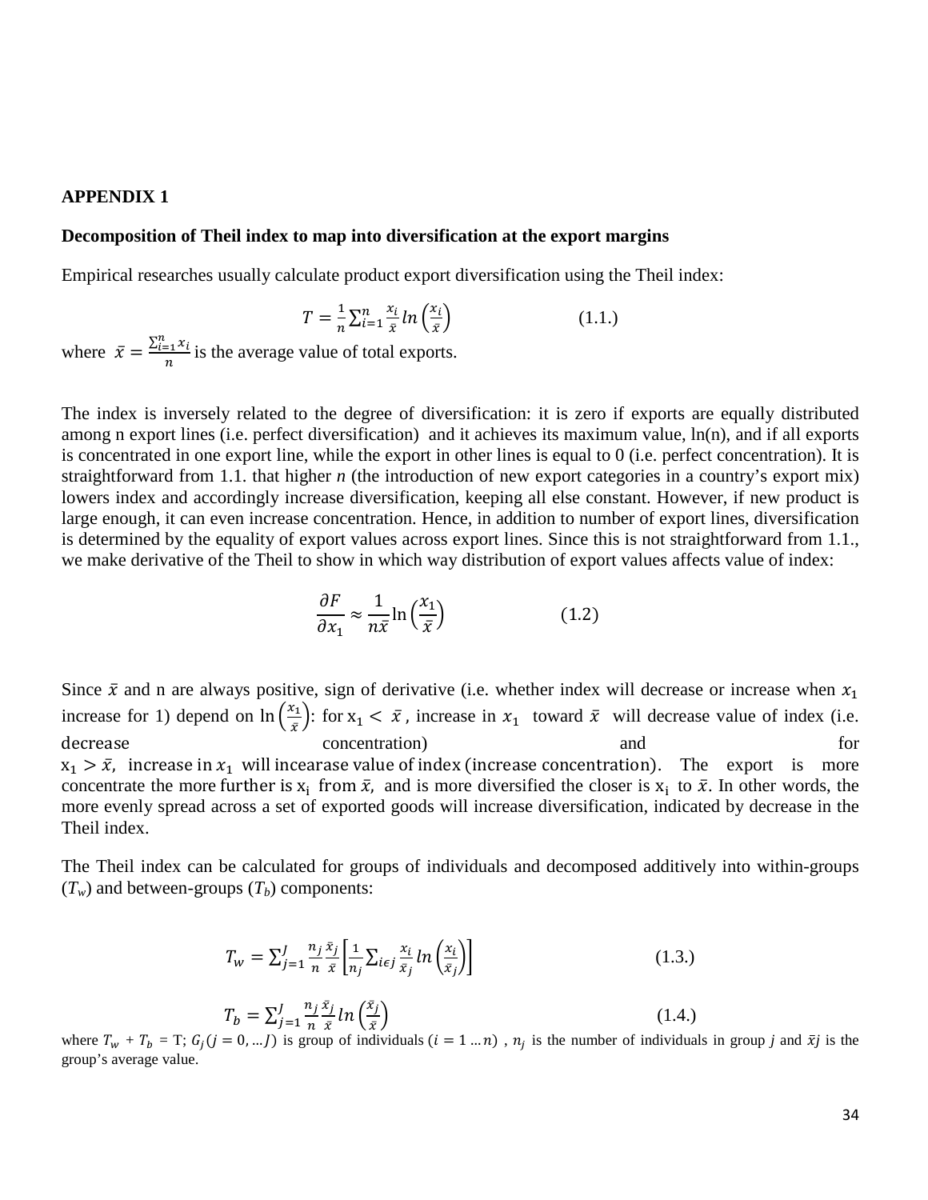**APPENDIX 1**

**Decomposition of Theil index to map into diversification at the export margins**

Empirical researches usually calculate product export diversification using the Theil index:

$$T = \frac{1}{n}\sum_{i=1}^{n} \frac{x_i}{\bar{x}} ln\left(\frac{x_i}{\bar{x}}\right) \qquad (1.1.)$$

where $\bar{x} = \frac{\sum_{i=1}^{n} x_i}{n}$ is the average value of total exports.

The index is inversely related to the degree of diversification: it is zero if exports are equally distributed among n export lines (i.e. perfect diversification) and it achieves its maximum value, ln(n), and if all exports is concentrated in one export line, while the export in other lines is equal to 0 (i.e. perfect concentration). It is straightforward from 1.1. that higher *n* (the introduction of new export categories in a country's export mix) lowers index and accordingly increase diversification, keeping all else constant. However, if new product is large enough, it can even increase concentration. Hence, in addition to number of export lines, diversification is determined by the equality of export values across export lines. Since this is not straightforward from 1.1., we make derivative of the Theil to show in which way distribution of export values affects value of index:

$$\frac{\partial F}{\partial x_1} \approx \frac{1}{n\bar{x}} \ln\left(\frac{x_1}{\bar{x}}\right) \qquad (1.2)$$

Since $\bar{x}$ and n are always positive, sign of derivative (i.e. whether index will decrease or increase when $x_1$ increase for 1) depend on $\ln\left(\frac{x_1}{\bar{x}}\right)$: for $x_1 < \bar{x}$, increase in $x_1$ toward $\bar{x}$ will decrease value of index (i.e. decrease concentration) and for $x_1 > \bar{x}$, increase in $x_1$ will incearase value of index (increase concentration). The export is more concentrate the more further is $x_i$ from $\bar{x}$, and is more diversified the closer is $x_i$ to $\bar{x}$. In other words, the more evenly spread across a set of exported goods will increase diversification, indicated by decrease in the Theil index.

The Theil index can be calculated for groups of individuals and decomposed additively into within-groups ($T_w$) and between-groups ($T_b$) components:

$$T_w = \sum_{j=1}^{J} \frac{n_j}{n}\frac{\bar{x}_j}{\bar{x}}\left[\frac{1}{n_j}\sum_{i \epsilon j} \frac{x_i}{\bar{x}_j} ln\left(\frac{x_i}{\bar{x}_j}\right)\right] \qquad (1.3.)$$

$$T_b = \sum_{j=1}^{J} \frac{n_j}{n}\frac{\bar{x}_j}{\bar{x}} ln\left(\frac{\bar{x}_j}{\bar{x}}\right) \qquad (1.4.)$$

where $T_w + T_b = T$; $G_j (j = 0, \dots J)$ is group of individuals $(i = 1 \dots n)$ , $n_j$ is the number of individuals in group *j* and $\bar{x}j$ is the group's average value.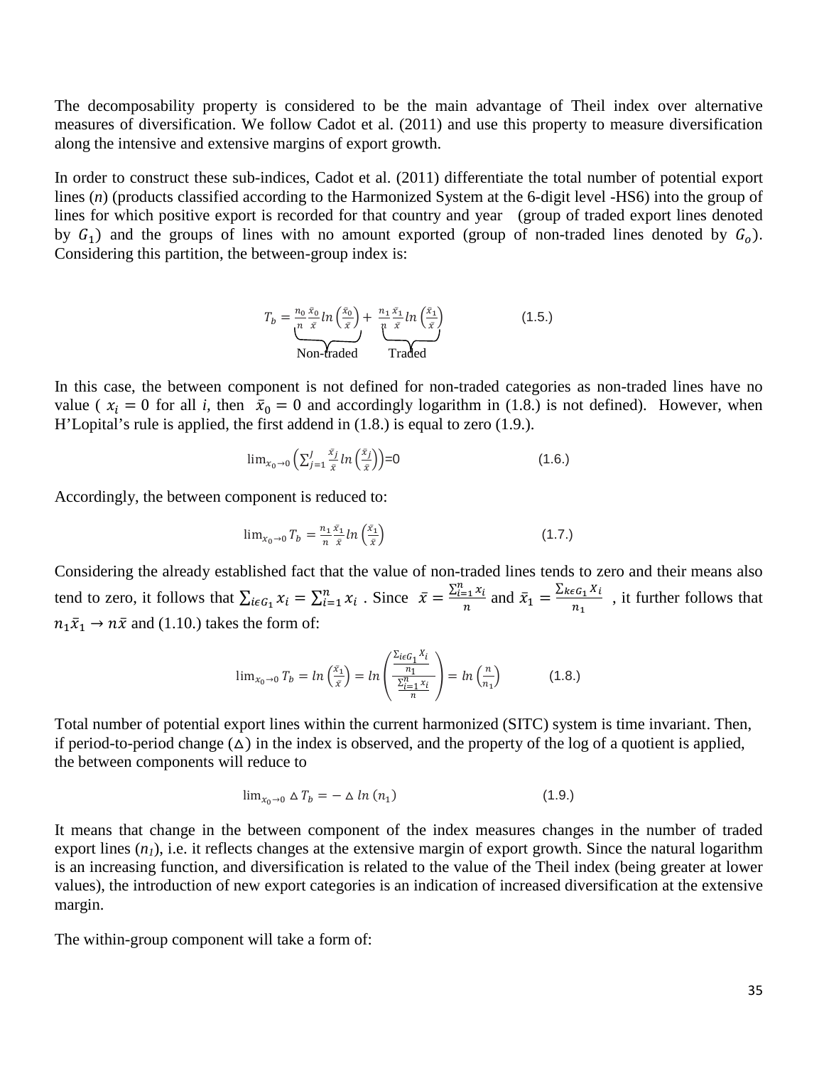The decomposability property is considered to be the main advantage of Theil index over alternative measures of diversification. We follow Cadot et al. (2011) and use this property to measure diversification along the intensive and extensive margins of export growth.

In order to construct these sub-indices, Cadot et al. (2011) differentiate the total number of potential export lines ($n$) (products classified according to the Harmonized System at the 6-digit level -HS6) into the group of lines for which positive export is recorded for that country and year (group of traded export lines denoted by $G_1$) and the groups of lines with no amount exported (group of non-traded lines denoted by $G_o$). Considering this partition, the between-group index is:

$$T_b = \underbrace{\frac{n_0}{n}\frac{\bar{x}_0}{\bar{x}}ln\left(\frac{\bar{x}_0}{\bar{x}}\right)}_{\text{Non-traded}} + \underbrace{\frac{n_1}{n}\frac{\bar{x}_1}{\bar{x}}ln\left(\frac{\bar{x}_1}{\bar{x}}\right)}_{\text{Traded}} \qquad (1.5.)$$

In this case, the between component is not defined for non-traded categories as non-traded lines have no value ( $x_i = 0$ for all $i$, then $\bar{x}_0 = 0$ and accordingly logarithm in (1.8.) is not defined). However, when H'Lopital's rule is applied, the first addend in (1.8.) is equal to zero (1.9.).

$$\lim_{x_0 \to 0}\left(\sum_{j=1}^{J}\frac{\bar{x}_j}{\bar{x}}ln\left(\frac{\bar{x}_j}{\bar{x}}\right)\right)=0 \qquad (1.6.)$$

Accordingly, the between component is reduced to:

$$\lim_{x_0 \to 0} T_b = \frac{n_1}{n}\frac{\bar{x}_1}{\bar{x}}ln\left(\frac{\bar{x}_1}{\bar{x}}\right) \qquad (1.7.)$$

Considering the already established fact that the value of non-traded lines tends to zero and their means also tend to zero, it follows that $\sum_{i \epsilon G_1} x_i = \sum_{i=1}^{n} x_i$ . Since $\bar{x} = \frac{\sum_{i=1}^{n} x_i}{n}$ and $\bar{x}_1 = \frac{\sum_{k \epsilon G_1} X_i}{n_1}$ , it further follows that $n_1\bar{x}_1 \to n\bar{x}$ and (1.10.) takes the form of:

$$\lim_{x_0 \to 0} T_b = ln\left(\frac{\bar{x}_1}{\bar{x}}\right) = ln\left(\frac{\frac{\sum_{i \epsilon G_1} X_i}{n_1}}{\frac{\sum_{i=1}^{n} x_i}{n}}\right) = ln\left(\frac{n}{n_1}\right) \qquad (1.8.)$$

Total number of potential export lines within the current harmonized (SITC) system is time invariant. Then, if period-to-period change ($\vartriangle$) in the index is observed, and the property of the log of a quotient is applied, the between components will reduce to

$$\lim_{x_0 \to 0} \vartriangle T_b = - \vartriangle ln\,(n_1) \qquad (1.9.)$$

It means that change in the between component of the index measures changes in the number of traded export lines ($n_1$), i.e. it reflects changes at the extensive margin of export growth. Since the natural logarithm is an increasing function, and diversification is related to the value of the Theil index (being greater at lower values), the introduction of new export categories is an indication of increased diversification at the extensive margin.

The within-group component will take a form of: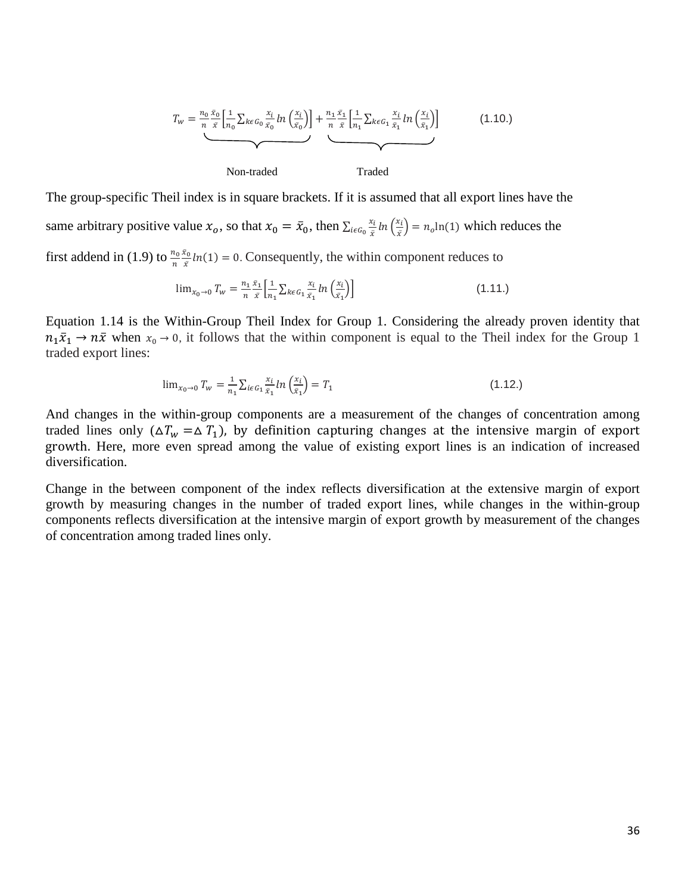$$T_W = \underbrace{\frac{n_0}{n}\frac{\bar{x}_0}{\bar{x}}\left[\frac{1}{n_0}\sum_{k\epsilon G_0}\frac{x_i}{\bar{x}_0}ln\left(\frac{x_i}{\bar{x}_0}\right)\right]}_{\text{Non-traded}} + \underbrace{\frac{n_1}{n}\frac{\bar{x}_1}{\bar{x}}\left[\frac{1}{n_1}\sum_{k\epsilon G_1}\frac{x_i}{\bar{x}_1}ln\left(\frac{x_i}{\bar{x}_1}\right)\right]}_{\text{Traded}} \tag{1.10.}$$

The group-specific Theil index is in square brackets. If it is assumed that all export lines have the same arbitrary positive value $x_o$, so that $x_0 = \bar{x}_0$, then $\sum_{i\epsilon G_0}\frac{x_i}{\bar{x}}ln\left(\frac{x_i}{\bar{x}}\right) = n_o \ln(1)$ which reduces the first addend in (1.9) to $\frac{n_0}{n}\frac{\bar{x}_0}{\bar{x}}ln(1) = 0$. Consequently, the within component reduces to

$$\lim_{x_0 \to 0} T_W = \frac{n_1}{n}\frac{\bar{x}_1}{\bar{x}}\left[\frac{1}{n_1}\sum_{k\epsilon G_1}\frac{x_i}{\bar{x}_1}ln\left(\frac{x_i}{\bar{x}_1}\right)\right] \tag{1.11.}$$

Equation 1.14 is the Within-Group Theil Index for Group 1. Considering the already proven identity that $n_1\bar{x}_1 \to n\bar{x}$ when $x_0 \to 0$, it follows that the within component is equal to the Theil index for the Group 1 traded export lines:

$$\lim_{x_0 \to 0} T_W = \frac{1}{n_1}\sum_{i\epsilon G_1}\frac{x_i}{\bar{x}_1}ln\left(\frac{x_i}{\bar{x}_1}\right) = T_1 \tag{1.12.}$$

And changes in the within-group components are a measurement of the changes of concentration among traded lines only ($\Delta T_w = \Delta T_1$), by definition capturing changes at the intensive margin of export growth. Here, more even spread among the value of existing export lines is an indication of increased diversification.

Change in the between component of the index reflects diversification at the extensive margin of export growth by measuring changes in the number of traded export lines, while changes in the within-group components reflects diversification at the intensive margin of export growth by measurement of the changes of concentration among traded lines only.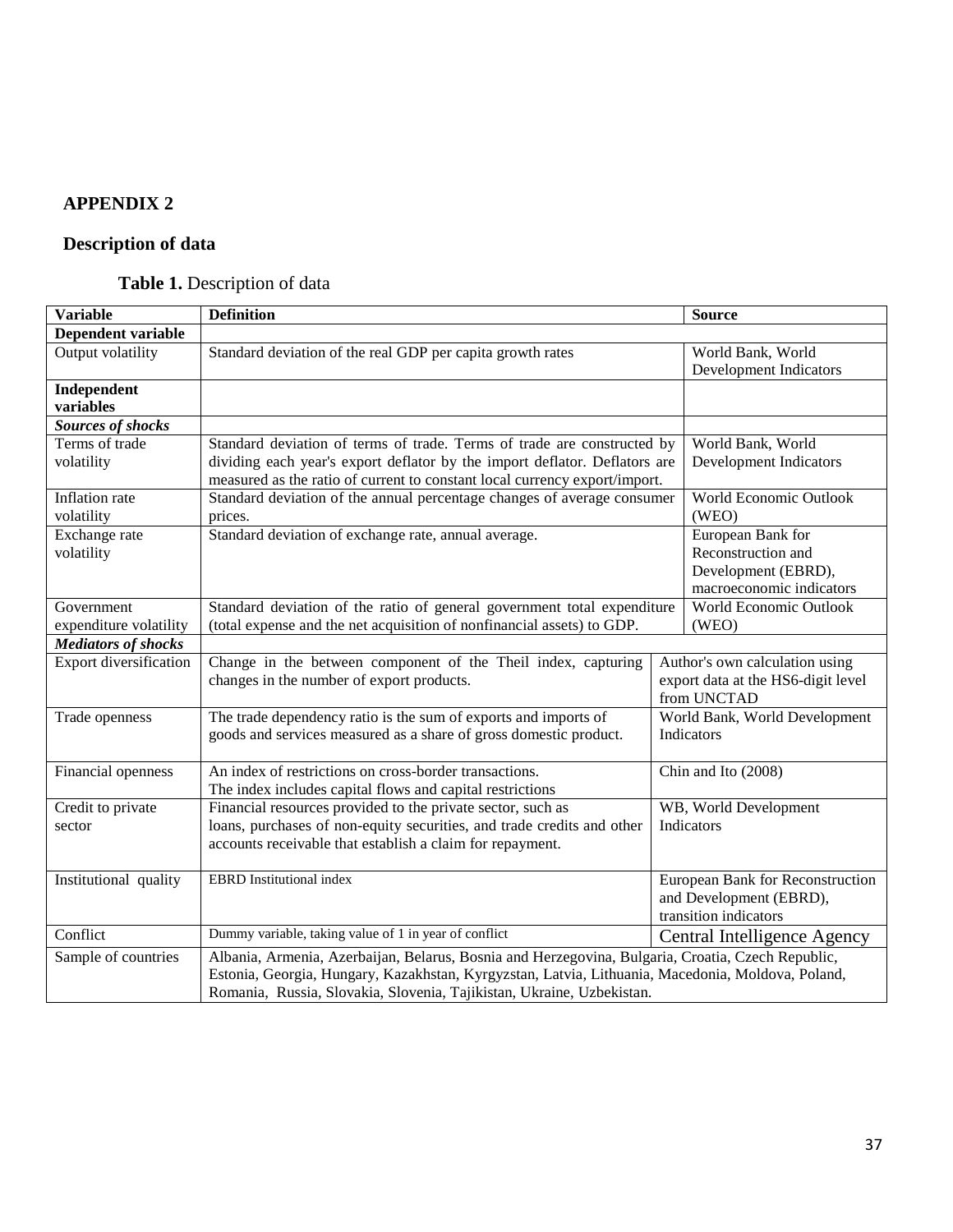## APPENDIX 2

### Description of data

**Table 1.** Description of data

| Variable | Definition | Source |
|---|---|---|
| **Dependent variable** | | |
| Output volatility | Standard deviation of the real GDP per capita growth rates | World Bank, World Development Indicators |
| **Independent variables** | | |
| ***Sources of shocks*** | | |
| Terms of trade volatility | Standard deviation of terms of trade. Terms of trade are constructed by dividing each year's export deflator by the import deflator. Deflators are measured as the ratio of current to constant local currency export/import. | World Bank, World Development Indicators |
| Inflation rate volatility | Standard deviation of the annual percentage changes of average consumer prices. | World Economic Outlook (WEO) |
| Exchange rate volatility | Standard deviation of exchange rate, annual average. | European Bank for Reconstruction and Development (EBRD), macroeconomic indicators |
| Government expenditure volatility | Standard deviation of the ratio of general government total expenditure (total expense and the net acquisition of nonfinancial assets) to GDP. | World Economic Outlook (WEO) |
| ***Mediators of shocks*** | | |
| Export diversification | Change in the between component of the Theil index, capturing changes in the number of export products. | Author's own calculation using export data at the HS6-digit level from UNCTAD |
| Trade openness | The trade dependency ratio is the sum of exports and imports of goods and services measured as a share of gross domestic product. | World Bank, World Development Indicators |
| Financial openness | An index of restrictions on cross-border transactions. The index includes capital flows and capital restrictions | Chin and Ito (2008) |
| Credit to private sector | Financial resources provided to the private sector, such as loans, purchases of non-equity securities, and trade credits and other accounts receivable that establish a claim for repayment. | WB, World Development Indicators |
| Institutional quality | EBRD Institutional index | European Bank for Reconstruction and Development (EBRD), transition indicators |
| Conflict | Dummy variable, taking value of 1 in year of conflict | Central Intelligence Agency |
| Sample of countries | Albania, Armenia, Azerbaijan, Belarus, Bosnia and Herzegovina, Bulgaria, Croatia, Czech Republic, Estonia, Georgia, Hungary, Kazakhstan, Kyrgyzstan, Latvia, Lithuania, Macedonia, Moldova, Poland, Romania, Russia, Slovakia, Slovenia, Tajikistan, Ukraine, Uzbekistan. | |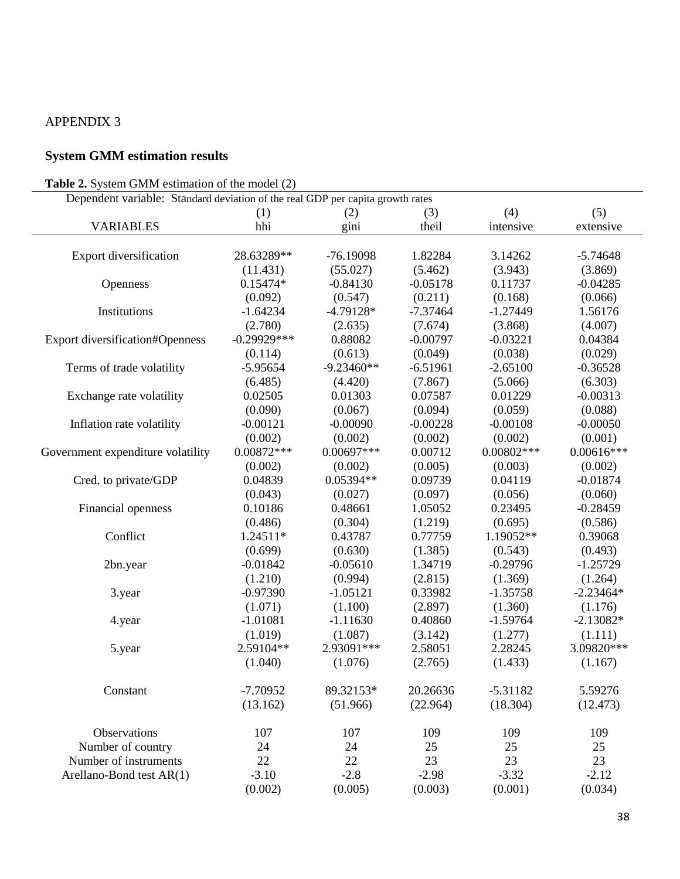APPENDIX 3

## System GMM estimation results

**Table 2.** System GMM estimation of the model (2)

| Dependent variable: Standard deviation of the real GDP per capita growth rates | | | | | |
|---|---|---|---|---|---|
| | (1) | (2) | (3) | (4) | (5) |
| VARIABLES | hhi | gini | theil | intensive | extensive |
| Export diversification | 28.63289** | -76.19098 | 1.82284 | 3.14262 | -5.74648 |
| | (11.431) | (55.027) | (5.462) | (3.943) | (3.869) |
| Openness | 0.15474* | -0.84130 | -0.05178 | 0.11737 | -0.04285 |
| | (0.092) | (0.547) | (0.211) | (0.168) | (0.066) |
| Institutions | -1.64234 | -4.79128* | -7.37464 | -1.27449 | 1.56176 |
| | (2.780) | (2.635) | (7.674) | (3.868) | (4.007) |
| Export diversification#Openness | -0.29929*** | 0.88082 | -0.00797 | -0.03221 | 0.04384 |
| | (0.114) | (0.613) | (0.049) | (0.038) | (0.029) |
| Terms of trade volatility | -5.95654 | -9.23460** | -6.51961 | -2.65100 | -0.36528 |
| | (6.485) | (4.420) | (7.867) | (5.066) | (6.303) |
| Exchange rate volatility | 0.02505 | 0.01303 | 0.07587 | 0.01229 | -0.00313 |
| | (0.090) | (0.067) | (0.094) | (0.059) | (0.088) |
| Inflation rate volatility | -0.00121 | -0.00090 | -0.00228 | -0.00108 | -0.00050 |
| | (0.002) | (0.002) | (0.002) | (0.002) | (0.001) |
| Government expenditure volatility | 0.00872*** | 0.00697*** | 0.00712 | 0.00802*** | 0.00616*** |
| | (0.002) | (0.002) | (0.005) | (0.003) | (0.002) |
| Cred. to private/GDP | 0.04839 | 0.05394** | 0.09739 | 0.04119 | -0.01874 |
| | (0.043) | (0.027) | (0.097) | (0.056) | (0.060) |
| Financial openness | 0.10186 | 0.48661 | 1.05052 | 0.23495 | -0.28459 |
| | (0.486) | (0.304) | (1.219) | (0.695) | (0.586) |
| Conflict | 1.24511* | 0.43787 | 0.77759 | 1.19052** | 0.39068 |
| | (0.699) | (0.630) | (1.385) | (0.543) | (0.493) |
| 2bn.year | -0.01842 | -0.05610 | 1.34719 | -0.29796 | -1.25729 |
| | (1.210) | (0.994) | (2.815) | (1.369) | (1.264) |
| 3.year | -0.97390 | -1.05121 | 0.33982 | -1.35758 | -2.23464* |
| | (1.071) | (1.100) | (2.897) | (1.360) | (1.176) |
| 4.year | -1.01081 | -1.11630 | 0.40860 | -1.59764 | -2.13082* |
| | (1.019) | (1.087) | (3.142) | (1.277) | (1.111) |
| 5.year | 2.59104** | 2.93091*** | 2.58051 | 2.28245 | 3.09820*** |
| | (1.040) | (1.076) | (2.765) | (1.433) | (1.167) |
| Constant | -7.70952 | 89.32153* | 20.26636 | -5.31182 | 5.59276 |
| | (13.162) | (51.966) | (22.964) | (18.304) | (12.473) |
| Observations | 107 | 107 | 109 | 109 | 109 |
| Number of country | 24 | 24 | 25 | 25 | 25 |
| Number of instruments | 22 | 22 | 23 | 23 | 23 |
| Arellano-Bond test AR(1) | -3.10 | -2.8 | -2.98 | -3.32 | -2.12 |
| | (0.002) | (0.005) | (0.003) | (0.001) | (0.034) |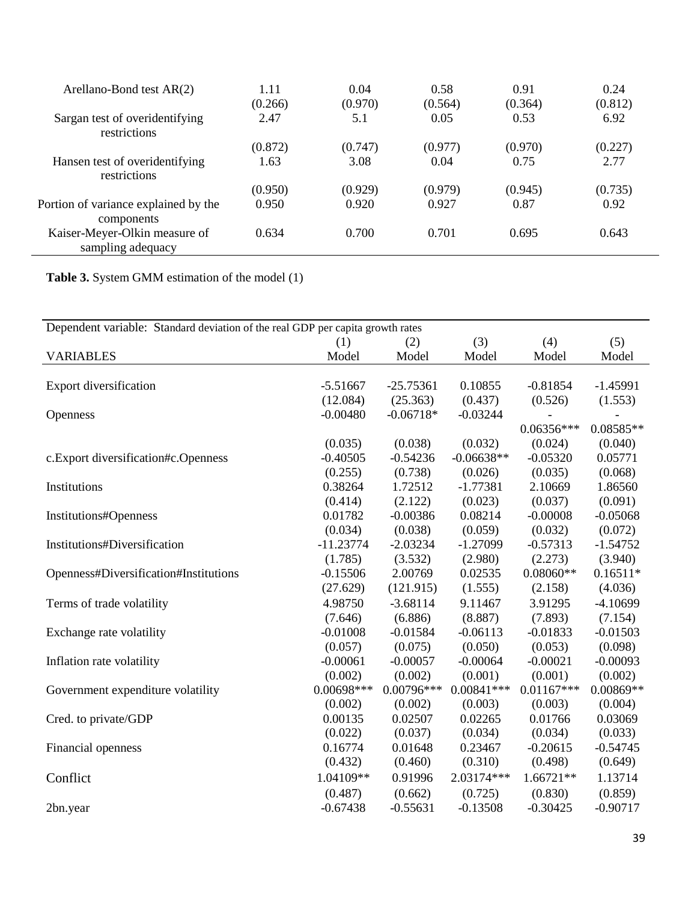| | | | | | |
|---|---|---|---|---|---|
| Arellano-Bond test AR(2) | 1.11 | 0.04 | 0.58 | 0.91 | 0.24 |
| | (0.266) | (0.970) | (0.564) | (0.364) | (0.812) |
| Sargan test of overidentifying restrictions | 2.47 | 5.1 | 0.05 | 0.53 | 6.92 |
| | (0.872) | (0.747) | (0.977) | (0.970) | (0.227) |
| Hansen test of overidentifying restrictions | 1.63 | 3.08 | 0.04 | 0.75 | 2.77 |
| | (0.950) | (0.929) | (0.979) | (0.945) | (0.735) |
| Portion of variance explained by the components | 0.950 | 0.920 | 0.927 | 0.87 | 0.92 |
| Kaiser-Meyer-Olkin measure of sampling adequacy | 0.634 | 0.700 | 0.701 | 0.695 | 0.643 |

**Table 3.** System GMM estimation of the model (1)

| Dependent variable: Standard deviation of the real GDP per capita growth rates | | | | | |
|---|---|---|---|---|---|
| | (1) | (2) | (3) | (4) | (5) |
| VARIABLES | Model | Model | Model | Model | Model |
| Export diversification | -5.51667 | -25.75361 | 0.10855 | -0.81854 | -1.45991 |
| | (12.084) | (25.363) | (0.437) | (0.526) | (1.553) |
| Openness | -0.00480 | -0.06718* | -0.03244 | -0.06356*** | -0.08585** |
| | (0.035) | (0.038) | (0.032) | (0.024) | (0.040) |
| c.Export diversification#c.Openness | -0.40505 | -0.54236 | -0.06638** | -0.05320 | 0.05771 |
| | (0.255) | (0.738) | (0.026) | (0.035) | (0.068) |
| Institutions | 0.38264 | 1.72512 | -1.77381 | 2.10669 | 1.86560 |
| | (0.414) | (2.122) | (0.023) | (0.037) | (0.091) |
| Institutions#Openness | 0.01782 | -0.00386 | 0.08214 | -0.00008 | -0.05068 |
| | (0.034) | (0.038) | (0.059) | (0.032) | (0.072) |
| Institutions#Diversification | -11.23774 | -2.03234 | -1.27099 | -0.57313 | -1.54752 |
| | (1.785) | (3.532) | (2.980) | (2.273) | (3.940) |
| Openness#Diversification#Institutions | -0.15506 | 2.00769 | 0.02535 | 0.08060** | 0.16511* |
| | (27.629) | (121.915) | (1.555) | (2.158) | (4.036) |
| Terms of trade volatility | 4.98750 | -3.68114 | 9.11467 | 3.91295 | -4.10699 |
| | (7.646) | (6.886) | (8.887) | (7.893) | (7.154) |
| Exchange rate volatility | -0.01008 | -0.01584 | -0.06113 | -0.01833 | -0.01503 |
| | (0.057) | (0.075) | (0.050) | (0.053) | (0.098) |
| Inflation rate volatility | -0.00061 | -0.00057 | -0.00064 | -0.00021 | -0.00093 |
| | (0.002) | (0.002) | (0.001) | (0.001) | (0.002) |
| Government expenditure volatility | 0.00698*** | 0.00796*** | 0.00841*** | 0.01167*** | 0.00869** |
| | (0.002) | (0.002) | (0.003) | (0.003) | (0.004) |
| Cred. to private/GDP | 0.00135 | 0.02507 | 0.02265 | 0.01766 | 0.03069 |
| | (0.022) | (0.037) | (0.034) | (0.034) | (0.033) |
| Financial openness | 0.16774 | 0.01648 | 0.23467 | -0.20615 | -0.54745 |
| | (0.432) | (0.460) | (0.310) | (0.498) | (0.649) |
| Conflict | 1.04109** | 0.91996 | 2.03174*** | 1.66721** | 1.13714 |
| | (0.487) | (0.662) | (0.725) | (0.830) | (0.859) |
| 2bn.year | -0.67438 | -0.55631 | -0.13508 | -0.30425 | -0.90717 |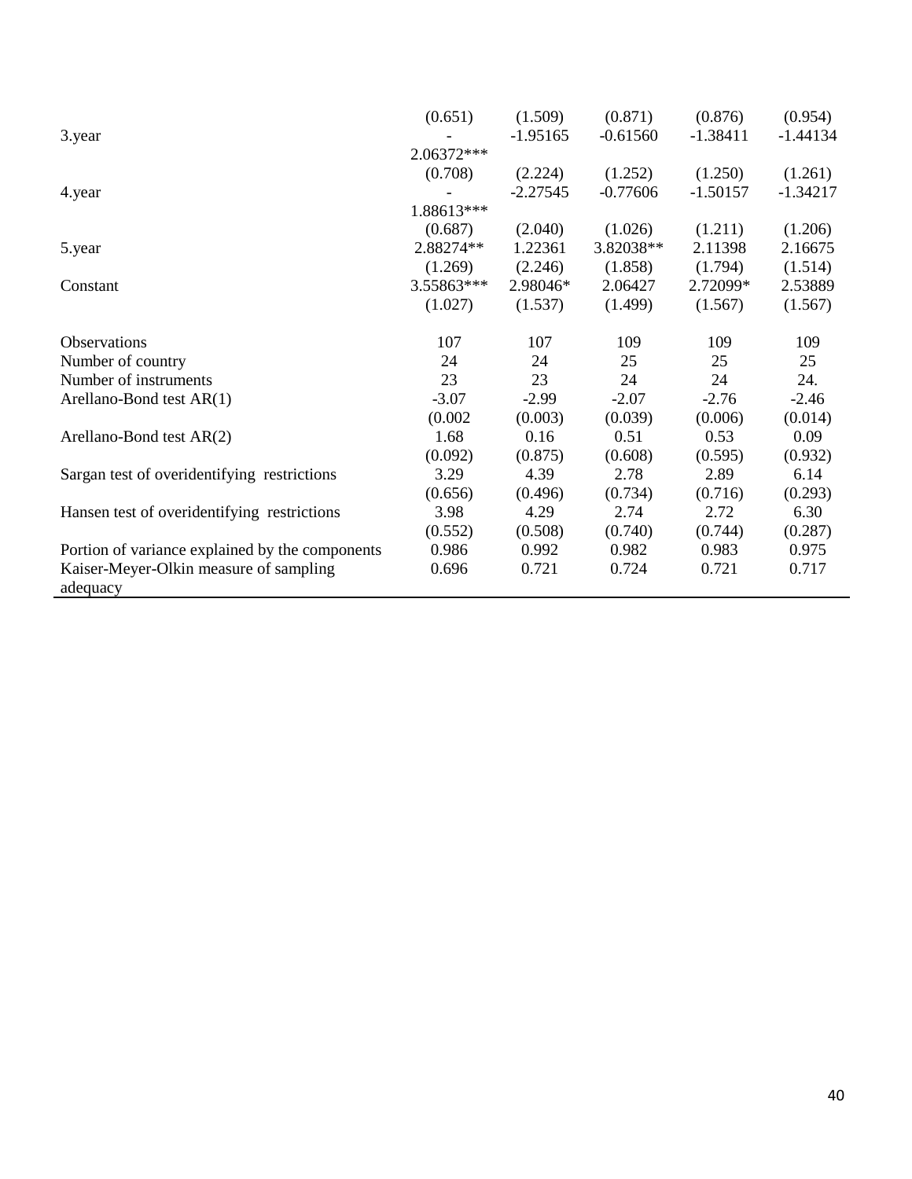| | | | | | |
|---|---|---|---|---|---|
| | (0.651) | (1.509) | (0.871) | (0.876) | (0.954) |
| 3.year | -2.06372*** | -1.95165 | -0.61560 | -1.38411 | -1.44134 |
| | (0.708) | (2.224) | (1.252) | (1.250) | (1.261) |
| 4.year | -1.88613*** | -2.27545 | -0.77606 | -1.50157 | -1.34217 |
| | (0.687) | (2.040) | (1.026) | (1.211) | (1.206) |
| 5.year | 2.88274** | 1.22361 | 3.82038** | 2.11398 | 2.16675 |
| | (1.269) | (2.246) | (1.858) | (1.794) | (1.514) |
| Constant | 3.55863*** | 2.98046* | 2.06427 | 2.72099* | 2.53889 |
| | (1.027) | (1.537) | (1.499) | (1.567) | (1.567) |
| | | | | | |
| Observations | 107 | 107 | 109 | 109 | 109 |
| Number of country | 24 | 24 | 25 | 25 | 25 |
| Number of instruments | 23 | 23 | 24 | 24 | 24. |
| Arellano-Bond test AR(1) | -3.07 | -2.99 | -2.07 | -2.76 | -2.46 |
| | (0.002 | (0.003) | (0.039) | (0.006) | (0.014) |
| Arellano-Bond test AR(2) | 1.68 | 0.16 | 0.51 | 0.53 | 0.09 |
| | (0.092) | (0.875) | (0.608) | (0.595) | (0.932) |
| Sargan test of overidentifying restrictions | 3.29 | 4.39 | 2.78 | 2.89 | 6.14 |
| | (0.656) | (0.496) | (0.734) | (0.716) | (0.293) |
| Hansen test of overidentifying restrictions | 3.98 | 4.29 | 2.74 | 2.72 | 6.30 |
| | (0.552) | (0.508) | (0.740) | (0.744) | (0.287) |
| Portion of variance explained by the components | 0.986 | 0.992 | 0.982 | 0.983 | 0.975 |
| Kaiser-Meyer-Olkin measure of sampling adequacy | 0.696 | 0.721 | 0.724 | 0.721 | 0.717 |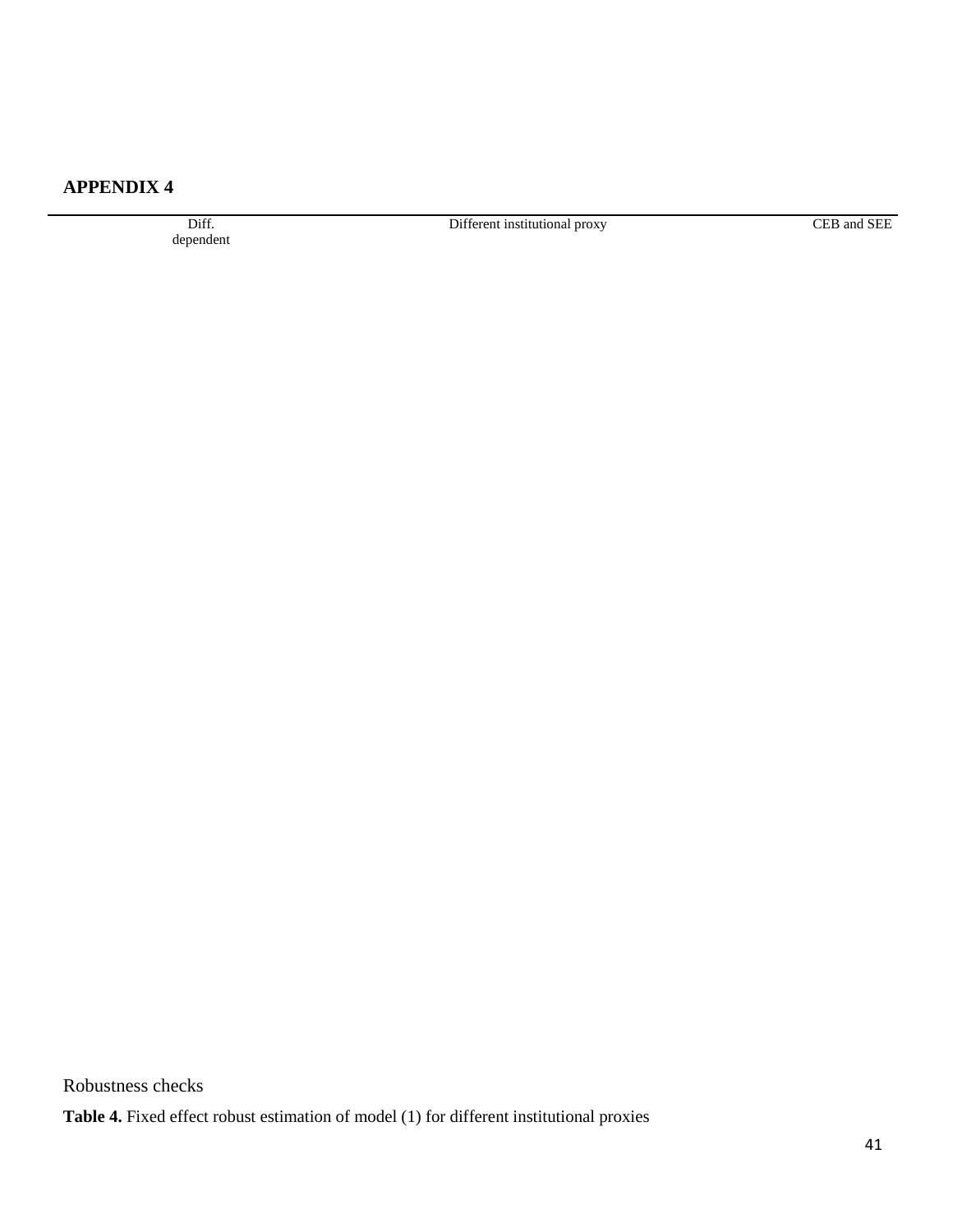**APPENDIX 4**

| Diff. dependent | Different institutional proxy | CEB and SEE |
|---|---|---|

Robustness checks

**Table 4.** Fixed effect robust estimation of model (1) for different institutional proxies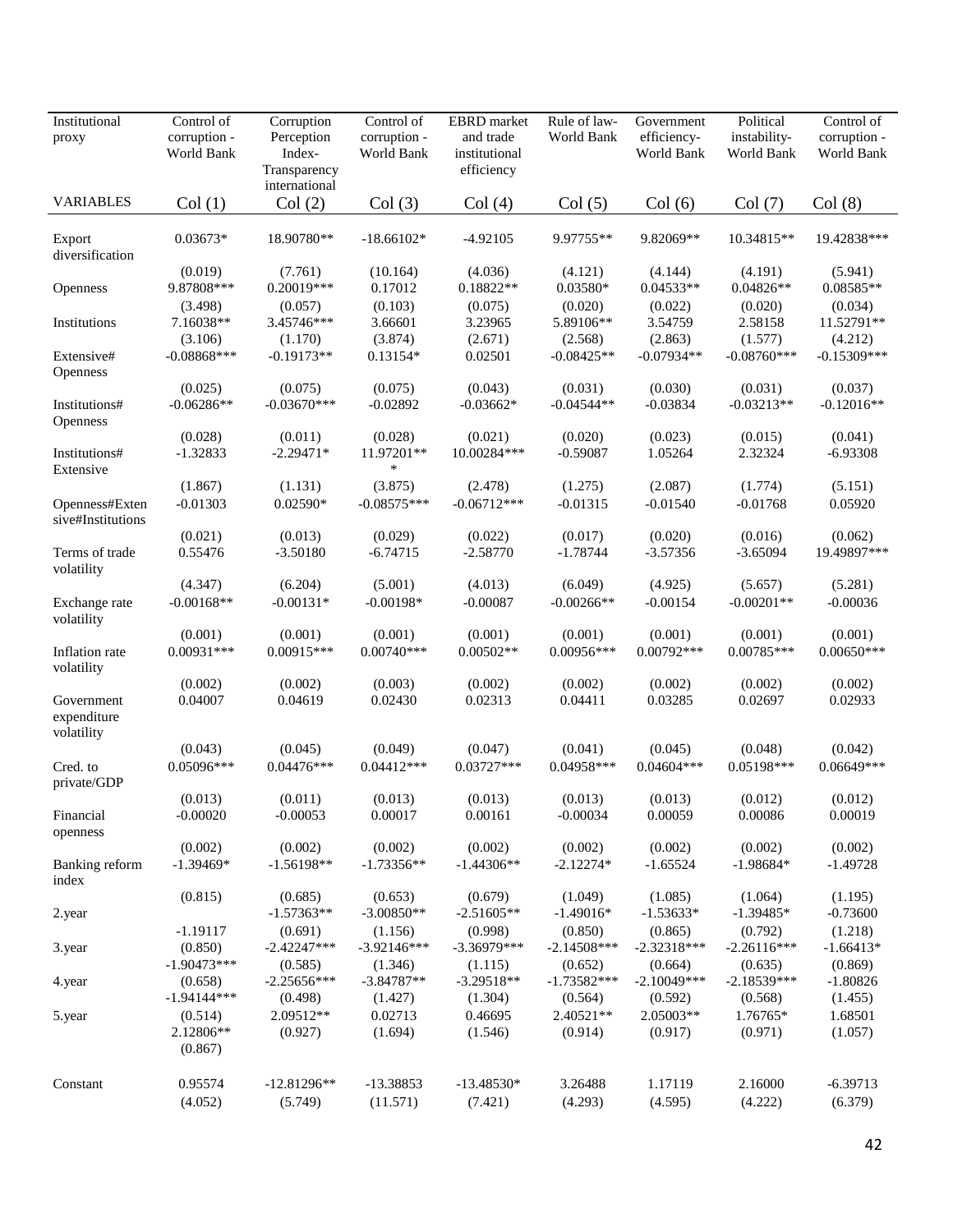| Institutional proxy | Control of corruption - World Bank | Corruption Perception Index- Transparency international | Control of corruption - World Bank | EBRD market and trade institutional efficiency | Rule of law- World Bank | Government efficiency- World Bank | Political instability- World Bank | Control of corruption - World Bank |
|---|---|---|---|---|---|---|---|---|
| VARIABLES | Col (1) | Col (2) | Col (3) | Col (4) | Col (5) | Col (6) | Col (7) | Col (8) |
| Export diversification | 0.03673* | 18.90780** | -18.66102* | -4.92105 | 9.97755** | 9.82069** | 10.34815** | 19.42838*** |
| | (0.019) | (7.761) | (10.164) | (4.036) | (4.121) | (4.144) | (4.191) | (5.941) |
| Openness | 9.87808*** | 0.20019*** | 0.17012 | 0.18822** | 0.03580* | 0.04533** | 0.04826** | 0.08585** |
| | (3.498) | (0.057) | (0.103) | (0.075) | (0.020) | (0.022) | (0.020) | (0.034) |
| Institutions | 7.16038** | 3.45746*** | 3.66601 | 3.23965 | 5.89106** | 3.54759 | 2.58158 | 11.52791** |
| | (3.106) | (1.170) | (3.874) | (2.671) | (2.568) | (2.863) | (1.577) | (4.212) |
| Extensive# Openness | -0.08868*** | -0.19173** | 0.13154* | 0.02501 | -0.08425** | -0.07934** | -0.08760*** | -0.15309*** |
| | (0.025) | (0.075) | (0.075) | (0.043) | (0.031) | (0.030) | (0.031) | (0.037) |
| Institutions# Openness | -0.06286** | -0.03670*** | -0.02892 | -0.03662* | -0.04544** | -0.03834 | -0.03213** | -0.12016** |
| | (0.028) | (0.011) | (0.028) | (0.021) | (0.020) | (0.023) | (0.015) | (0.041) |
| Institutions# Extensive | -1.32833 | -2.29471* | 11.97201*** | 10.00284*** | -0.59087 | 1.05264 | 2.32324 | -6.93308 |
| | (1.867) | (1.131) | (3.875) | (2.478) | (1.275) | (2.087) | (1.774) | (5.151) |
| Openness#Extensive#Institutions | -0.01303 | 0.02590* | -0.08575*** | -0.06712*** | -0.01315 | -0.01540 | -0.01768 | 0.05920 |
| | (0.021) | (0.013) | (0.029) | (0.022) | (0.017) | (0.020) | (0.016) | (0.062) |
| Terms of trade volatility | 0.55476 | -3.50180 | -6.74715 | -2.58770 | -1.78744 | -3.57356 | -3.65094 | 19.49897*** |
| | (4.347) | (6.204) | (5.001) | (4.013) | (6.049) | (4.925) | (5.657) | (5.281) |
| Exchange rate volatility | -0.00168** | -0.00131* | -0.00198* | -0.00087 | -0.00266** | -0.00154 | -0.00201** | -0.00036 |
| | (0.001) | (0.001) | (0.001) | (0.001) | (0.001) | (0.001) | (0.001) | (0.001) |
| Inflation rate volatility | 0.00931*** | 0.00915*** | 0.00740*** | 0.00502** | 0.00956*** | 0.00792*** | 0.00785*** | 0.00650*** |
| | (0.002) | (0.002) | (0.003) | (0.002) | (0.002) | (0.002) | (0.002) | (0.002) |
| Government expenditure volatility | 0.04007 | 0.04619 | 0.02430 | 0.02313 | 0.04411 | 0.03285 | 0.02697 | 0.02933 |
| | (0.043) | (0.045) | (0.049) | (0.047) | (0.041) | (0.045) | (0.048) | (0.042) |
| Cred. to private/GDP | 0.05096*** | 0.04476*** | 0.04412*** | 0.03727*** | 0.04958*** | 0.04604*** | 0.05198*** | 0.06649*** |
| | (0.013) | (0.011) | (0.013) | (0.013) | (0.013) | (0.013) | (0.012) | (0.012) |
| Financial openness | -0.00020 | -0.00053 | 0.00017 | 0.00161 | -0.00034 | 0.00059 | 0.00086 | 0.00019 |
| | (0.002) | (0.002) | (0.002) | (0.002) | (0.002) | (0.002) | (0.002) | (0.002) |
| Banking reform index | -1.39469* | -1.56198** | -1.73356** | -1.44306** | -2.12274* | -1.65524 | -1.98684* | -1.49728 |
| | (0.815) | (0.685) | (0.653) | (0.679) | (1.049) | (1.085) | (1.064) | (1.195) |
| 2.year | -1.19117 | -1.57363** | -3.00850** | -2.51605** | -1.49016* | -1.53633* | -1.39485* | -0.73600 |
| | (0.850) | (0.691) | (1.156) | (0.998) | (0.850) | (0.865) | (0.792) | (1.218) |
| 3.year | -1.90473*** | -2.42247*** | -3.92146*** | -3.36979*** | -2.14508*** | -2.32318*** | -2.26116*** | -1.66413* |
| | (0.658) | (0.585) | (1.346) | (1.115) | (0.652) | (0.664) | (0.635) | (0.869) |
| 4.year | -1.94144*** | -2.25656*** | -3.84787** | -3.29518** | -1.73582*** | -2.10049*** | -2.18539*** | -1.80826 |
| | (0.514) | (0.498) | (1.427) | (1.304) | (0.564) | (0.592) | (0.568) | (1.455) |
| 5.year | 2.12806** | 2.09512** | 0.02713 | 0.46695 | 2.40521** | 2.05003** | 1.76765* | 1.68501 |
| | (0.867) | (0.927) | (1.694) | (1.546) | (0.914) | (0.917) | (0.971) | (1.057) |
| Constant | 0.95574 | -12.81296** | -13.38853 | -13.48530* | 3.26488 | 1.17119 | 2.16000 | -6.39713 |
| | (4.052) | (5.749) | (11.571) | (7.421) | (4.293) | (4.595) | (4.222) | (6.379) |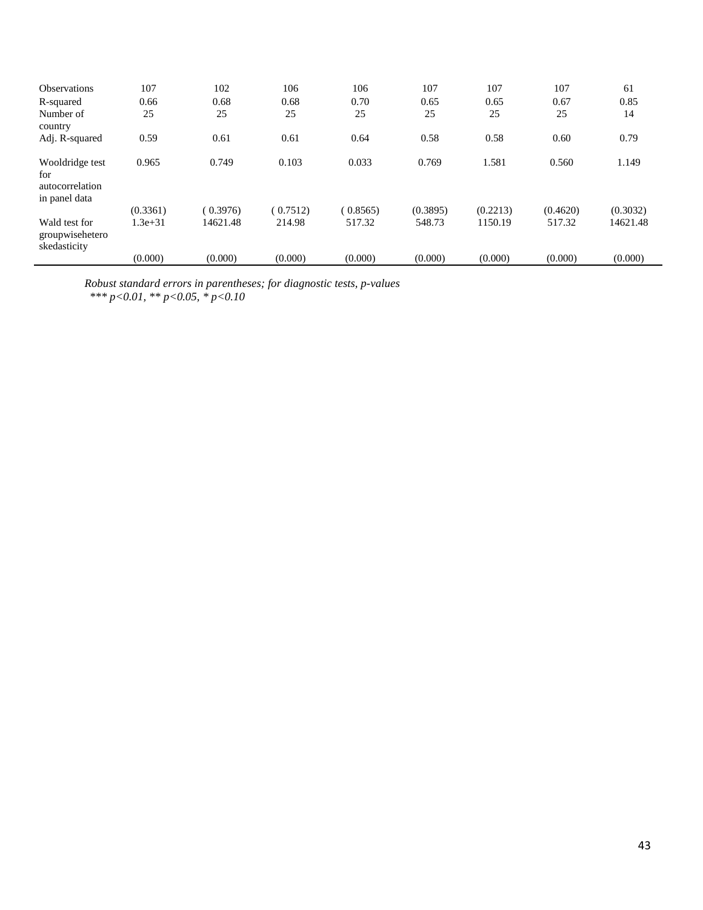| | | | | | | | | |
|---|---|---|---|---|---|---|---|---|
| Observations | 107 | 102 | 106 | 106 | 107 | 107 | 107 | 61 |
| R-squared | 0.66 | 0.68 | 0.68 | 0.70 | 0.65 | 0.65 | 0.67 | 0.85 |
| Number of country | 25 | 25 | 25 | 25 | 25 | 25 | 25 | 14 |
| Adj. R-squared | 0.59 | 0.61 | 0.61 | 0.64 | 0.58 | 0.58 | 0.60 | 0.79 |
| Wooldridge test for autocorrelation in panel data | 0.965 | 0.749 | 0.103 | 0.033 | 0.769 | 1.581 | 0.560 | 1.149 |
| | (0.3361) | ( 0.3976) | ( 0.7512) | ( 0.8565) | (0.3895) | (0.2213) | (0.4620) | (0.3032) |
| Wald test for groupwiseheteroskedasticity | 1.3e+31 | 14621.48 | 214.98 | 517.32 | 548.73 | 1150.19 | 517.32 | 14621.48 |
| | (0.000) | (0.000) | (0.000) | (0.000) | (0.000) | (0.000) | (0.000) | (0.000) |

*Robust standard errors in parentheses; for diagnostic tests, p-values*
*\*\*\* p<0.01, \*\* p<0.05, \* p<0.10*